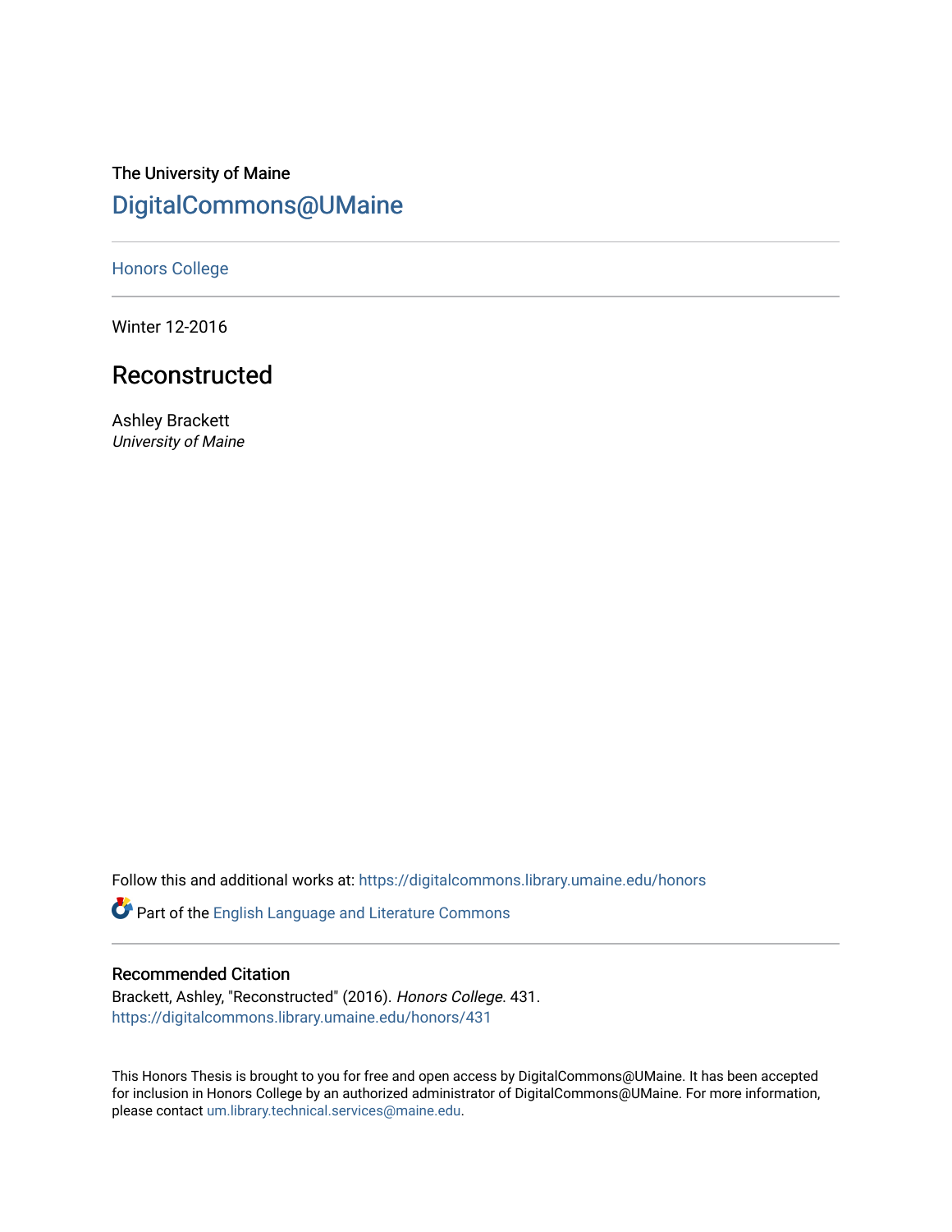The University of Maine

# DigitalCommons@UMaine

Honors College

Winter 12-2016

## Reconstructed

Ashley Brackett
*University of Maine*

Follow this and additional works at: https://digitalcommons.library.umaine.edu/honors

Part of the English Language and Literature Commons

### Recommended Citation

Brackett, Ashley, "Reconstructed" (2016). *Honors College*. 431.
https://digitalcommons.library.umaine.edu/honors/431

This Honors Thesis is brought to you for free and open access by DigitalCommons@UMaine. It has been accepted for inclusion in Honors College by an authorized administrator of DigitalCommons@UMaine. For more information, please contact um.library.technical.services@maine.edu.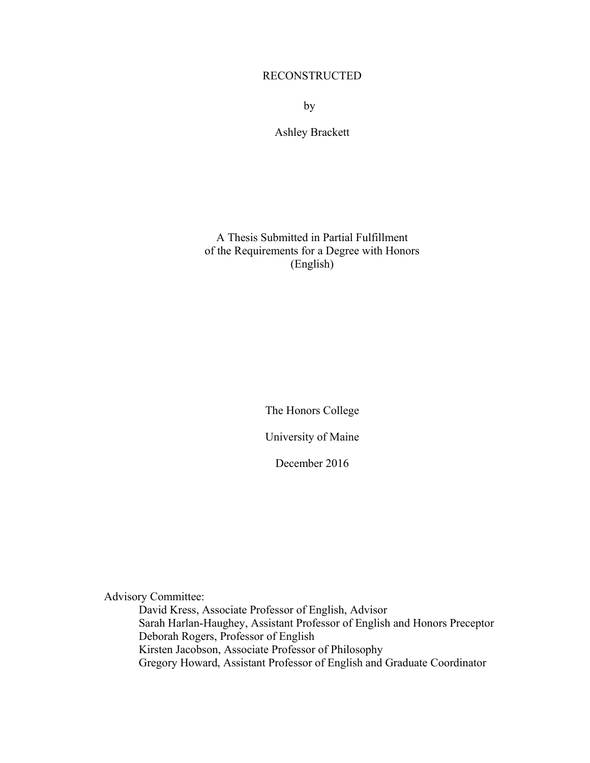# RECONSTRUCTED

by

Ashley Brackett

A Thesis Submitted in Partial Fulfillment
of the Requirements for a Degree with Honors
(English)

The Honors College

University of Maine

December 2016

Advisory Committee:

- David Kress, Associate Professor of English, Advisor
- Sarah Harlan-Haughey, Assistant Professor of English and Honors Preceptor
- Deborah Rogers, Professor of English
- Kirsten Jacobson, Associate Professor of Philosophy
- Gregory Howard, Assistant Professor of English and Graduate Coordinator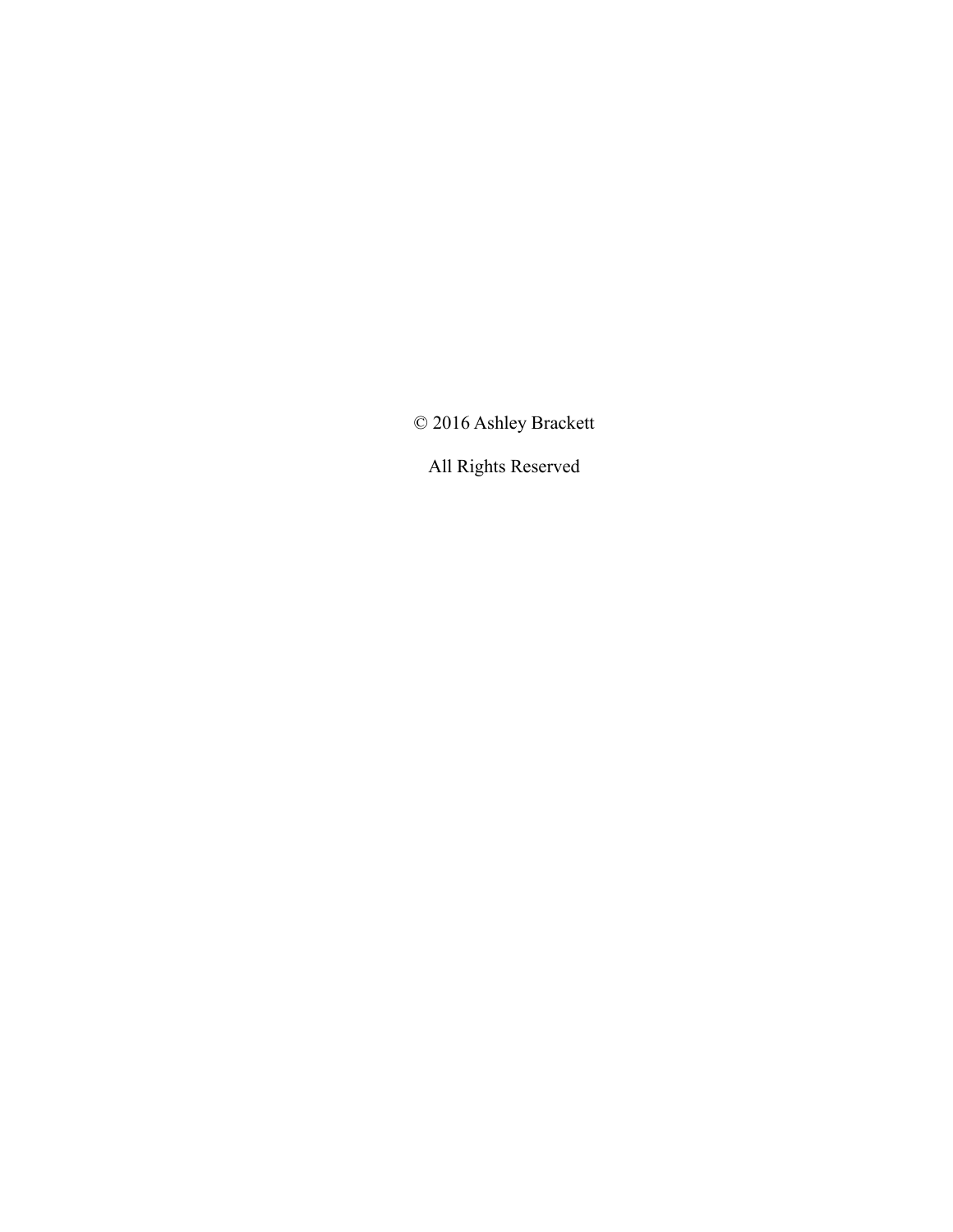© 2016 Ashley Brackett

All Rights Reserved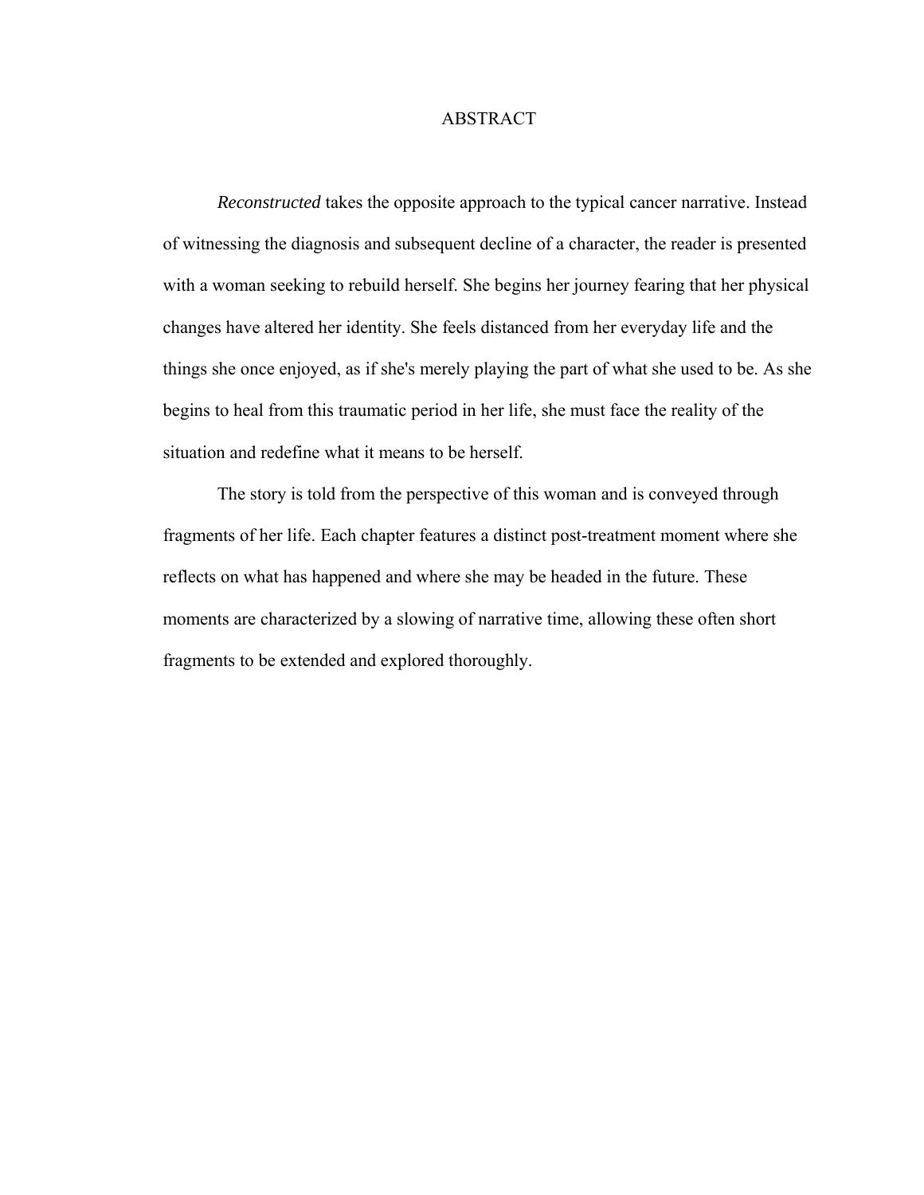# ABSTRACT

*Reconstructed* takes the opposite approach to the typical cancer narrative. Instead of witnessing the diagnosis and subsequent decline of a character, the reader is presented with a woman seeking to rebuild herself. She begins her journey fearing that her physical changes have altered her identity. She feels distanced from her everyday life and the things she once enjoyed, as if she's merely playing the part of what she used to be. As she begins to heal from this traumatic period in her life, she must face the reality of the situation and redefine what it means to be herself.

The story is told from the perspective of this woman and is conveyed through fragments of her life. Each chapter features a distinct post-treatment moment where she reflects on what has happened and where she may be headed in the future. These moments are characterized by a slowing of narrative time, allowing these often short fragments to be extended and explored thoroughly.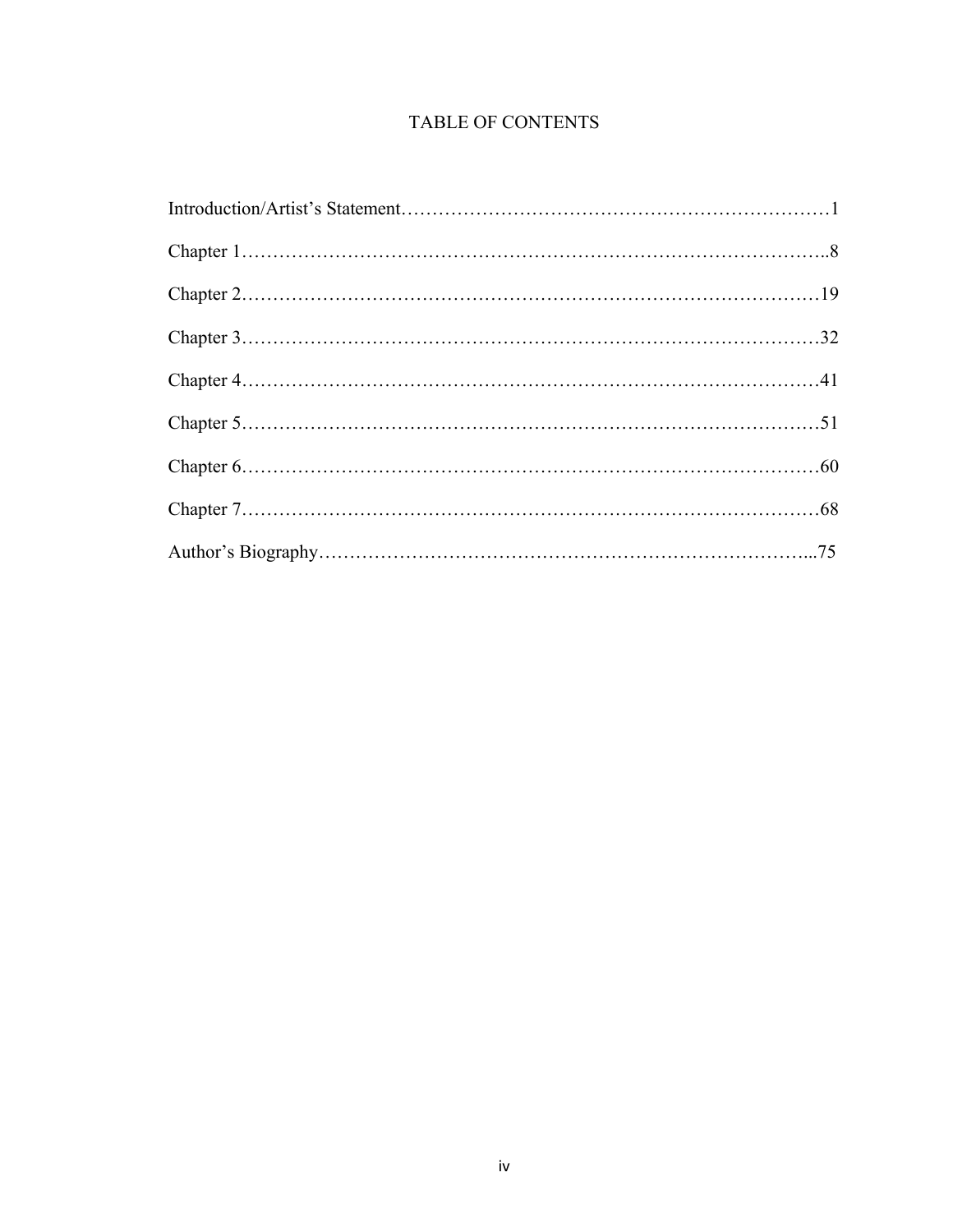# TABLE OF CONTENTS

Introduction/Artist's Statement……………………………………………………………1

Chapter 1……………………………………………………………………………..8

Chapter 2……………………………………………………………………………19

Chapter 3……………………………………………………………………………32

Chapter 4……………………………………………………………………………41

Chapter 5……………………………………………………………………………51

Chapter 6……………………………………………………………………………60

Chapter 7……………………………………………………………………………68

Author's Biography…………………………………………………………………...75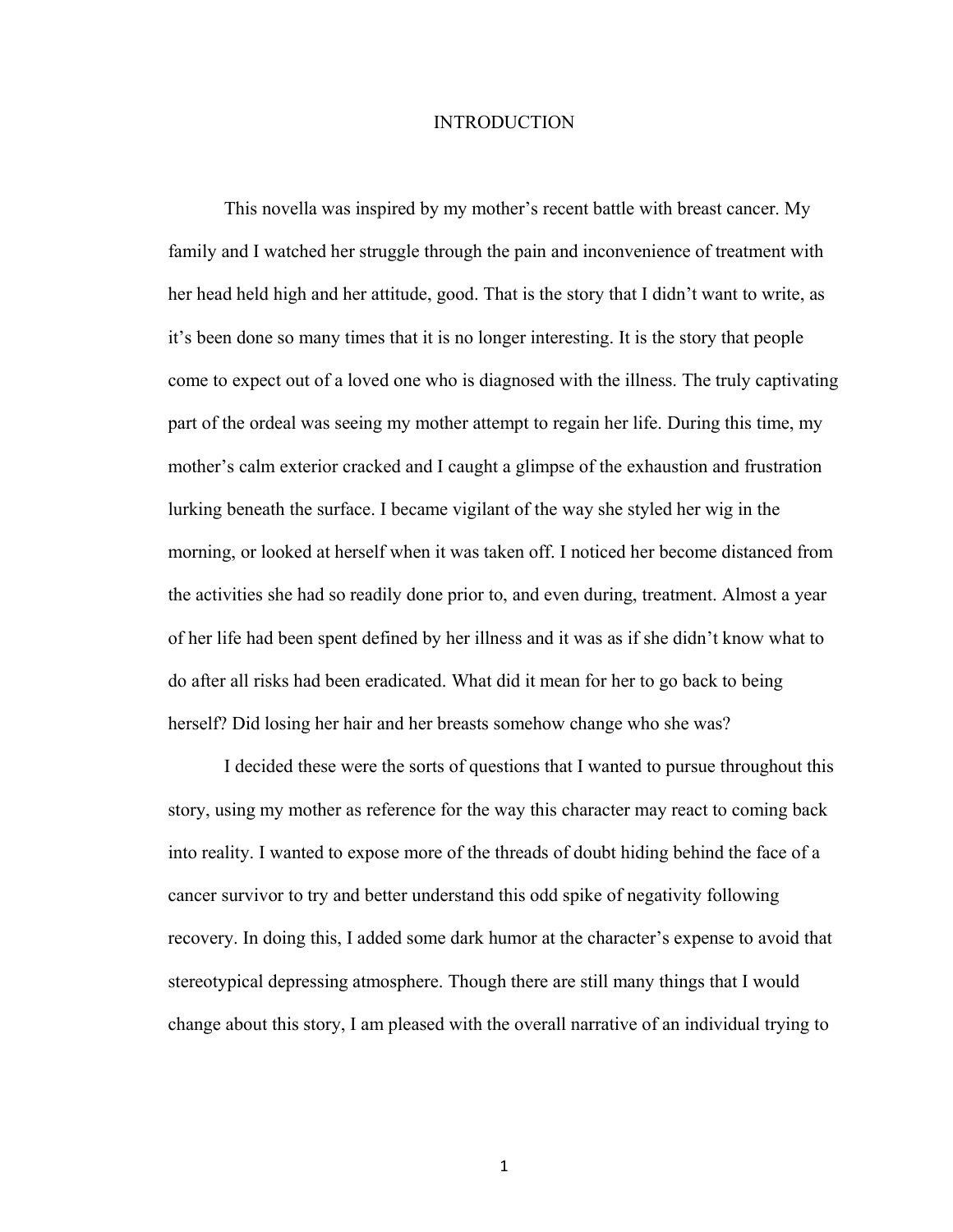# INTRODUCTION

This novella was inspired by my mother's recent battle with breast cancer. My family and I watched her struggle through the pain and inconvenience of treatment with her head held high and her attitude, good. That is the story that I didn't want to write, as it's been done so many times that it is no longer interesting. It is the story that people come to expect out of a loved one who is diagnosed with the illness. The truly captivating part of the ordeal was seeing my mother attempt to regain her life. During this time, my mother's calm exterior cracked and I caught a glimpse of the exhaustion and frustration lurking beneath the surface. I became vigilant of the way she styled her wig in the morning, or looked at herself when it was taken off. I noticed her become distanced from the activities she had so readily done prior to, and even during, treatment. Almost a year of her life had been spent defined by her illness and it was as if she didn't know what to do after all risks had been eradicated. What did it mean for her to go back to being herself? Did losing her hair and her breasts somehow change who she was?

I decided these were the sorts of questions that I wanted to pursue throughout this story, using my mother as reference for the way this character may react to coming back into reality. I wanted to expose more of the threads of doubt hiding behind the face of a cancer survivor to try and better understand this odd spike of negativity following recovery. In doing this, I added some dark humor at the character's expense to avoid that stereotypical depressing atmosphere. Though there are still many things that I would change about this story, I am pleased with the overall narrative of an individual trying to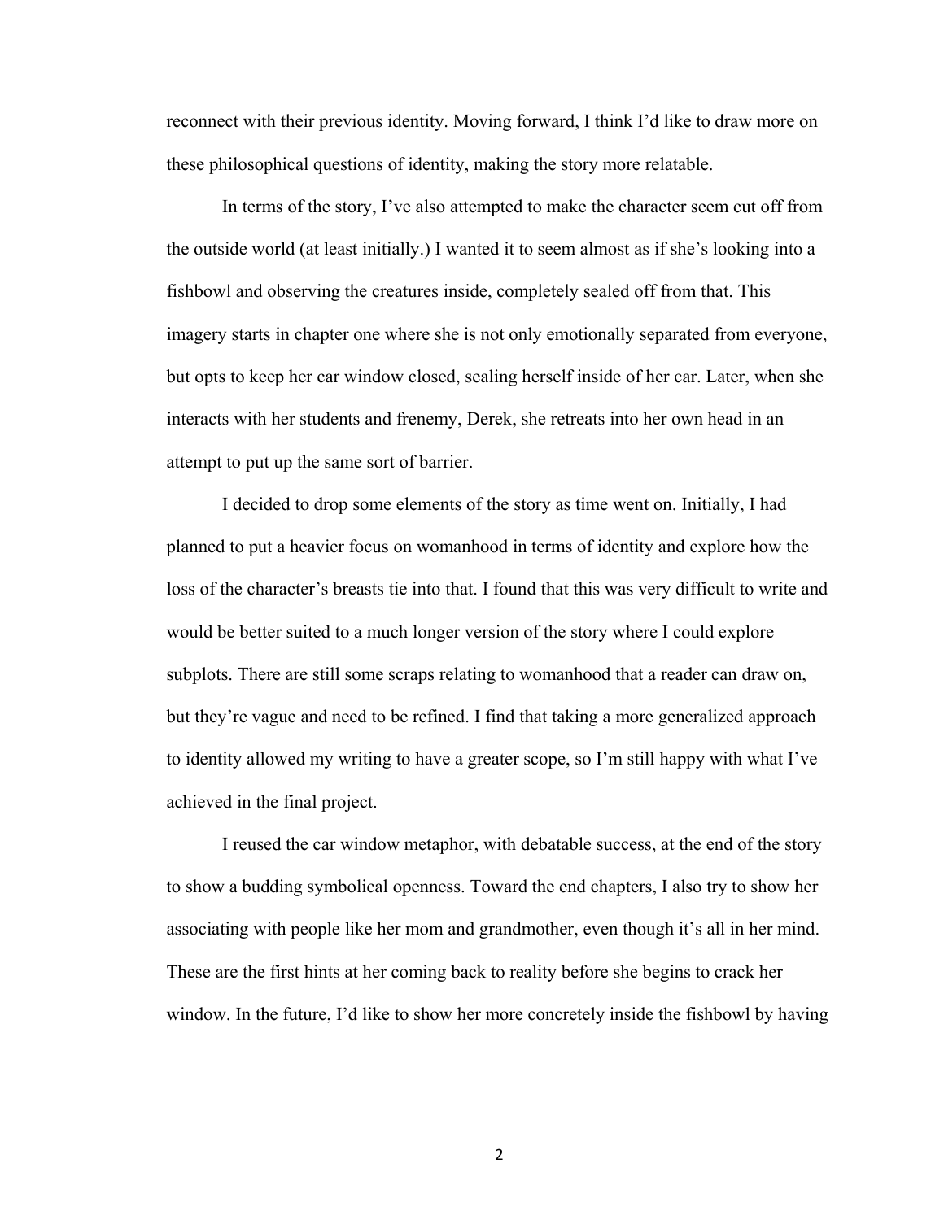reconnect with their previous identity. Moving forward, I think I'd like to draw more on these philosophical questions of identity, making the story more relatable.

In terms of the story, I've also attempted to make the character seem cut off from the outside world (at least initially.) I wanted it to seem almost as if she's looking into a fishbowl and observing the creatures inside, completely sealed off from that. This imagery starts in chapter one where she is not only emotionally separated from everyone, but opts to keep her car window closed, sealing herself inside of her car. Later, when she interacts with her students and frenemy, Derek, she retreats into her own head in an attempt to put up the same sort of barrier.

I decided to drop some elements of the story as time went on. Initially, I had planned to put a heavier focus on womanhood in terms of identity and explore how the loss of the character's breasts tie into that. I found that this was very difficult to write and would be better suited to a much longer version of the story where I could explore subplots. There are still some scraps relating to womanhood that a reader can draw on, but they're vague and need to be refined. I find that taking a more generalized approach to identity allowed my writing to have a greater scope, so I'm still happy with what I've achieved in the final project.

I reused the car window metaphor, with debatable success, at the end of the story to show a budding symbolical openness. Toward the end chapters, I also try to show her associating with people like her mom and grandmother, even though it's all in her mind. These are the first hints at her coming back to reality before she begins to crack her window. In the future, I'd like to show her more concretely inside the fishbowl by having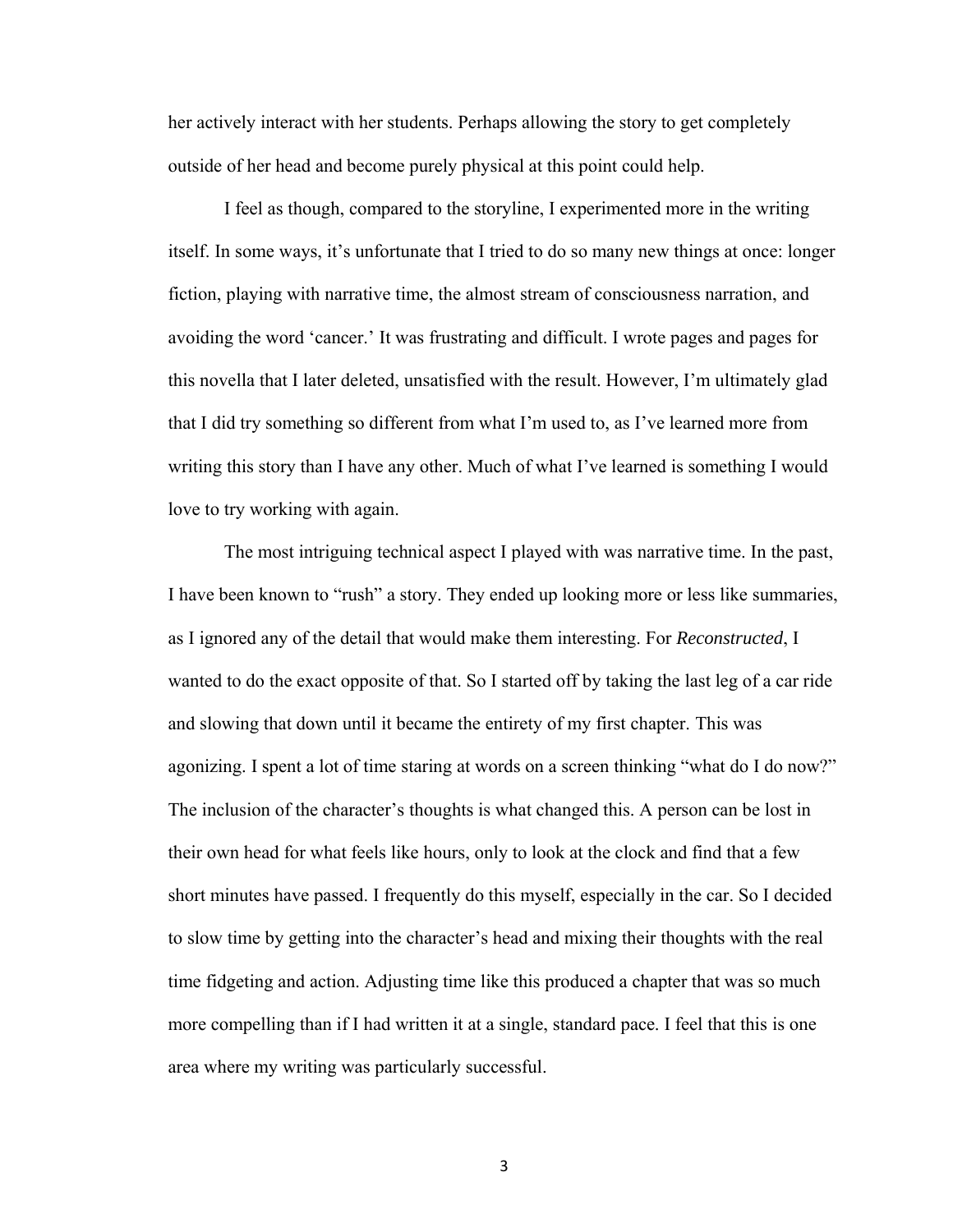her actively interact with her students. Perhaps allowing the story to get completely outside of her head and become purely physical at this point could help.

I feel as though, compared to the storyline, I experimented more in the writing itself. In some ways, it's unfortunate that I tried to do so many new things at once: longer fiction, playing with narrative time, the almost stream of consciousness narration, and avoiding the word 'cancer.' It was frustrating and difficult. I wrote pages and pages for this novella that I later deleted, unsatisfied with the result. However, I'm ultimately glad that I did try something so different from what I'm used to, as I've learned more from writing this story than I have any other. Much of what I've learned is something I would love to try working with again.

The most intriguing technical aspect I played with was narrative time. In the past, I have been known to "rush" a story. They ended up looking more or less like summaries, as I ignored any of the detail that would make them interesting. For *Reconstructed*, I wanted to do the exact opposite of that. So I started off by taking the last leg of a car ride and slowing that down until it became the entirety of my first chapter. This was agonizing. I spent a lot of time staring at words on a screen thinking "what do I do now?" The inclusion of the character's thoughts is what changed this. A person can be lost in their own head for what feels like hours, only to look at the clock and find that a few short minutes have passed. I frequently do this myself, especially in the car. So I decided to slow time by getting into the character's head and mixing their thoughts with the real time fidgeting and action. Adjusting time like this produced a chapter that was so much more compelling than if I had written it at a single, standard pace. I feel that this is one area where my writing was particularly successful.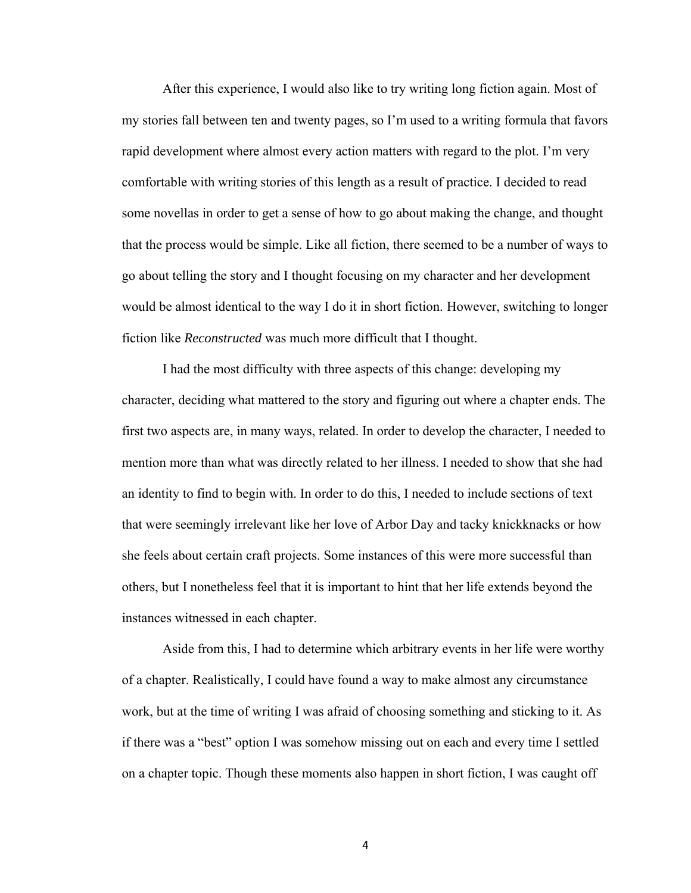After this experience, I would also like to try writing long fiction again. Most of my stories fall between ten and twenty pages, so I'm used to a writing formula that favors rapid development where almost every action matters with regard to the plot. I'm very comfortable with writing stories of this length as a result of practice. I decided to read some novellas in order to get a sense of how to go about making the change, and thought that the process would be simple. Like all fiction, there seemed to be a number of ways to go about telling the story and I thought focusing on my character and her development would be almost identical to the way I do it in short fiction. However, switching to longer fiction like *Reconstructed* was much more difficult that I thought.

I had the most difficulty with three aspects of this change: developing my character, deciding what mattered to the story and figuring out where a chapter ends. The first two aspects are, in many ways, related. In order to develop the character, I needed to mention more than what was directly related to her illness. I needed to show that she had an identity to find to begin with. In order to do this, I needed to include sections of text that were seemingly irrelevant like her love of Arbor Day and tacky knickknacks or how she feels about certain craft projects. Some instances of this were more successful than others, but I nonetheless feel that it is important to hint that her life extends beyond the instances witnessed in each chapter.

Aside from this, I had to determine which arbitrary events in her life were worthy of a chapter. Realistically, I could have found a way to make almost any circumstance work, but at the time of writing I was afraid of choosing something and sticking to it. As if there was a "best" option I was somehow missing out on each and every time I settled on a chapter topic. Though these moments also happen in short fiction, I was caught off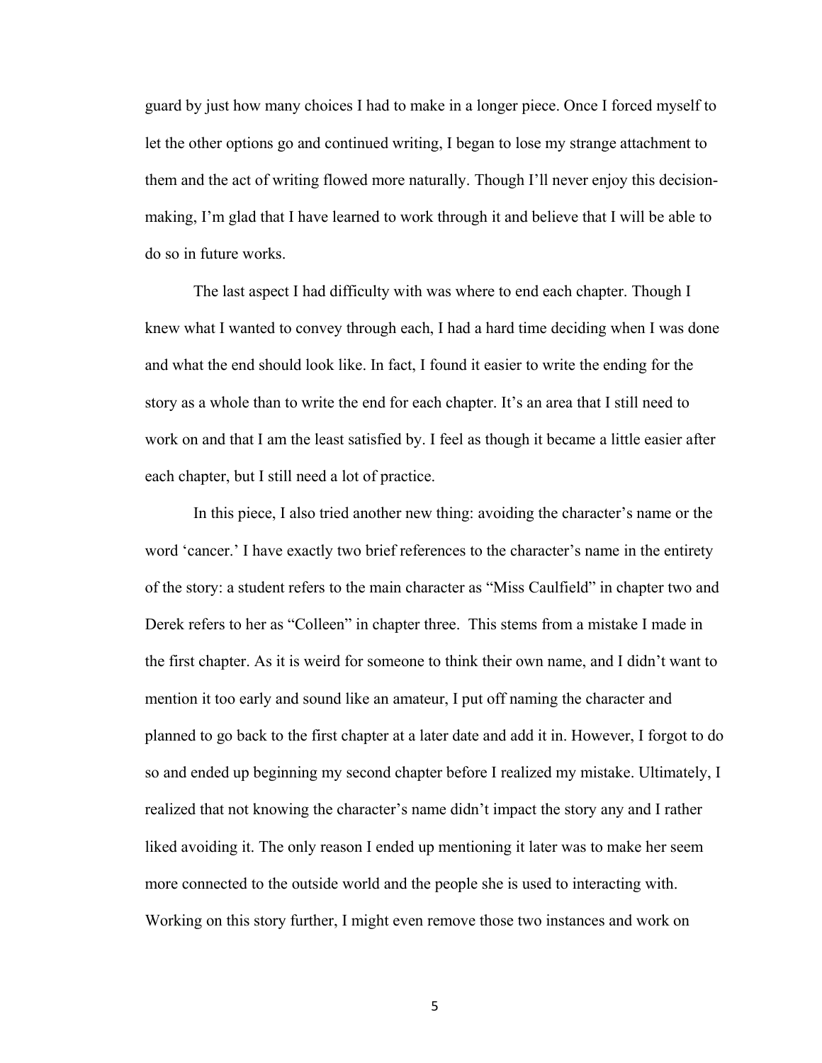guard by just how many choices I had to make in a longer piece. Once I forced myself to let the other options go and continued writing, I began to lose my strange attachment to them and the act of writing flowed more naturally. Though I'll never enjoy this decision-making, I'm glad that I have learned to work through it and believe that I will be able to do so in future works.

The last aspect I had difficulty with was where to end each chapter. Though I knew what I wanted to convey through each, I had a hard time deciding when I was done and what the end should look like. In fact, I found it easier to write the ending for the story as a whole than to write the end for each chapter. It's an area that I still need to work on and that I am the least satisfied by. I feel as though it became a little easier after each chapter, but I still need a lot of practice.

In this piece, I also tried another new thing: avoiding the character's name or the word 'cancer.' I have exactly two brief references to the character's name in the entirety of the story: a student refers to the main character as "Miss Caulfield" in chapter two and Derek refers to her as "Colleen" in chapter three. This stems from a mistake I made in the first chapter. As it is weird for someone to think their own name, and I didn't want to mention it too early and sound like an amateur, I put off naming the character and planned to go back to the first chapter at a later date and add it in. However, I forgot to do so and ended up beginning my second chapter before I realized my mistake. Ultimately, I realized that not knowing the character's name didn't impact the story any and I rather liked avoiding it. The only reason I ended up mentioning it later was to make her seem more connected to the outside world and the people she is used to interacting with. Working on this story further, I might even remove those two instances and work on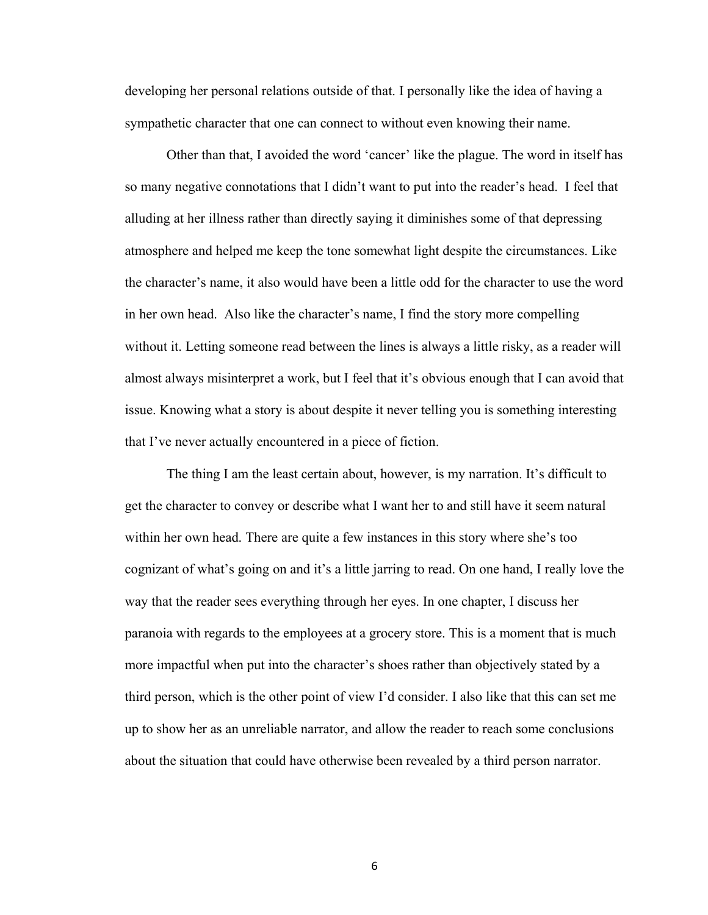developing her personal relations outside of that. I personally like the idea of having a sympathetic character that one can connect to without even knowing their name.

Other than that, I avoided the word 'cancer' like the plague. The word in itself has so many negative connotations that I didn't want to put into the reader's head. I feel that alluding at her illness rather than directly saying it diminishes some of that depressing atmosphere and helped me keep the tone somewhat light despite the circumstances. Like the character's name, it also would have been a little odd for the character to use the word in her own head. Also like the character's name, I find the story more compelling without it. Letting someone read between the lines is always a little risky, as a reader will almost always misinterpret a work, but I feel that it's obvious enough that I can avoid that issue. Knowing what a story is about despite it never telling you is something interesting that I've never actually encountered in a piece of fiction.

The thing I am the least certain about, however, is my narration. It's difficult to get the character to convey or describe what I want her to and still have it seem natural within her own head. There are quite a few instances in this story where she's too cognizant of what's going on and it's a little jarring to read. On one hand, I really love the way that the reader sees everything through her eyes. In one chapter, I discuss her paranoia with regards to the employees at a grocery store. This is a moment that is much more impactful when put into the character's shoes rather than objectively stated by a third person, which is the other point of view I'd consider. I also like that this can set me up to show her as an unreliable narrator, and allow the reader to reach some conclusions about the situation that could have otherwise been revealed by a third person narrator.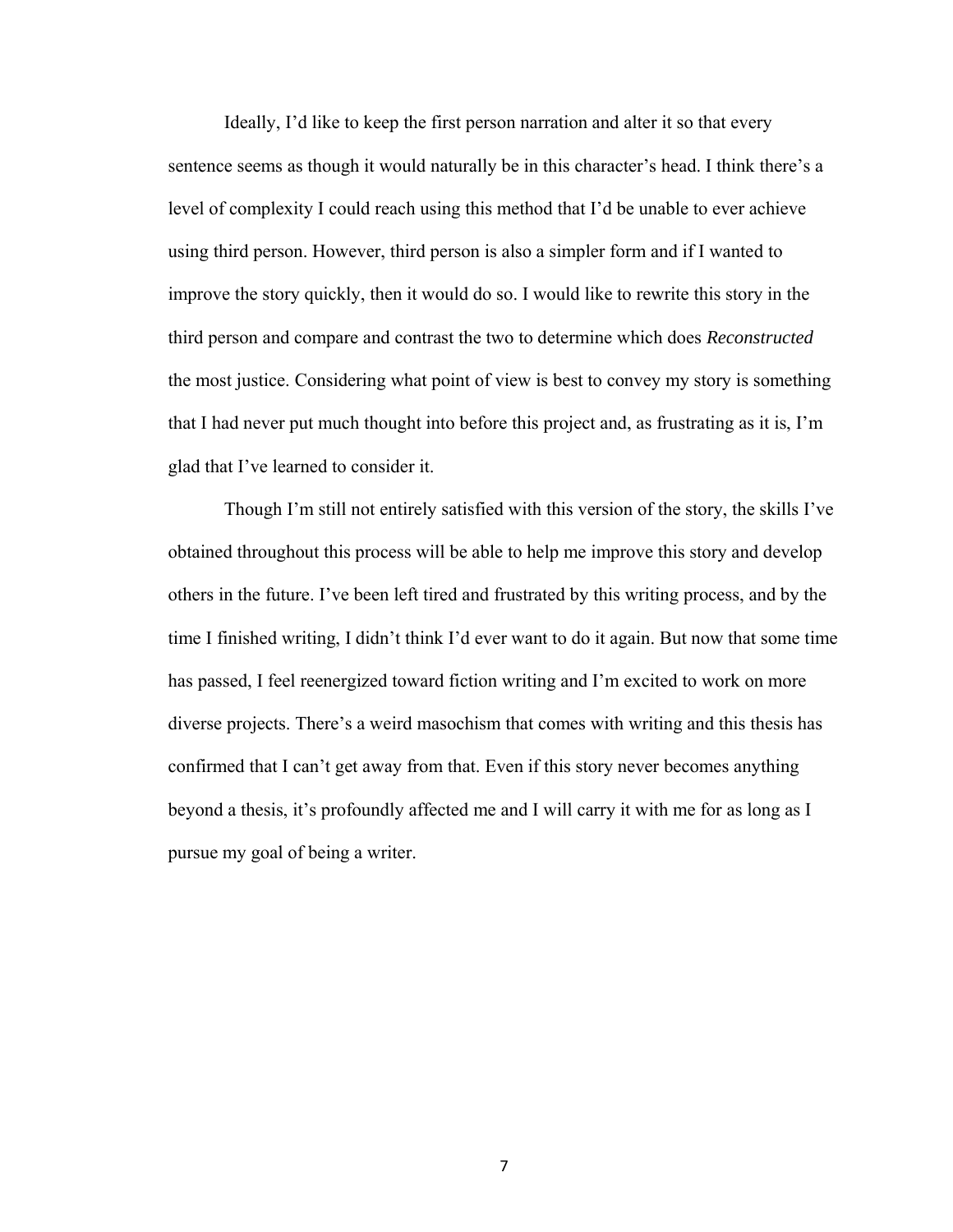Ideally, I'd like to keep the first person narration and alter it so that every sentence seems as though it would naturally be in this character's head. I think there's a level of complexity I could reach using this method that I'd be unable to ever achieve using third person. However, third person is also a simpler form and if I wanted to improve the story quickly, then it would do so. I would like to rewrite this story in the third person and compare and contrast the two to determine which does *Reconstructed* the most justice. Considering what point of view is best to convey my story is something that I had never put much thought into before this project and, as frustrating as it is, I'm glad that I've learned to consider it.

Though I'm still not entirely satisfied with this version of the story, the skills I've obtained throughout this process will be able to help me improve this story and develop others in the future. I've been left tired and frustrated by this writing process, and by the time I finished writing, I didn't think I'd ever want to do it again. But now that some time has passed, I feel reenergized toward fiction writing and I'm excited to work on more diverse projects. There's a weird masochism that comes with writing and this thesis has confirmed that I can't get away from that. Even if this story never becomes anything beyond a thesis, it's profoundly affected me and I will carry it with me for as long as I pursue my goal of being a writer.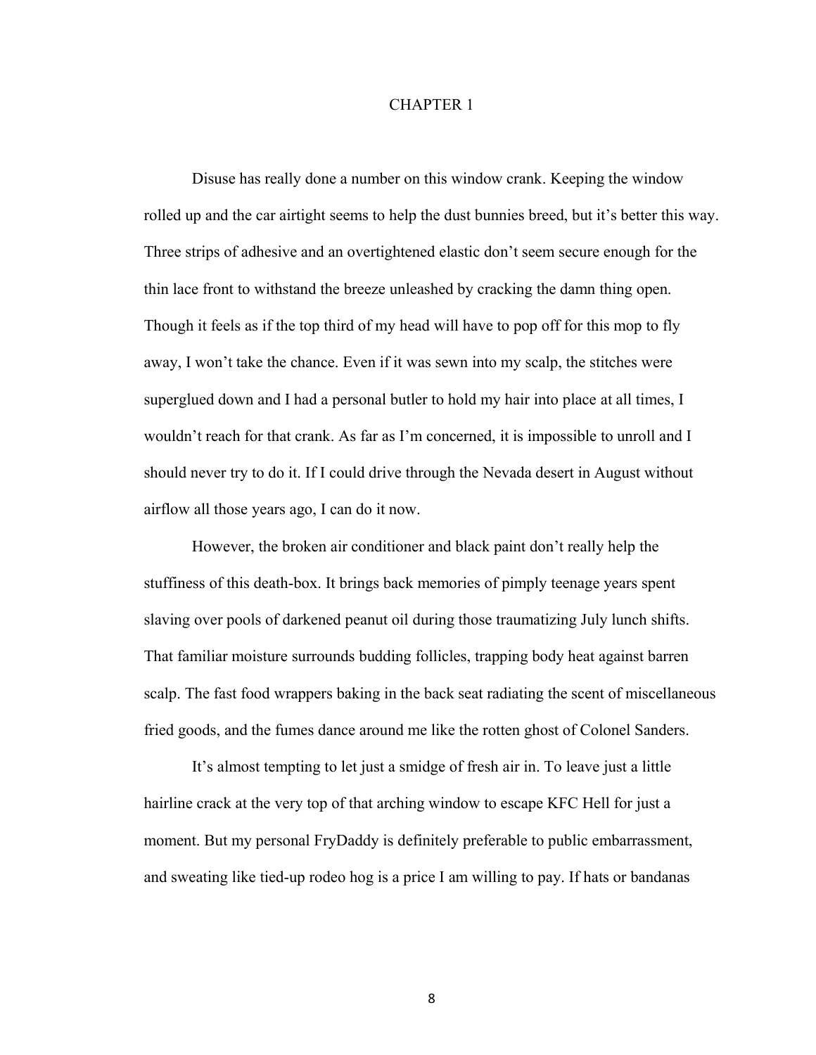# CHAPTER 1

Disuse has really done a number on this window crank. Keeping the window rolled up and the car airtight seems to help the dust bunnies breed, but it's better this way. Three strips of adhesive and an overtightened elastic don't seem secure enough for the thin lace front to withstand the breeze unleashed by cracking the damn thing open. Though it feels as if the top third of my head will have to pop off for this mop to fly away, I won't take the chance. Even if it was sewn into my scalp, the stitches were superglued down and I had a personal butler to hold my hair into place at all times, I wouldn't reach for that crank. As far as I'm concerned, it is impossible to unroll and I should never try to do it. If I could drive through the Nevada desert in August without airflow all those years ago, I can do it now.

However, the broken air conditioner and black paint don't really help the stuffiness of this death-box. It brings back memories of pimply teenage years spent slaving over pools of darkened peanut oil during those traumatizing July lunch shifts. That familiar moisture surrounds budding follicles, trapping body heat against barren scalp. The fast food wrappers baking in the back seat radiating the scent of miscellaneous fried goods, and the fumes dance around me like the rotten ghost of Colonel Sanders.

It's almost tempting to let just a smidge of fresh air in. To leave just a little hairline crack at the very top of that arching window to escape KFC Hell for just a moment. But my personal FryDaddy is definitely preferable to public embarrassment, and sweating like tied-up rodeo hog is a price I am willing to pay. If hats or bandanas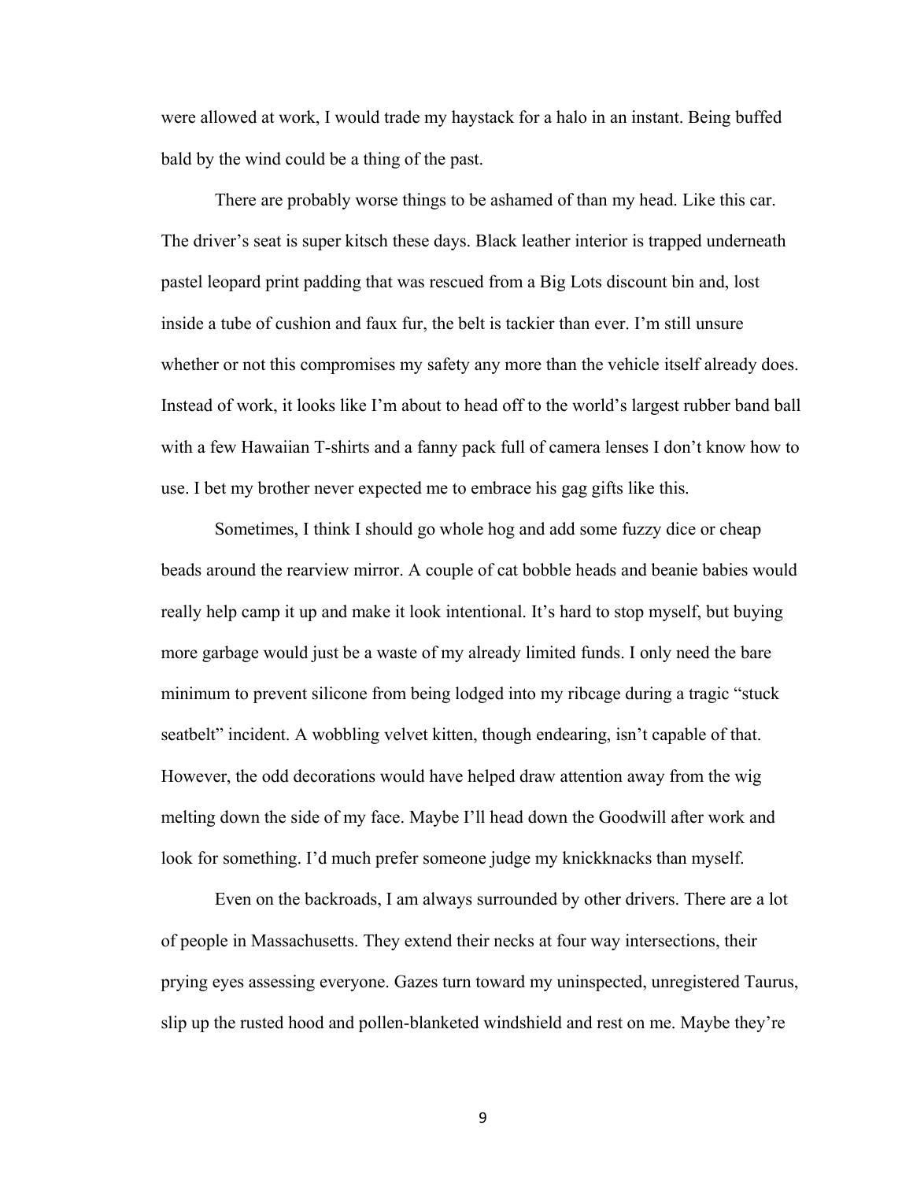were allowed at work, I would trade my haystack for a halo in an instant. Being buffed bald by the wind could be a thing of the past.

There are probably worse things to be ashamed of than my head. Like this car. The driver's seat is super kitsch these days. Black leather interior is trapped underneath pastel leopard print padding that was rescued from a Big Lots discount bin and, lost inside a tube of cushion and faux fur, the belt is tackier than ever. I'm still unsure whether or not this compromises my safety any more than the vehicle itself already does. Instead of work, it looks like I'm about to head off to the world's largest rubber band ball with a few Hawaiian T-shirts and a fanny pack full of camera lenses I don't know how to use. I bet my brother never expected me to embrace his gag gifts like this.

Sometimes, I think I should go whole hog and add some fuzzy dice or cheap beads around the rearview mirror. A couple of cat bobble heads and beanie babies would really help camp it up and make it look intentional. It's hard to stop myself, but buying more garbage would just be a waste of my already limited funds. I only need the bare minimum to prevent silicone from being lodged into my ribcage during a tragic "stuck seatbelt" incident. A wobbling velvet kitten, though endearing, isn't capable of that. However, the odd decorations would have helped draw attention away from the wig melting down the side of my face. Maybe I'll head down the Goodwill after work and look for something. I'd much prefer someone judge my knickknacks than myself.

Even on the backroads, I am always surrounded by other drivers. There are a lot of people in Massachusetts. They extend their necks at four way intersections, their prying eyes assessing everyone. Gazes turn toward my uninspected, unregistered Taurus, slip up the rusted hood and pollen-blanketed windshield and rest on me. Maybe they're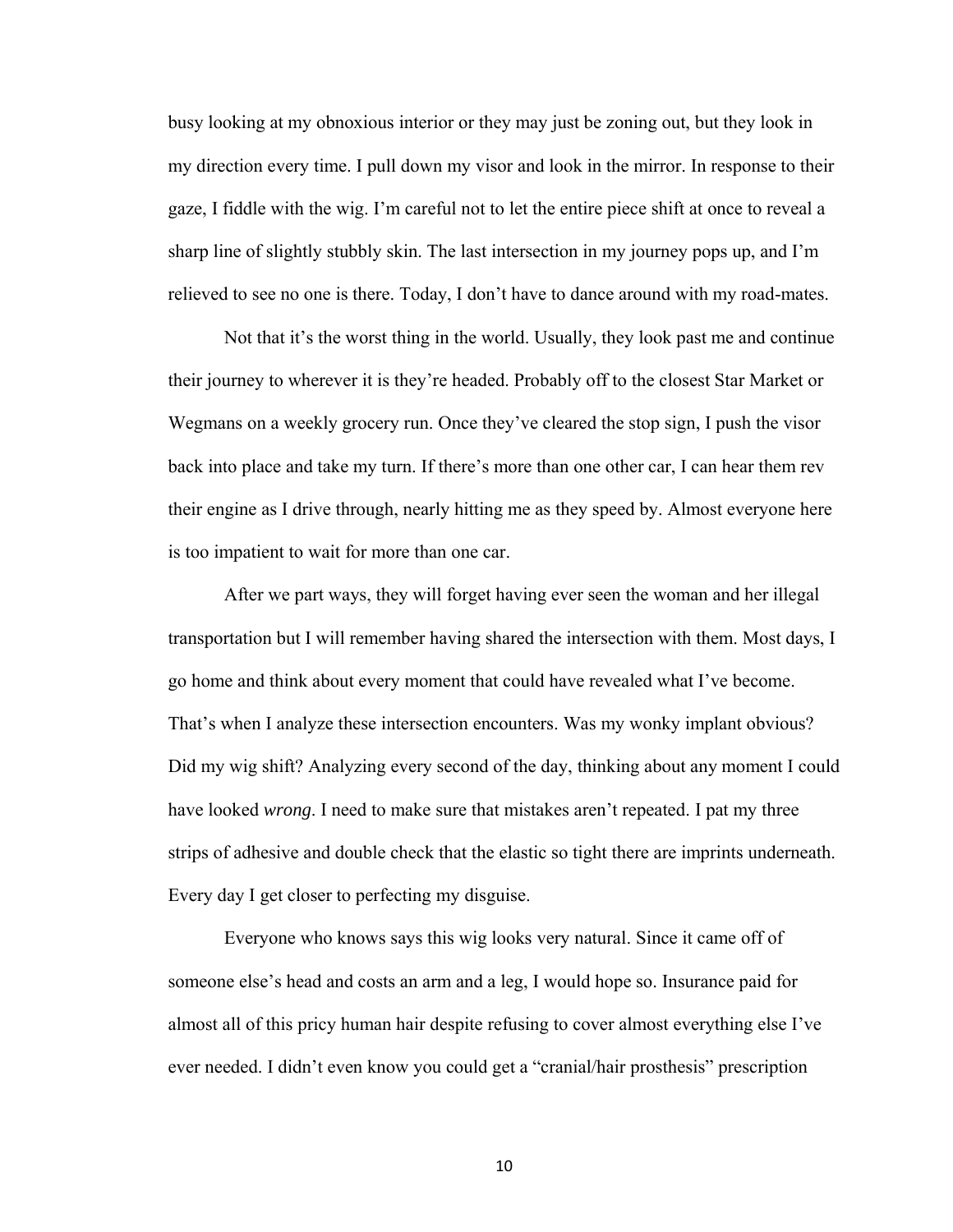busy looking at my obnoxious interior or they may just be zoning out, but they look in my direction every time. I pull down my visor and look in the mirror. In response to their gaze, I fiddle with the wig. I'm careful not to let the entire piece shift at once to reveal a sharp line of slightly stubbly skin. The last intersection in my journey pops up, and I'm relieved to see no one is there. Today, I don't have to dance around with my road-mates.

Not that it's the worst thing in the world. Usually, they look past me and continue their journey to wherever it is they're headed. Probably off to the closest Star Market or Wegmans on a weekly grocery run. Once they've cleared the stop sign, I push the visor back into place and take my turn. If there's more than one other car, I can hear them rev their engine as I drive through, nearly hitting me as they speed by. Almost everyone here is too impatient to wait for more than one car.

After we part ways, they will forget having ever seen the woman and her illegal transportation but I will remember having shared the intersection with them. Most days, I go home and think about every moment that could have revealed what I've become. That's when I analyze these intersection encounters. Was my wonky implant obvious? Did my wig shift? Analyzing every second of the day, thinking about any moment I could have looked *wrong*. I need to make sure that mistakes aren't repeated. I pat my three strips of adhesive and double check that the elastic so tight there are imprints underneath. Every day I get closer to perfecting my disguise.

Everyone who knows says this wig looks very natural. Since it came off of someone else's head and costs an arm and a leg, I would hope so. Insurance paid for almost all of this pricy human hair despite refusing to cover almost everything else I've ever needed. I didn't even know you could get a "cranial/hair prosthesis" prescription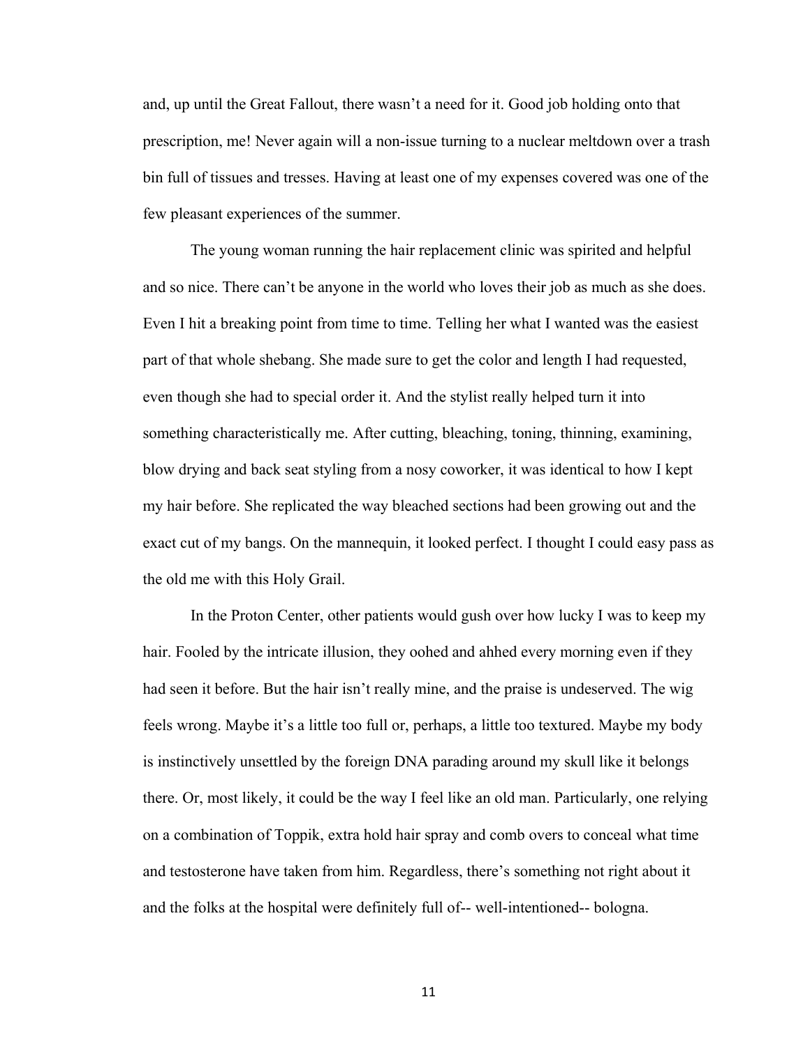and, up until the Great Fallout, there wasn't a need for it. Good job holding onto that prescription, me! Never again will a non-issue turning to a nuclear meltdown over a trash bin full of tissues and tresses. Having at least one of my expenses covered was one of the few pleasant experiences of the summer.

The young woman running the hair replacement clinic was spirited and helpful and so nice. There can't be anyone in the world who loves their job as much as she does. Even I hit a breaking point from time to time. Telling her what I wanted was the easiest part of that whole shebang. She made sure to get the color and length I had requested, even though she had to special order it. And the stylist really helped turn it into something characteristically me. After cutting, bleaching, toning, thinning, examining, blow drying and back seat styling from a nosy coworker, it was identical to how I kept my hair before. She replicated the way bleached sections had been growing out and the exact cut of my bangs. On the mannequin, it looked perfect. I thought I could easy pass as the old me with this Holy Grail.

In the Proton Center, other patients would gush over how lucky I was to keep my hair. Fooled by the intricate illusion, they oohed and ahhed every morning even if they had seen it before. But the hair isn't really mine, and the praise is undeserved. The wig feels wrong. Maybe it's a little too full or, perhaps, a little too textured. Maybe my body is instinctively unsettled by the foreign DNA parading around my skull like it belongs there. Or, most likely, it could be the way I feel like an old man. Particularly, one relying on a combination of Toppik, extra hold hair spray and comb overs to conceal what time and testosterone have taken from him. Regardless, there's something not right about it and the folks at the hospital were definitely full of-- well-intentioned-- bologna.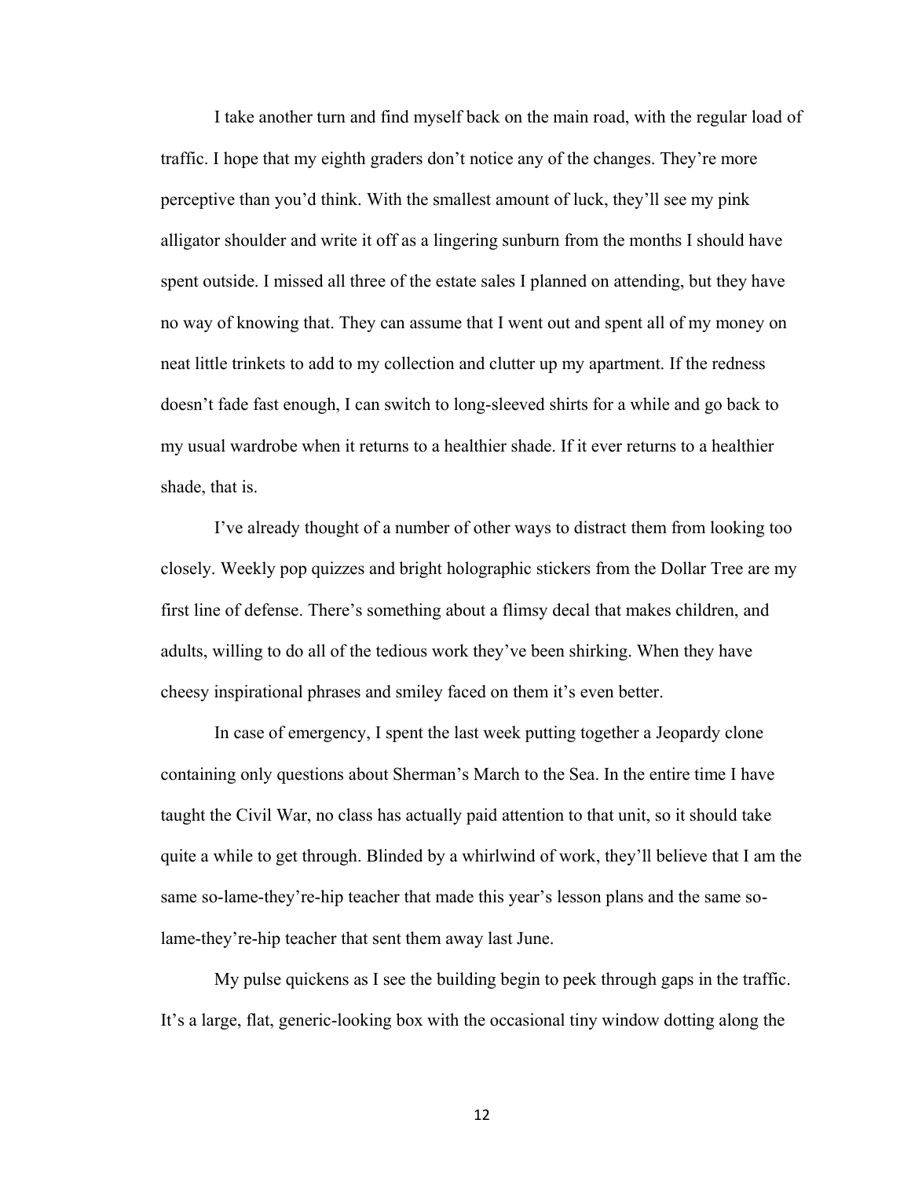I take another turn and find myself back on the main road, with the regular load of traffic. I hope that my eighth graders don't notice any of the changes. They're more perceptive than you'd think. With the smallest amount of luck, they'll see my pink alligator shoulder and write it off as a lingering sunburn from the months I should have spent outside. I missed all three of the estate sales I planned on attending, but they have no way of knowing that. They can assume that I went out and spent all of my money on neat little trinkets to add to my collection and clutter up my apartment. If the redness doesn't fade fast enough, I can switch to long-sleeved shirts for a while and go back to my usual wardrobe when it returns to a healthier shade. If it ever returns to a healthier shade, that is.

I've already thought of a number of other ways to distract them from looking too closely. Weekly pop quizzes and bright holographic stickers from the Dollar Tree are my first line of defense. There's something about a flimsy decal that makes children, and adults, willing to do all of the tedious work they've been shirking. When they have cheesy inspirational phrases and smiley faced on them it's even better.

In case of emergency, I spent the last week putting together a Jeopardy clone containing only questions about Sherman's March to the Sea. In the entire time I have taught the Civil War, no class has actually paid attention to that unit, so it should take quite a while to get through. Blinded by a whirlwind of work, they'll believe that I am the same so-lame-they're-hip teacher that made this year's lesson plans and the same so-lame-they're-hip teacher that sent them away last June.

My pulse quickens as I see the building begin to peek through gaps in the traffic. It's a large, flat, generic-looking box with the occasional tiny window dotting along the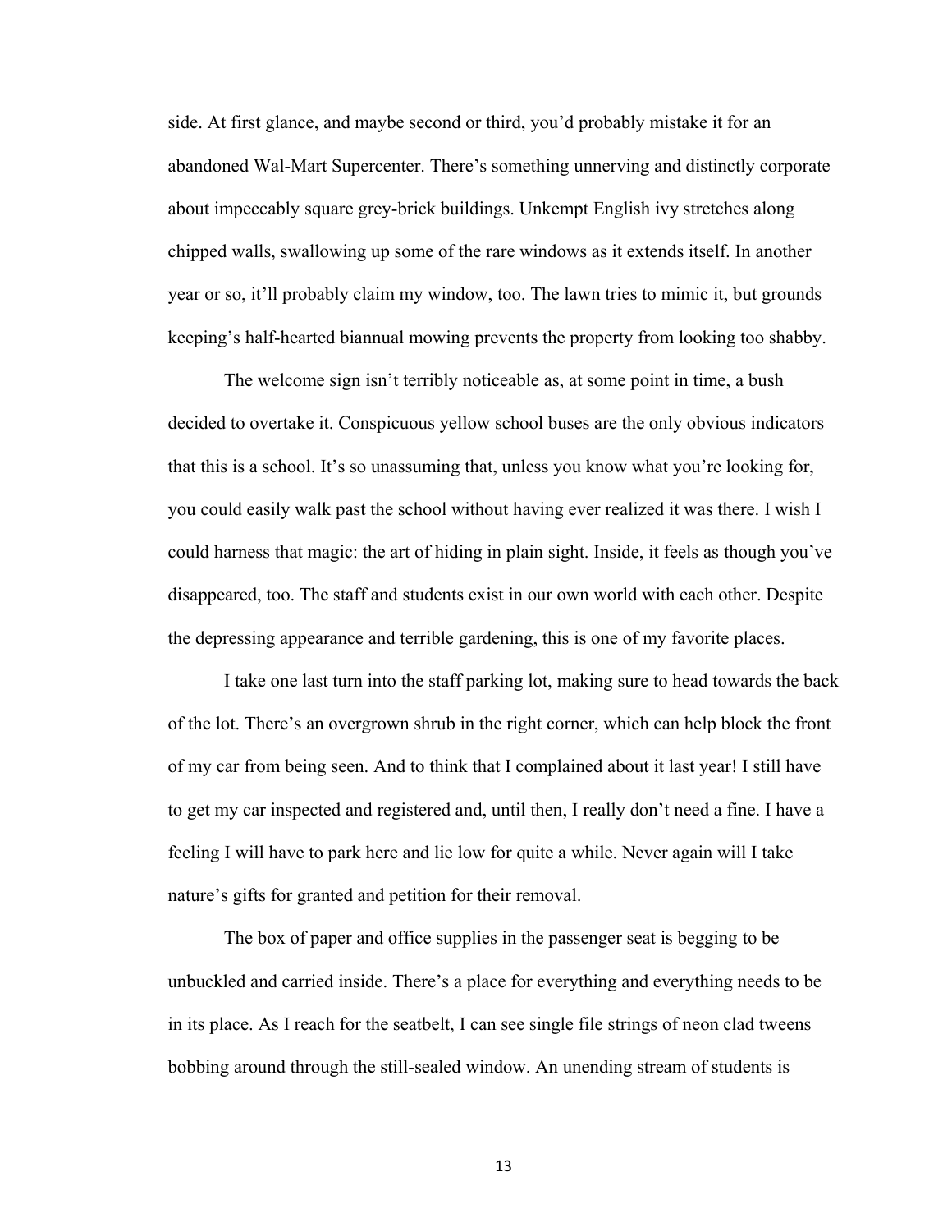side. At first glance, and maybe second or third, you'd probably mistake it for an abandoned Wal-Mart Supercenter. There's something unnerving and distinctly corporate about impeccably square grey-brick buildings. Unkempt English ivy stretches along chipped walls, swallowing up some of the rare windows as it extends itself. In another year or so, it'll probably claim my window, too. The lawn tries to mimic it, but grounds keeping's half-hearted biannual mowing prevents the property from looking too shabby.

The welcome sign isn't terribly noticeable as, at some point in time, a bush decided to overtake it. Conspicuous yellow school buses are the only obvious indicators that this is a school. It's so unassuming that, unless you know what you're looking for, you could easily walk past the school without having ever realized it was there. I wish I could harness that magic: the art of hiding in plain sight. Inside, it feels as though you've disappeared, too. The staff and students exist in our own world with each other. Despite the depressing appearance and terrible gardening, this is one of my favorite places.

I take one last turn into the staff parking lot, making sure to head towards the back of the lot. There's an overgrown shrub in the right corner, which can help block the front of my car from being seen. And to think that I complained about it last year! I still have to get my car inspected and registered and, until then, I really don't need a fine. I have a feeling I will have to park here and lie low for quite a while. Never again will I take nature's gifts for granted and petition for their removal.

The box of paper and office supplies in the passenger seat is begging to be unbuckled and carried inside. There's a place for everything and everything needs to be in its place. As I reach for the seatbelt, I can see single file strings of neon clad tweens bobbing around through the still-sealed window. An unending stream of students is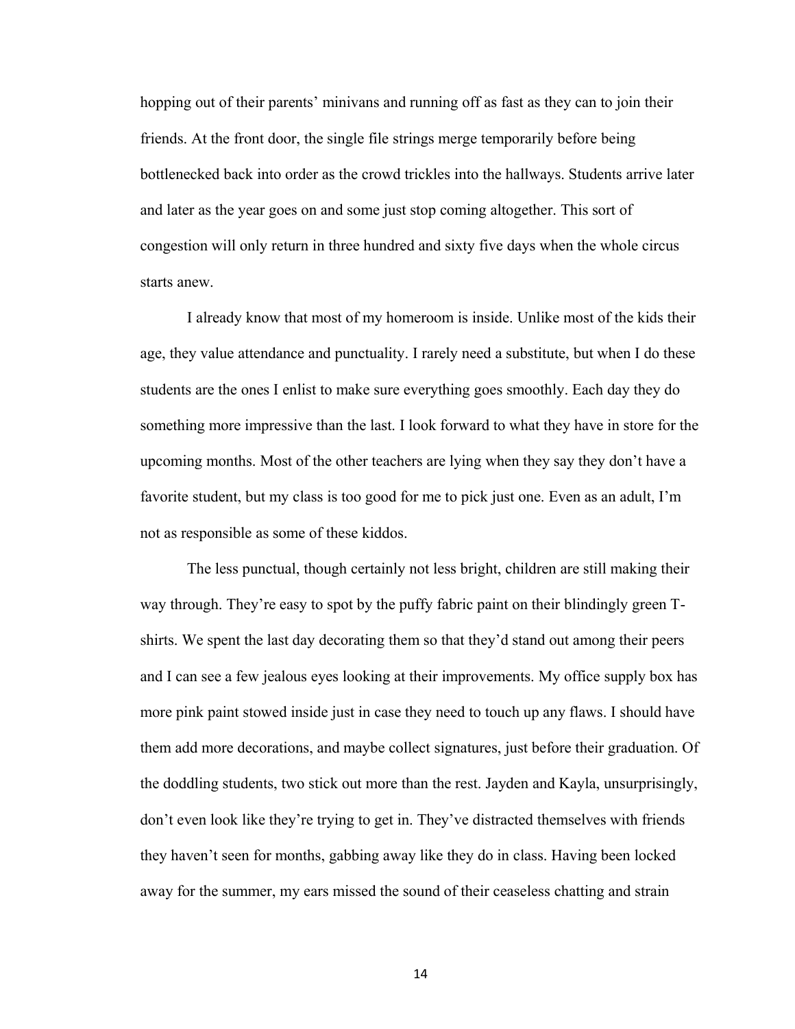hopping out of their parents' minivans and running off as fast as they can to join their friends. At the front door, the single file strings merge temporarily before being bottlenecked back into order as the crowd trickles into the hallways. Students arrive later and later as the year goes on and some just stop coming altogether. This sort of congestion will only return in three hundred and sixty five days when the whole circus starts anew.

I already know that most of my homeroom is inside. Unlike most of the kids their age, they value attendance and punctuality. I rarely need a substitute, but when I do these students are the ones I enlist to make sure everything goes smoothly. Each day they do something more impressive than the last. I look forward to what they have in store for the upcoming months. Most of the other teachers are lying when they say they don't have a favorite student, but my class is too good for me to pick just one. Even as an adult, I'm not as responsible as some of these kiddos.

The less punctual, though certainly not less bright, children are still making their way through. They're easy to spot by the puffy fabric paint on their blindingly green T-shirts. We spent the last day decorating them so that they'd stand out among their peers and I can see a few jealous eyes looking at their improvements. My office supply box has more pink paint stowed inside just in case they need to touch up any flaws. I should have them add more decorations, and maybe collect signatures, just before their graduation. Of the doddling students, two stick out more than the rest. Jayden and Kayla, unsurprisingly, don't even look like they're trying to get in. They've distracted themselves with friends they haven't seen for months, gabbing away like they do in class. Having been locked away for the summer, my ears missed the sound of their ceaseless chatting and strain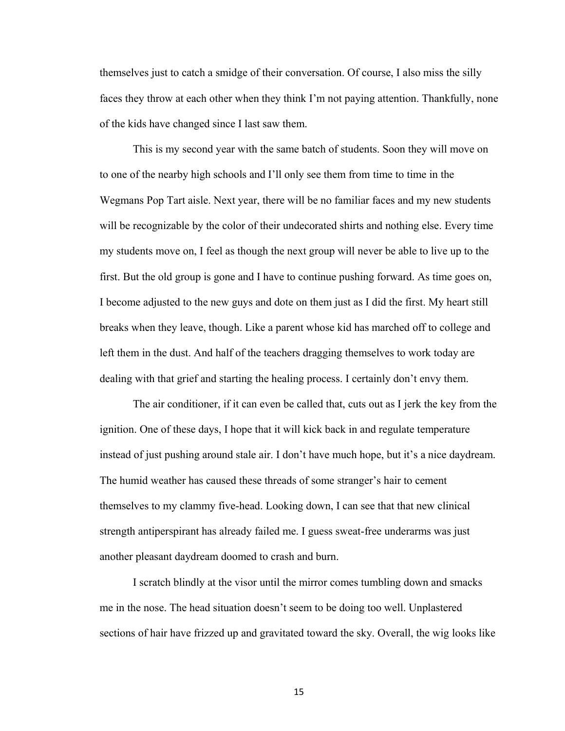themselves just to catch a smidge of their conversation. Of course, I also miss the silly faces they throw at each other when they think I'm not paying attention. Thankfully, none of the kids have changed since I last saw them.

This is my second year with the same batch of students. Soon they will move on to one of the nearby high schools and I'll only see them from time to time in the Wegmans Pop Tart aisle. Next year, there will be no familiar faces and my new students will be recognizable by the color of their undecorated shirts and nothing else. Every time my students move on, I feel as though the next group will never be able to live up to the first. But the old group is gone and I have to continue pushing forward. As time goes on, I become adjusted to the new guys and dote on them just as I did the first. My heart still breaks when they leave, though. Like a parent whose kid has marched off to college and left them in the dust. And half of the teachers dragging themselves to work today are dealing with that grief and starting the healing process. I certainly don't envy them.

The air conditioner, if it can even be called that, cuts out as I jerk the key from the ignition. One of these days, I hope that it will kick back in and regulate temperature instead of just pushing around stale air. I don't have much hope, but it's a nice daydream. The humid weather has caused these threads of some stranger's hair to cement themselves to my clammy five-head. Looking down, I can see that that new clinical strength antiperspirant has already failed me. I guess sweat-free underarms was just another pleasant daydream doomed to crash and burn.

I scratch blindly at the visor until the mirror comes tumbling down and smacks me in the nose. The head situation doesn't seem to be doing too well. Unplastered sections of hair have frizzed up and gravitated toward the sky. Overall, the wig looks like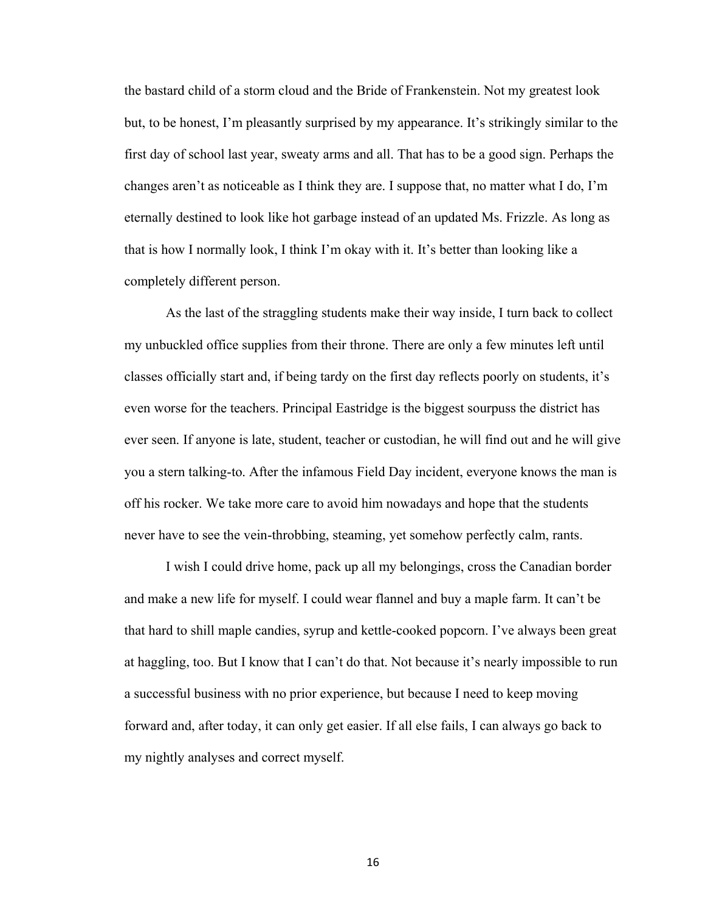the bastard child of a storm cloud and the Bride of Frankenstein. Not my greatest look but, to be honest, I'm pleasantly surprised by my appearance. It's strikingly similar to the first day of school last year, sweaty arms and all. That has to be a good sign. Perhaps the changes aren't as noticeable as I think they are. I suppose that, no matter what I do, I'm eternally destined to look like hot garbage instead of an updated Ms. Frizzle. As long as that is how I normally look, I think I'm okay with it. It's better than looking like a completely different person.

As the last of the straggling students make their way inside, I turn back to collect my unbuckled office supplies from their throne. There are only a few minutes left until classes officially start and, if being tardy on the first day reflects poorly on students, it's even worse for the teachers. Principal Eastridge is the biggest sourpuss the district has ever seen. If anyone is late, student, teacher or custodian, he will find out and he will give you a stern talking-to. After the infamous Field Day incident, everyone knows the man is off his rocker. We take more care to avoid him nowadays and hope that the students never have to see the vein-throbbing, steaming, yet somehow perfectly calm, rants.

I wish I could drive home, pack up all my belongings, cross the Canadian border and make a new life for myself. I could wear flannel and buy a maple farm. It can't be that hard to shill maple candies, syrup and kettle-cooked popcorn. I've always been great at haggling, too. But I know that I can't do that. Not because it's nearly impossible to run a successful business with no prior experience, but because I need to keep moving forward and, after today, it can only get easier. If all else fails, I can always go back to my nightly analyses and correct myself.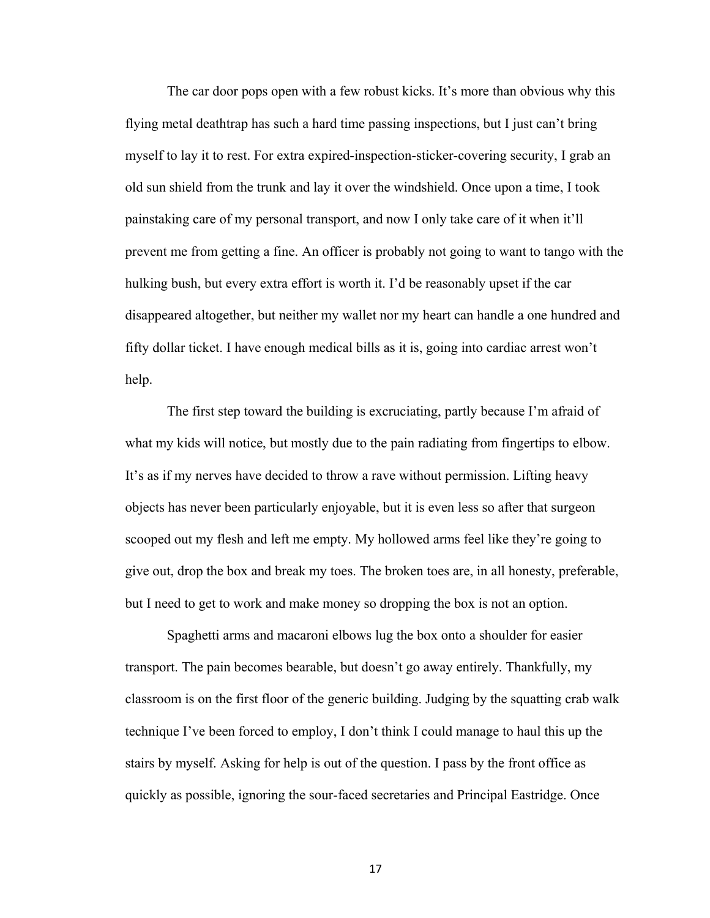The car door pops open with a few robust kicks. It's more than obvious why this flying metal deathtrap has such a hard time passing inspections, but I just can't bring myself to lay it to rest. For extra expired-inspection-sticker-covering security, I grab an old sun shield from the trunk and lay it over the windshield. Once upon a time, I took painstaking care of my personal transport, and now I only take care of it when it'll prevent me from getting a fine. An officer is probably not going to want to tango with the hulking bush, but every extra effort is worth it. I'd be reasonably upset if the car disappeared altogether, but neither my wallet nor my heart can handle a one hundred and fifty dollar ticket. I have enough medical bills as it is, going into cardiac arrest won't help.

The first step toward the building is excruciating, partly because I'm afraid of what my kids will notice, but mostly due to the pain radiating from fingertips to elbow. It's as if my nerves have decided to throw a rave without permission. Lifting heavy objects has never been particularly enjoyable, but it is even less so after that surgeon scooped out my flesh and left me empty. My hollowed arms feel like they're going to give out, drop the box and break my toes. The broken toes are, in all honesty, preferable, but I need to get to work and make money so dropping the box is not an option.

Spaghetti arms and macaroni elbows lug the box onto a shoulder for easier transport. The pain becomes bearable, but doesn't go away entirely. Thankfully, my classroom is on the first floor of the generic building. Judging by the squatting crab walk technique I've been forced to employ, I don't think I could manage to haul this up the stairs by myself. Asking for help is out of the question. I pass by the front office as quickly as possible, ignoring the sour-faced secretaries and Principal Eastridge. Once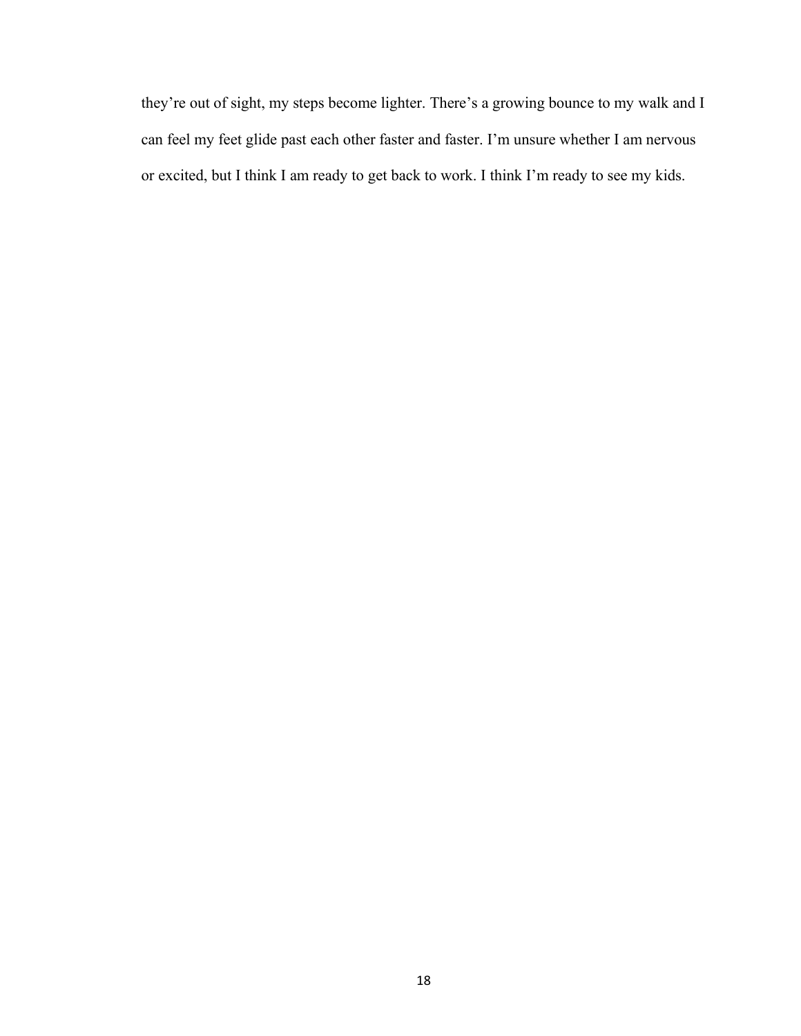they're out of sight, my steps become lighter. There's a growing bounce to my walk and I can feel my feet glide past each other faster and faster. I'm unsure whether I am nervous or excited, but I think I am ready to get back to work. I think I'm ready to see my kids.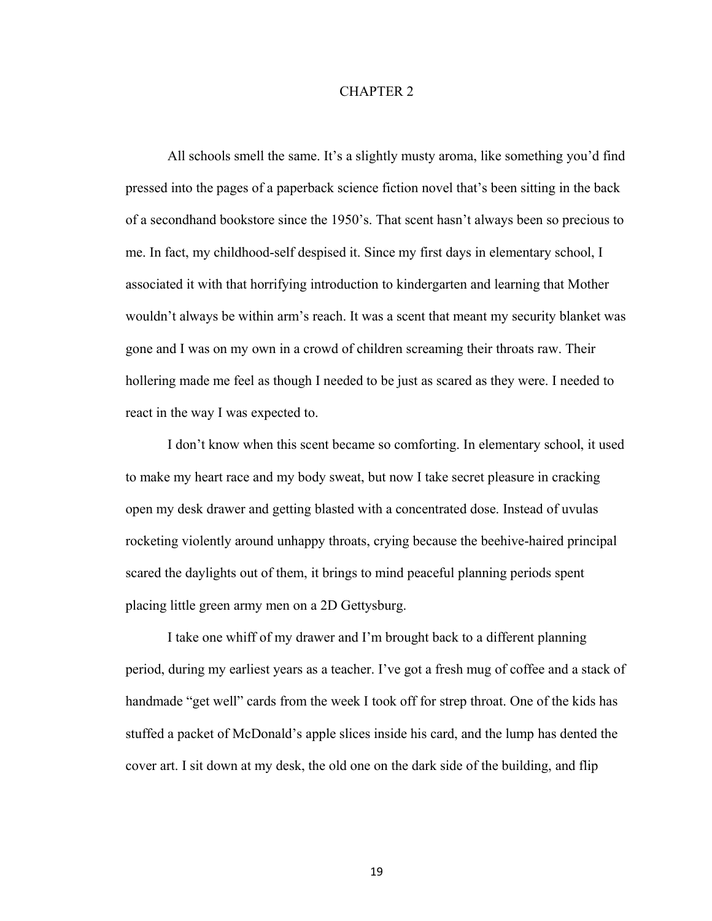# CHAPTER 2

All schools smell the same. It's a slightly musty aroma, like something you'd find pressed into the pages of a paperback science fiction novel that's been sitting in the back of a secondhand bookstore since the 1950's. That scent hasn't always been so precious to me. In fact, my childhood-self despised it. Since my first days in elementary school, I associated it with that horrifying introduction to kindergarten and learning that Mother wouldn't always be within arm's reach. It was a scent that meant my security blanket was gone and I was on my own in a crowd of children screaming their throats raw. Their hollering made me feel as though I needed to be just as scared as they were. I needed to react in the way I was expected to.

I don't know when this scent became so comforting. In elementary school, it used to make my heart race and my body sweat, but now I take secret pleasure in cracking open my desk drawer and getting blasted with a concentrated dose. Instead of uvulas rocketing violently around unhappy throats, crying because the beehive-haired principal scared the daylights out of them, it brings to mind peaceful planning periods spent placing little green army men on a 2D Gettysburg.

I take one whiff of my drawer and I'm brought back to a different planning period, during my earliest years as a teacher. I've got a fresh mug of coffee and a stack of handmade "get well" cards from the week I took off for strep throat. One of the kids has stuffed a packet of McDonald's apple slices inside his card, and the lump has dented the cover art. I sit down at my desk, the old one on the dark side of the building, and flip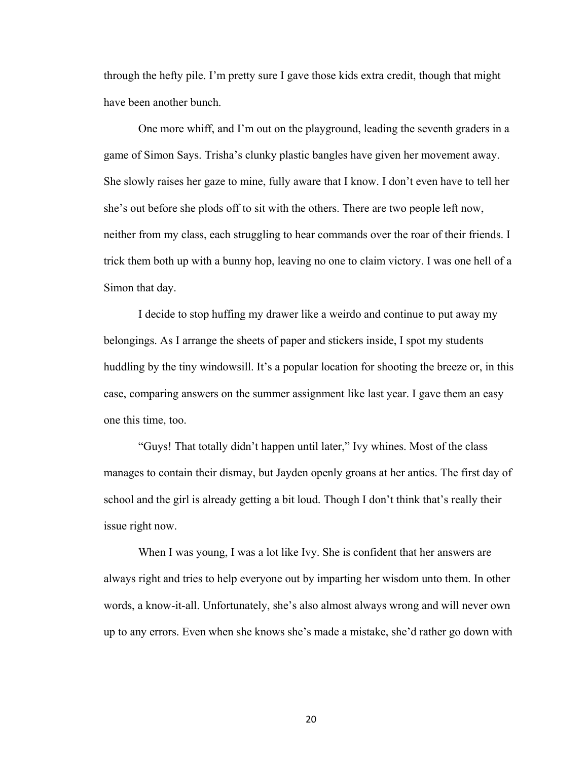through the hefty pile. I'm pretty sure I gave those kids extra credit, though that might have been another bunch.

One more whiff, and I'm out on the playground, leading the seventh graders in a game of Simon Says. Trisha's clunky plastic bangles have given her movement away. She slowly raises her gaze to mine, fully aware that I know. I don't even have to tell her she's out before she plods off to sit with the others. There are two people left now, neither from my class, each struggling to hear commands over the roar of their friends. I trick them both up with a bunny hop, leaving no one to claim victory. I was one hell of a Simon that day.

I decide to stop huffing my drawer like a weirdo and continue to put away my belongings. As I arrange the sheets of paper and stickers inside, I spot my students huddling by the tiny windowsill. It's a popular location for shooting the breeze or, in this case, comparing answers on the summer assignment like last year. I gave them an easy one this time, too.

"Guys! That totally didn't happen until later," Ivy whines. Most of the class manages to contain their dismay, but Jayden openly groans at her antics. The first day of school and the girl is already getting a bit loud. Though I don't think that's really their issue right now.

When I was young, I was a lot like Ivy. She is confident that her answers are always right and tries to help everyone out by imparting her wisdom unto them. In other words, a know-it-all. Unfortunately, she's also almost always wrong and will never own up to any errors. Even when she knows she's made a mistake, she'd rather go down with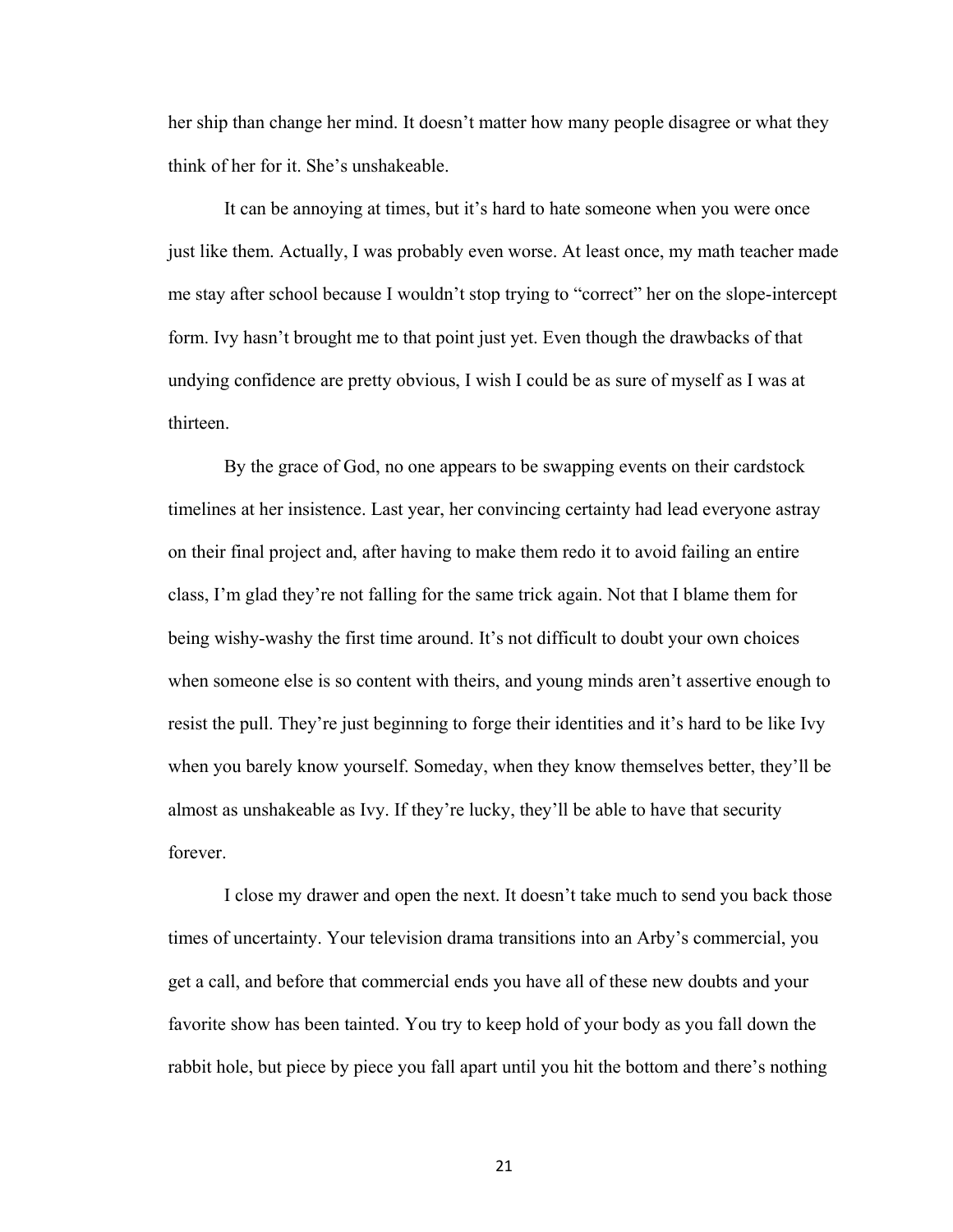her ship than change her mind. It doesn't matter how many people disagree or what they think of her for it. She's unshakeable.

It can be annoying at times, but it's hard to hate someone when you were once just like them. Actually, I was probably even worse. At least once, my math teacher made me stay after school because I wouldn't stop trying to "correct" her on the slope-intercept form. Ivy hasn't brought me to that point just yet. Even though the drawbacks of that undying confidence are pretty obvious, I wish I could be as sure of myself as I was at thirteen.

By the grace of God, no one appears to be swapping events on their cardstock timelines at her insistence. Last year, her convincing certainty had lead everyone astray on their final project and, after having to make them redo it to avoid failing an entire class, I'm glad they're not falling for the same trick again. Not that I blame them for being wishy-washy the first time around. It's not difficult to doubt your own choices when someone else is so content with theirs, and young minds aren't assertive enough to resist the pull. They're just beginning to forge their identities and it's hard to be like Ivy when you barely know yourself. Someday, when they know themselves better, they'll be almost as unshakeable as Ivy. If they're lucky, they'll be able to have that security forever.

I close my drawer and open the next. It doesn't take much to send you back those times of uncertainty. Your television drama transitions into an Arby's commercial, you get a call, and before that commercial ends you have all of these new doubts and your favorite show has been tainted. You try to keep hold of your body as you fall down the rabbit hole, but piece by piece you fall apart until you hit the bottom and there's nothing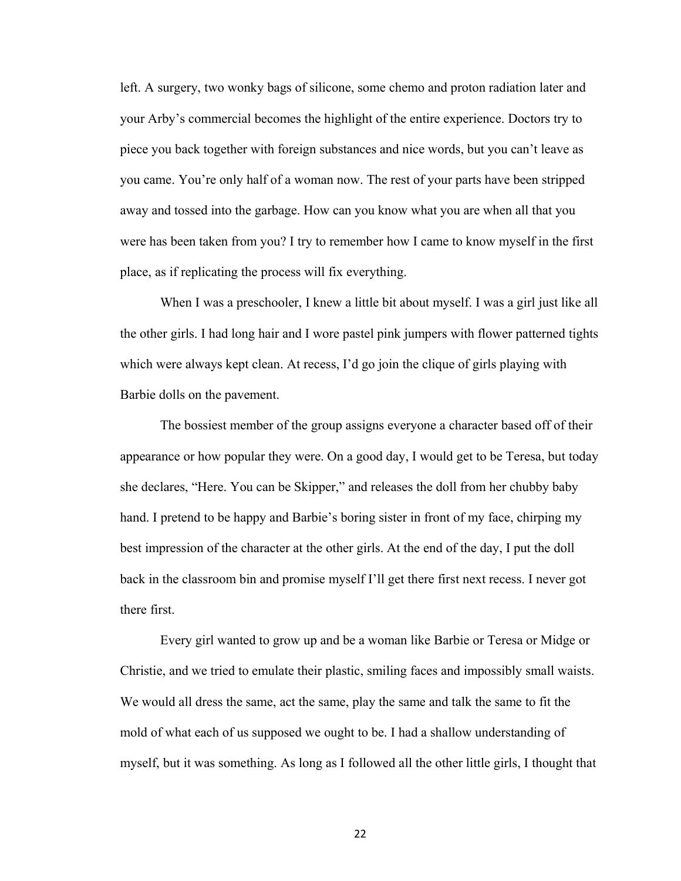left. A surgery, two wonky bags of silicone, some chemo and proton radiation later and your Arby's commercial becomes the highlight of the entire experience. Doctors try to piece you back together with foreign substances and nice words, but you can't leave as you came. You're only half of a woman now. The rest of your parts have been stripped away and tossed into the garbage. How can you know what you are when all that you were has been taken from you? I try to remember how I came to know myself in the first place, as if replicating the process will fix everything.

When I was a preschooler, I knew a little bit about myself. I was a girl just like all the other girls. I had long hair and I wore pastel pink jumpers with flower patterned tights which were always kept clean. At recess, I'd go join the clique of girls playing with Barbie dolls on the pavement.

The bossiest member of the group assigns everyone a character based off of their appearance or how popular they were. On a good day, I would get to be Teresa, but today she declares, "Here. You can be Skipper," and releases the doll from her chubby baby hand. I pretend to be happy and Barbie's boring sister in front of my face, chirping my best impression of the character at the other girls. At the end of the day, I put the doll back in the classroom bin and promise myself I'll get there first next recess. I never got there first.

Every girl wanted to grow up and be a woman like Barbie or Teresa or Midge or Christie, and we tried to emulate their plastic, smiling faces and impossibly small waists. We would all dress the same, act the same, play the same and talk the same to fit the mold of what each of us supposed we ought to be. I had a shallow understanding of myself, but it was something. As long as I followed all the other little girls, I thought that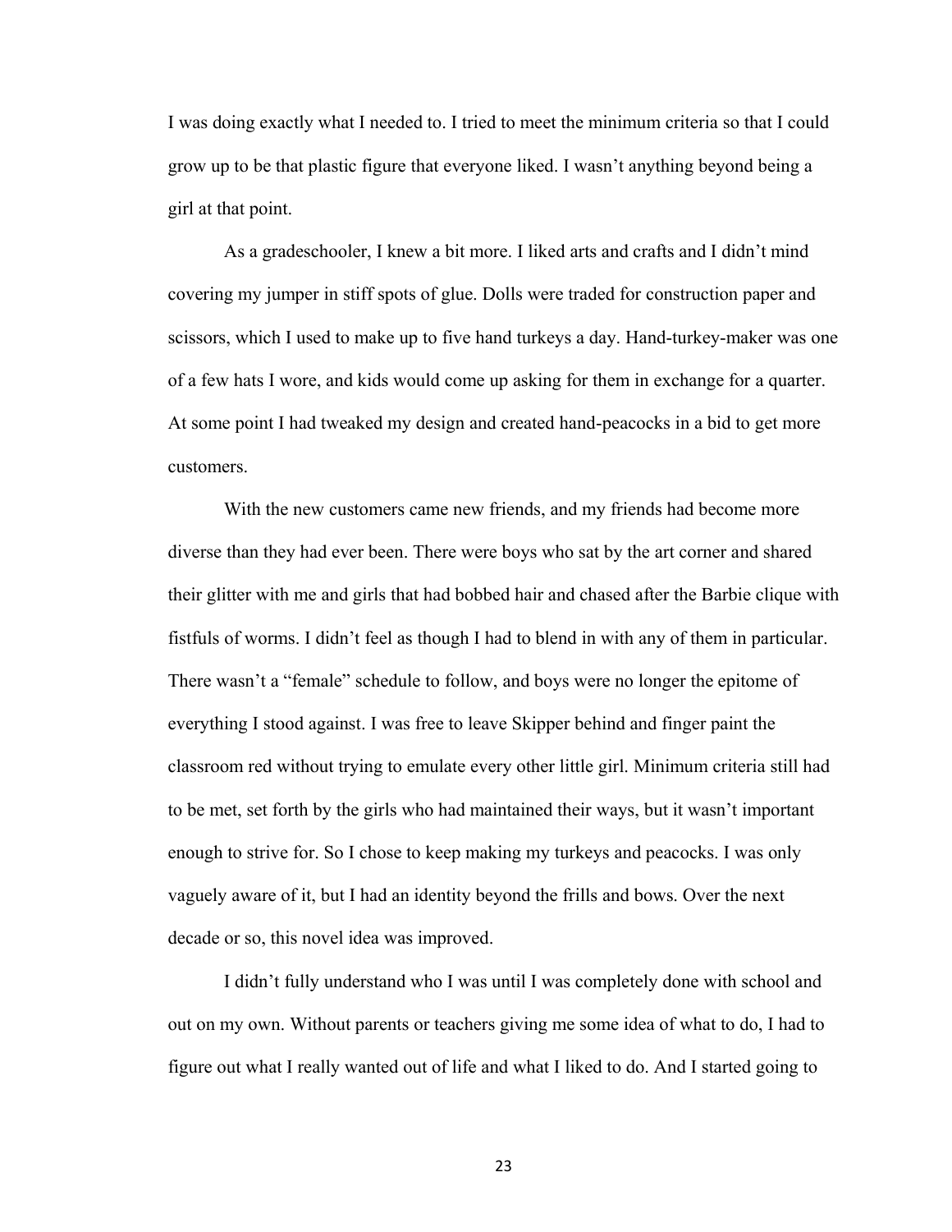I was doing exactly what I needed to. I tried to meet the minimum criteria so that I could grow up to be that plastic figure that everyone liked. I wasn't anything beyond being a girl at that point.

As a gradeschooler, I knew a bit more. I liked arts and crafts and I didn't mind covering my jumper in stiff spots of glue. Dolls were traded for construction paper and scissors, which I used to make up to five hand turkeys a day. Hand-turkey-maker was one of a few hats I wore, and kids would come up asking for them in exchange for a quarter. At some point I had tweaked my design and created hand-peacocks in a bid to get more customers.

With the new customers came new friends, and my friends had become more diverse than they had ever been. There were boys who sat by the art corner and shared their glitter with me and girls that had bobbed hair and chased after the Barbie clique with fistfuls of worms. I didn't feel as though I had to blend in with any of them in particular. There wasn't a "female" schedule to follow, and boys were no longer the epitome of everything I stood against. I was free to leave Skipper behind and finger paint the classroom red without trying to emulate every other little girl. Minimum criteria still had to be met, set forth by the girls who had maintained their ways, but it wasn't important enough to strive for. So I chose to keep making my turkeys and peacocks. I was only vaguely aware of it, but I had an identity beyond the frills and bows. Over the next decade or so, this novel idea was improved.

I didn't fully understand who I was until I was completely done with school and out on my own. Without parents or teachers giving me some idea of what to do, I had to figure out what I really wanted out of life and what I liked to do. And I started going to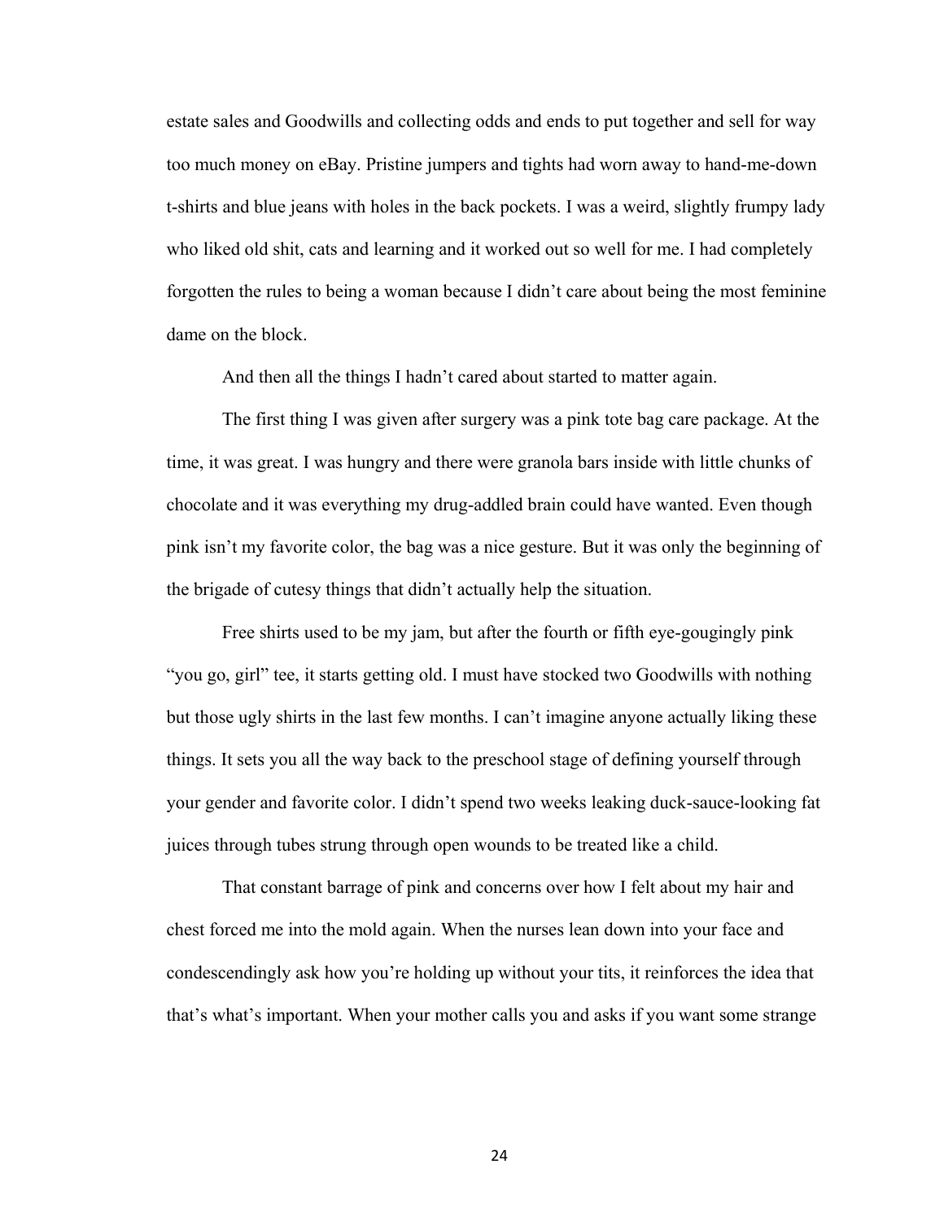estate sales and Goodwills and collecting odds and ends to put together and sell for way too much money on eBay. Pristine jumpers and tights had worn away to hand-me-down t-shirts and blue jeans with holes in the back pockets. I was a weird, slightly frumpy lady who liked old shit, cats and learning and it worked out so well for me. I had completely forgotten the rules to being a woman because I didn't care about being the most feminine dame on the block.

And then all the things I hadn't cared about started to matter again.

The first thing I was given after surgery was a pink tote bag care package. At the time, it was great. I was hungry and there were granola bars inside with little chunks of chocolate and it was everything my drug-addled brain could have wanted. Even though pink isn't my favorite color, the bag was a nice gesture. But it was only the beginning of the brigade of cutesy things that didn't actually help the situation.

Free shirts used to be my jam, but after the fourth or fifth eye-gougingly pink "you go, girl" tee, it starts getting old. I must have stocked two Goodwills with nothing but those ugly shirts in the last few months. I can't imagine anyone actually liking these things. It sets you all the way back to the preschool stage of defining yourself through your gender and favorite color. I didn't spend two weeks leaking duck-sauce-looking fat juices through tubes strung through open wounds to be treated like a child.

That constant barrage of pink and concerns over how I felt about my hair and chest forced me into the mold again. When the nurses lean down into your face and condescendingly ask how you're holding up without your tits, it reinforces the idea that that's what's important. When your mother calls you and asks if you want some strange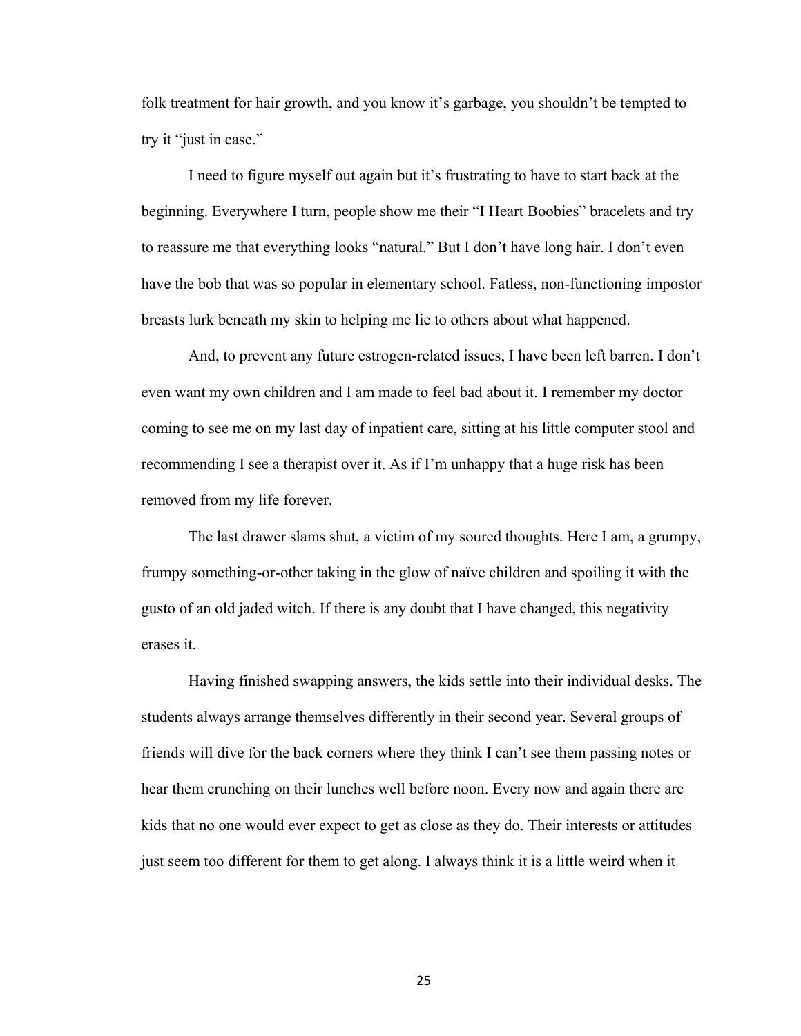folk treatment for hair growth, and you know it's garbage, you shouldn't be tempted to try it "just in case."

I need to figure myself out again but it's frustrating to have to start back at the beginning. Everywhere I turn, people show me their "I Heart Boobies" bracelets and try to reassure me that everything looks "natural." But I don't have long hair. I don't even have the bob that was so popular in elementary school. Fatless, non-functioning impostor breasts lurk beneath my skin to helping me lie to others about what happened.

And, to prevent any future estrogen-related issues, I have been left barren. I don't even want my own children and I am made to feel bad about it. I remember my doctor coming to see me on my last day of inpatient care, sitting at his little computer stool and recommending I see a therapist over it. As if I'm unhappy that a huge risk has been removed from my life forever.

The last drawer slams shut, a victim of my soured thoughts. Here I am, a grumpy, frumpy something-or-other taking in the glow of naïve children and spoiling it with the gusto of an old jaded witch. If there is any doubt that I have changed, this negativity erases it.

Having finished swapping answers, the kids settle into their individual desks. The students always arrange themselves differently in their second year. Several groups of friends will dive for the back corners where they think I can't see them passing notes or hear them crunching on their lunches well before noon. Every now and again there are kids that no one would ever expect to get as close as they do. Their interests or attitudes just seem too different for them to get along. I always think it is a little weird when it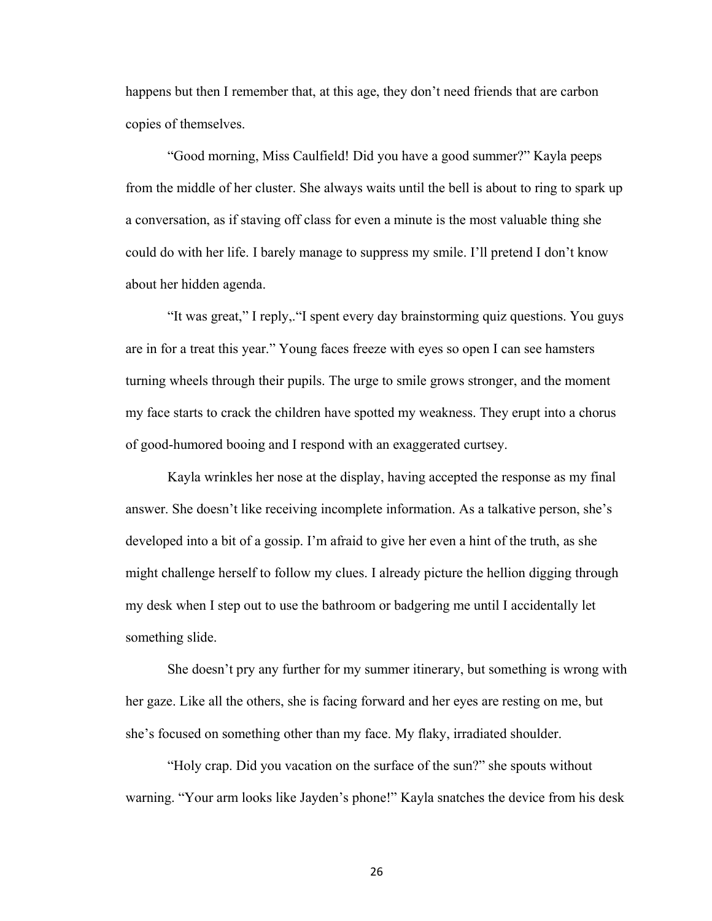happens but then I remember that, at this age, they don't need friends that are carbon copies of themselves.

"Good morning, Miss Caulfield! Did you have a good summer?" Kayla peeps from the middle of her cluster. She always waits until the bell is about to ring to spark up a conversation, as if staving off class for even a minute is the most valuable thing she could do with her life. I barely manage to suppress my smile. I'll pretend I don't know about her hidden agenda.

"It was great," I reply,."I spent every day brainstorming quiz questions. You guys are in for a treat this year." Young faces freeze with eyes so open I can see hamsters turning wheels through their pupils. The urge to smile grows stronger, and the moment my face starts to crack the children have spotted my weakness. They erupt into a chorus of good-humored booing and I respond with an exaggerated curtsey.

Kayla wrinkles her nose at the display, having accepted the response as my final answer. She doesn't like receiving incomplete information. As a talkative person, she's developed into a bit of a gossip. I'm afraid to give her even a hint of the truth, as she might challenge herself to follow my clues. I already picture the hellion digging through my desk when I step out to use the bathroom or badgering me until I accidentally let something slide.

She doesn't pry any further for my summer itinerary, but something is wrong with her gaze. Like all the others, she is facing forward and her eyes are resting on me, but she's focused on something other than my face. My flaky, irradiated shoulder.

"Holy crap. Did you vacation on the surface of the sun?" she spouts without warning. "Your arm looks like Jayden's phone!" Kayla snatches the device from his desk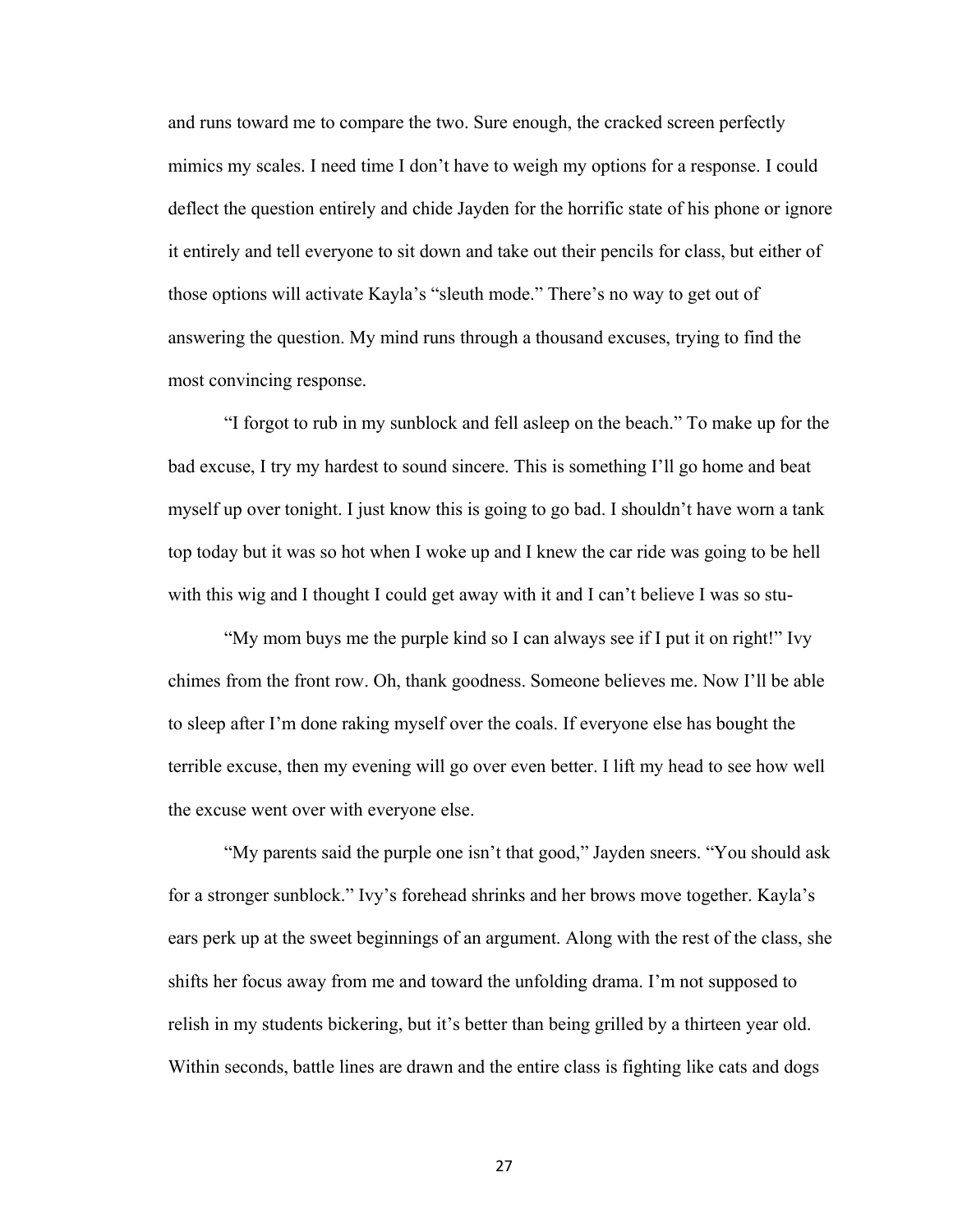and runs toward me to compare the two. Sure enough, the cracked screen perfectly mimics my scales. I need time I don't have to weigh my options for a response. I could deflect the question entirely and chide Jayden for the horrific state of his phone or ignore it entirely and tell everyone to sit down and take out their pencils for class, but either of those options will activate Kayla's "sleuth mode." There's no way to get out of answering the question. My mind runs through a thousand excuses, trying to find the most convincing response.

"I forgot to rub in my sunblock and fell asleep on the beach." To make up for the bad excuse, I try my hardest to sound sincere. This is something I'll go home and beat myself up over tonight. I just know this is going to go bad. I shouldn't have worn a tank top today but it was so hot when I woke up and I knew the car ride was going to be hell with this wig and I thought I could get away with it and I can't believe I was so stu-

"My mom buys me the purple kind so I can always see if I put it on right!" Ivy chimes from the front row. Oh, thank goodness. Someone believes me. Now I'll be able to sleep after I'm done raking myself over the coals. If everyone else has bought the terrible excuse, then my evening will go over even better. I lift my head to see how well the excuse went over with everyone else.

"My parents said the purple one isn't that good," Jayden sneers. "You should ask for a stronger sunblock." Ivy's forehead shrinks and her brows move together. Kayla's ears perk up at the sweet beginnings of an argument. Along with the rest of the class, she shifts her focus away from me and toward the unfolding drama. I'm not supposed to relish in my students bickering, but it's better than being grilled by a thirteen year old. Within seconds, battle lines are drawn and the entire class is fighting like cats and dogs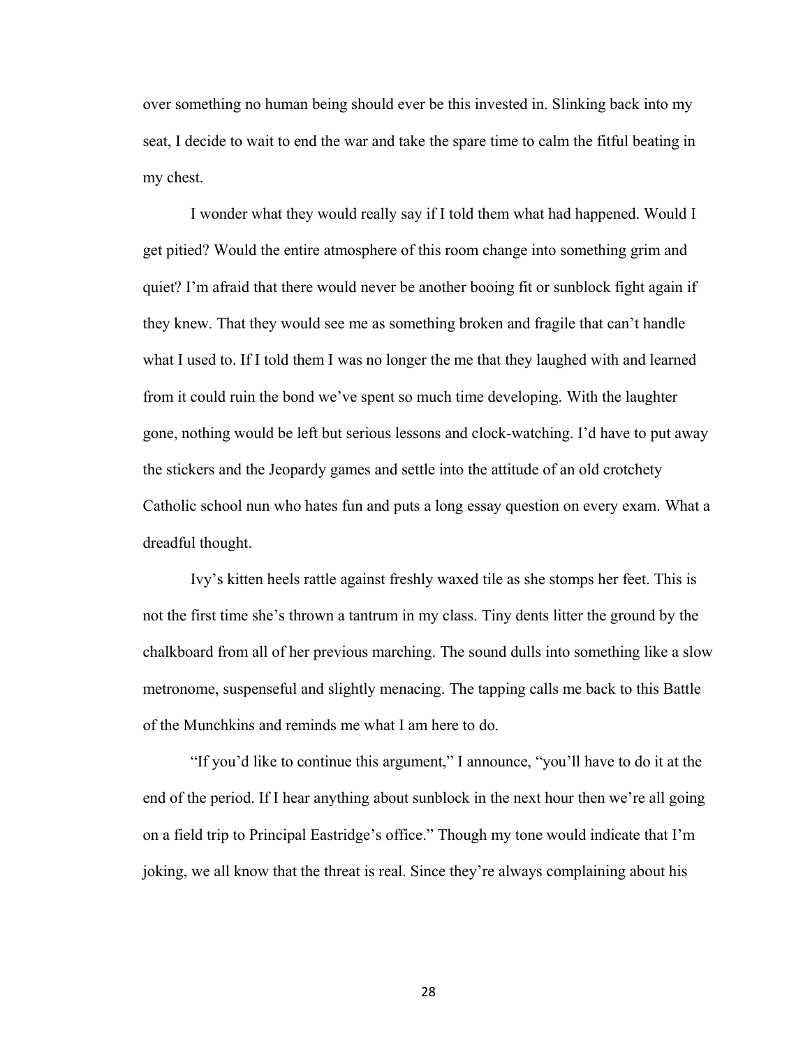over something no human being should ever be this invested in. Slinking back into my seat, I decide to wait to end the war and take the spare time to calm the fitful beating in my chest.

I wonder what they would really say if I told them what had happened. Would I get pitied? Would the entire atmosphere of this room change into something grim and quiet? I'm afraid that there would never be another booing fit or sunblock fight again if they knew. That they would see me as something broken and fragile that can't handle what I used to. If I told them I was no longer the me that they laughed with and learned from it could ruin the bond we've spent so much time developing. With the laughter gone, nothing would be left but serious lessons and clock-watching. I'd have to put away the stickers and the Jeopardy games and settle into the attitude of an old crotchety Catholic school nun who hates fun and puts a long essay question on every exam. What a dreadful thought.

Ivy's kitten heels rattle against freshly waxed tile as she stomps her feet. This is not the first time she's thrown a tantrum in my class. Tiny dents litter the ground by the chalkboard from all of her previous marching. The sound dulls into something like a slow metronome, suspenseful and slightly menacing. The tapping calls me back to this Battle of the Munchkins and reminds me what I am here to do.

"If you'd like to continue this argument," I announce, "you'll have to do it at the end of the period. If I hear anything about sunblock in the next hour then we're all going on a field trip to Principal Eastridge's office." Though my tone would indicate that I'm joking, we all know that the threat is real. Since they're always complaining about his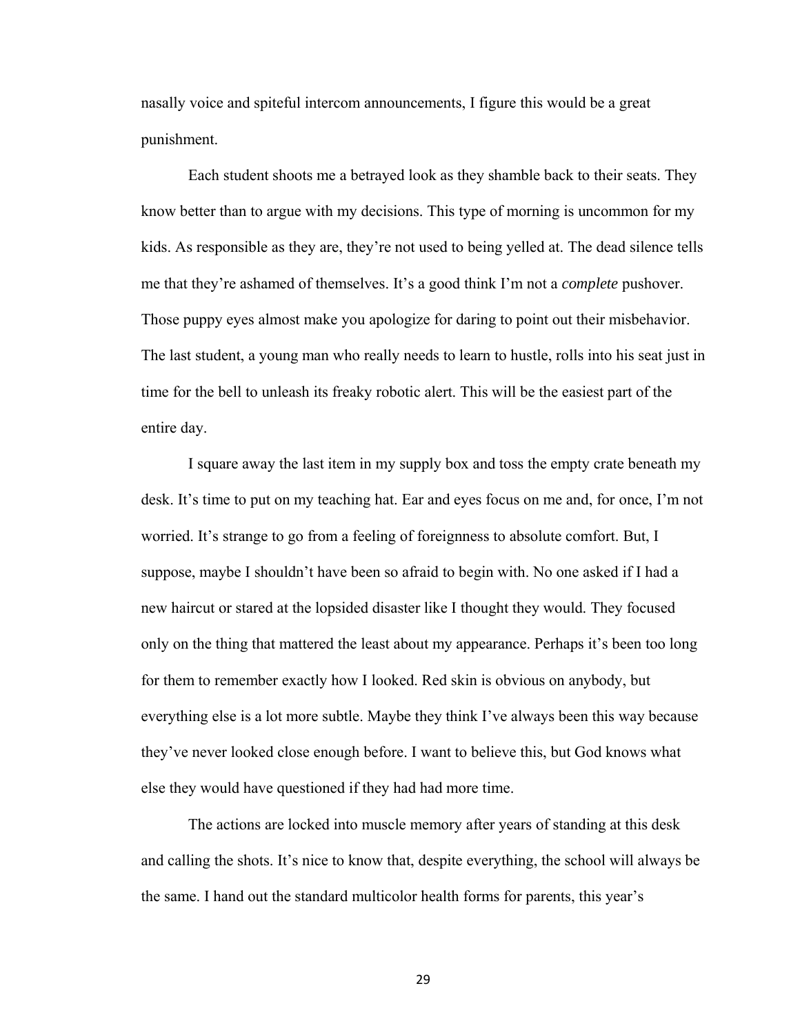nasally voice and spiteful intercom announcements, I figure this would be a great punishment.

Each student shoots me a betrayed look as they shamble back to their seats. They know better than to argue with my decisions. This type of morning is uncommon for my kids. As responsible as they are, they're not used to being yelled at. The dead silence tells me that they're ashamed of themselves. It's a good think I'm not a *complete* pushover. Those puppy eyes almost make you apologize for daring to point out their misbehavior. The last student, a young man who really needs to learn to hustle, rolls into his seat just in time for the bell to unleash its freaky robotic alert. This will be the easiest part of the entire day.

I square away the last item in my supply box and toss the empty crate beneath my desk. It's time to put on my teaching hat. Ear and eyes focus on me and, for once, I'm not worried. It's strange to go from a feeling of foreignness to absolute comfort. But, I suppose, maybe I shouldn't have been so afraid to begin with. No one asked if I had a new haircut or stared at the lopsided disaster like I thought they would. They focused only on the thing that mattered the least about my appearance. Perhaps it's been too long for them to remember exactly how I looked. Red skin is obvious on anybody, but everything else is a lot more subtle. Maybe they think I've always been this way because they've never looked close enough before. I want to believe this, but God knows what else they would have questioned if they had had more time.

The actions are locked into muscle memory after years of standing at this desk and calling the shots. It's nice to know that, despite everything, the school will always be the same. I hand out the standard multicolor health forms for parents, this year's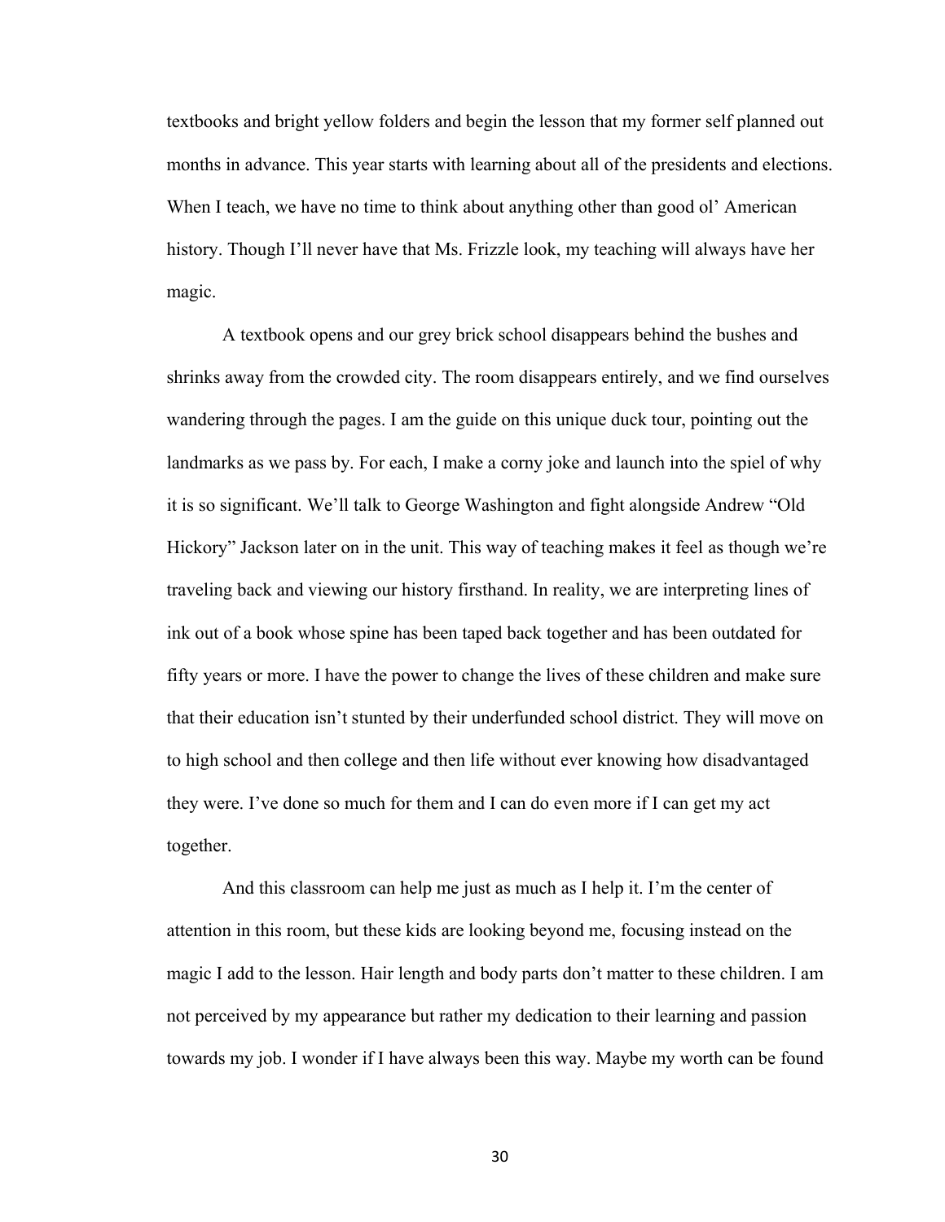textbooks and bright yellow folders and begin the lesson that my former self planned out months in advance. This year starts with learning about all of the presidents and elections. When I teach, we have no time to think about anything other than good ol' American history. Though I'll never have that Ms. Frizzle look, my teaching will always have her magic.

A textbook opens and our grey brick school disappears behind the bushes and shrinks away from the crowded city. The room disappears entirely, and we find ourselves wandering through the pages. I am the guide on this unique duck tour, pointing out the landmarks as we pass by. For each, I make a corny joke and launch into the spiel of why it is so significant. We'll talk to George Washington and fight alongside Andrew "Old Hickory" Jackson later on in the unit. This way of teaching makes it feel as though we're traveling back and viewing our history firsthand. In reality, we are interpreting lines of ink out of a book whose spine has been taped back together and has been outdated for fifty years or more. I have the power to change the lives of these children and make sure that their education isn't stunted by their underfunded school district. They will move on to high school and then college and then life without ever knowing how disadvantaged they were. I've done so much for them and I can do even more if I can get my act together.

And this classroom can help me just as much as I help it. I'm the center of attention in this room, but these kids are looking beyond me, focusing instead on the magic I add to the lesson. Hair length and body parts don't matter to these children. I am not perceived by my appearance but rather my dedication to their learning and passion towards my job. I wonder if I have always been this way. Maybe my worth can be found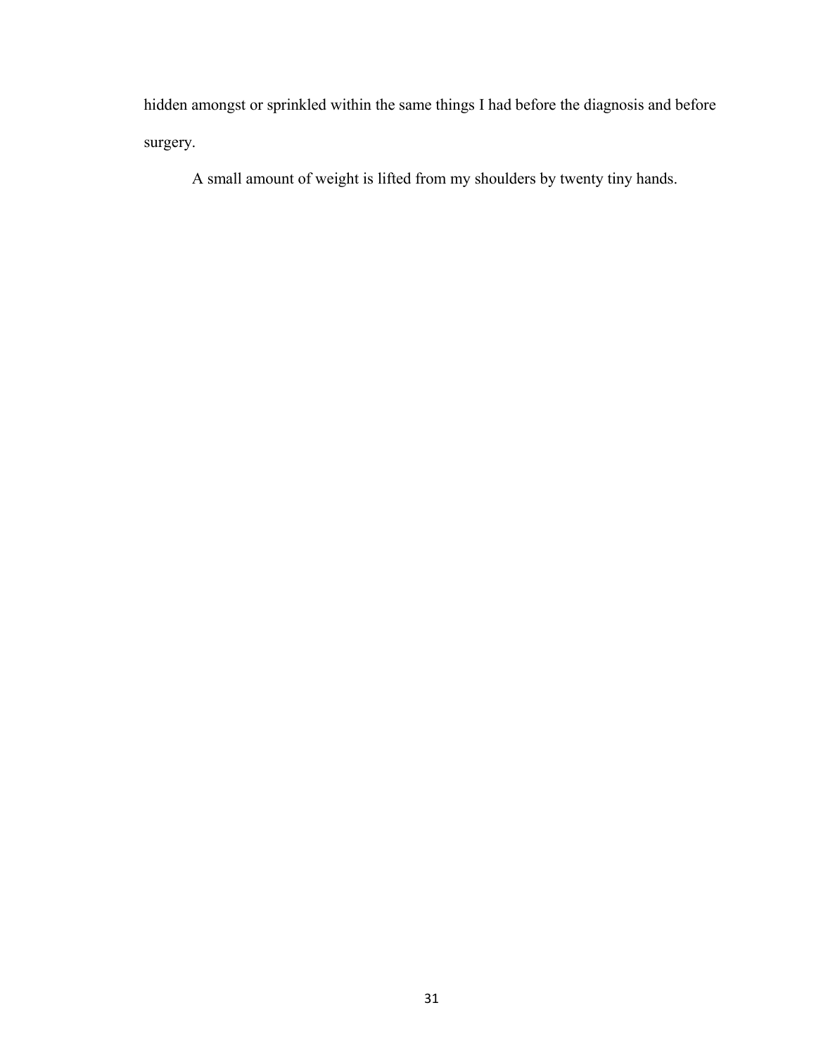hidden amongst or sprinkled within the same things I had before the diagnosis and before surgery.

A small amount of weight is lifted from my shoulders by twenty tiny hands.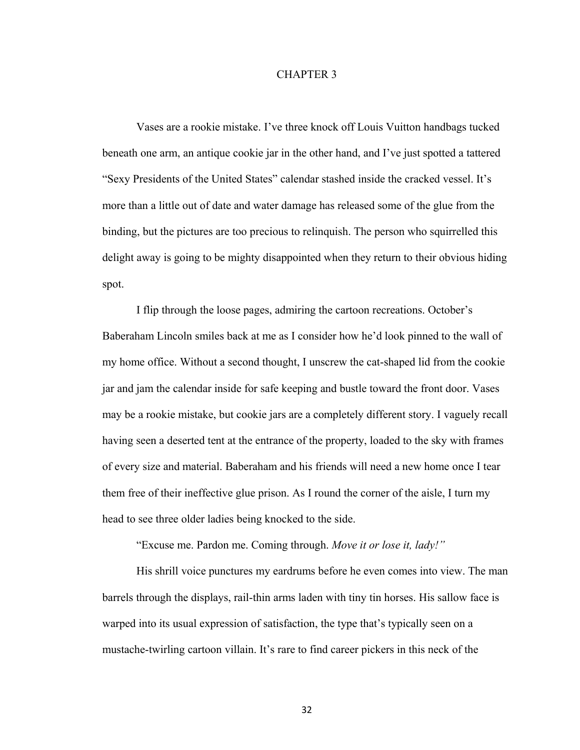# CHAPTER 3

Vases are a rookie mistake. I've three knock off Louis Vuitton handbags tucked beneath one arm, an antique cookie jar in the other hand, and I've just spotted a tattered "Sexy Presidents of the United States" calendar stashed inside the cracked vessel. It's more than a little out of date and water damage has released some of the glue from the binding, but the pictures are too precious to relinquish. The person who squirrelled this delight away is going to be mighty disappointed when they return to their obvious hiding spot.

I flip through the loose pages, admiring the cartoon recreations. October's Baberaham Lincoln smiles back at me as I consider how he'd look pinned to the wall of my home office. Without a second thought, I unscrew the cat-shaped lid from the cookie jar and jam the calendar inside for safe keeping and bustle toward the front door. Vases may be a rookie mistake, but cookie jars are a completely different story. I vaguely recall having seen a deserted tent at the entrance of the property, loaded to the sky with frames of every size and material. Baberaham and his friends will need a new home once I tear them free of their ineffective glue prison. As I round the corner of the aisle, I turn my head to see three older ladies being knocked to the side.

"Excuse me. Pardon me. Coming through. *Move it or lose it, lady!"*

His shrill voice punctures my eardrums before he even comes into view. The man barrels through the displays, rail-thin arms laden with tiny tin horses. His sallow face is warped into its usual expression of satisfaction, the type that's typically seen on a mustache-twirling cartoon villain. It's rare to find career pickers in this neck of the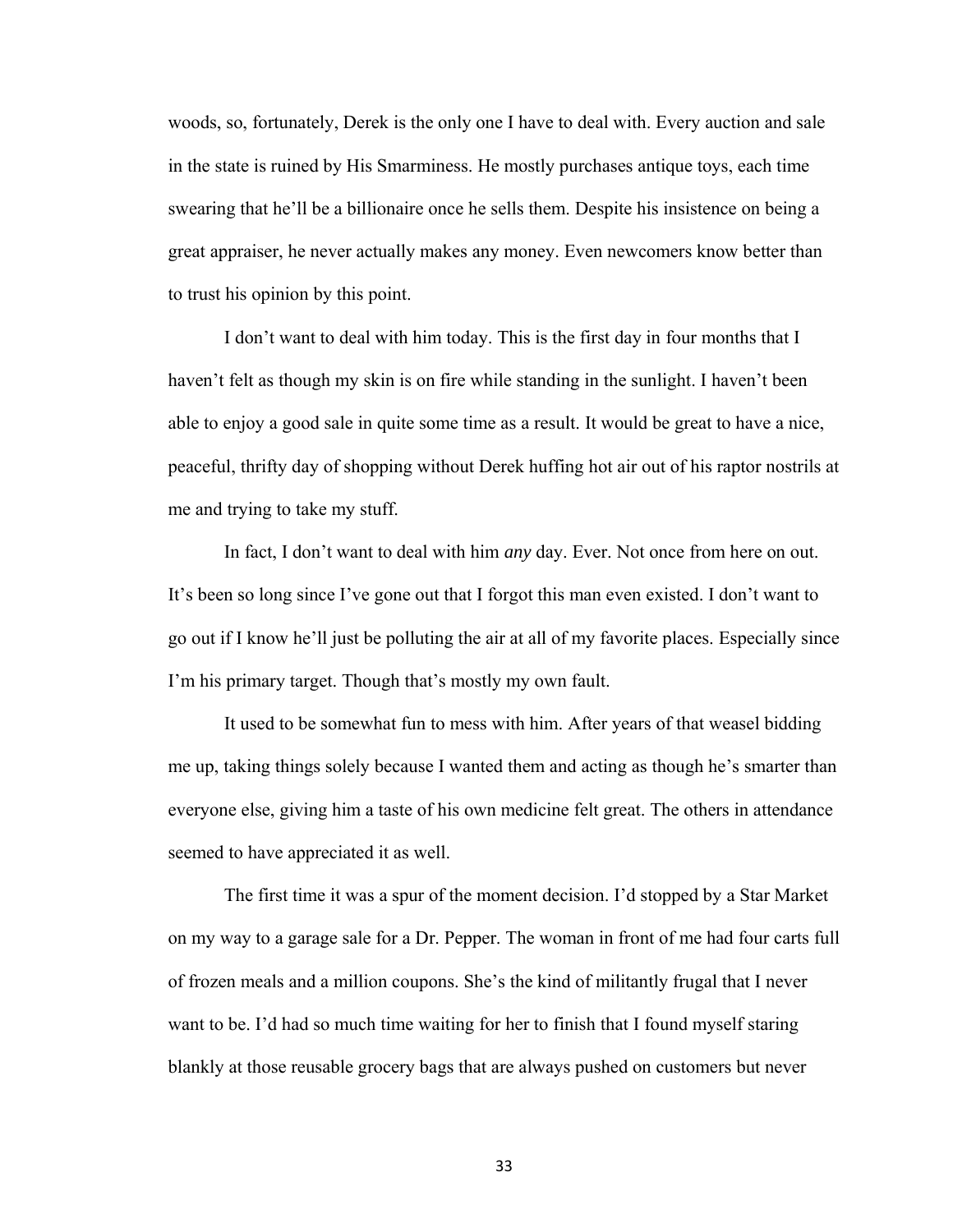woods, so, fortunately, Derek is the only one I have to deal with. Every auction and sale in the state is ruined by His Smarminess. He mostly purchases antique toys, each time swearing that he'll be a billionaire once he sells them. Despite his insistence on being a great appraiser, he never actually makes any money. Even newcomers know better than to trust his opinion by this point.

I don't want to deal with him today. This is the first day in four months that I haven't felt as though my skin is on fire while standing in the sunlight. I haven't been able to enjoy a good sale in quite some time as a result. It would be great to have a nice, peaceful, thrifty day of shopping without Derek huffing hot air out of his raptor nostrils at me and trying to take my stuff.

In fact, I don't want to deal with him *any* day. Ever. Not once from here on out. It's been so long since I've gone out that I forgot this man even existed. I don't want to go out if I know he'll just be polluting the air at all of my favorite places. Especially since I'm his primary target. Though that's mostly my own fault.

It used to be somewhat fun to mess with him. After years of that weasel bidding me up, taking things solely because I wanted them and acting as though he's smarter than everyone else, giving him a taste of his own medicine felt great. The others in attendance seemed to have appreciated it as well.

The first time it was a spur of the moment decision. I'd stopped by a Star Market on my way to a garage sale for a Dr. Pepper. The woman in front of me had four carts full of frozen meals and a million coupons. She's the kind of militantly frugal that I never want to be. I'd had so much time waiting for her to finish that I found myself staring blankly at those reusable grocery bags that are always pushed on customers but never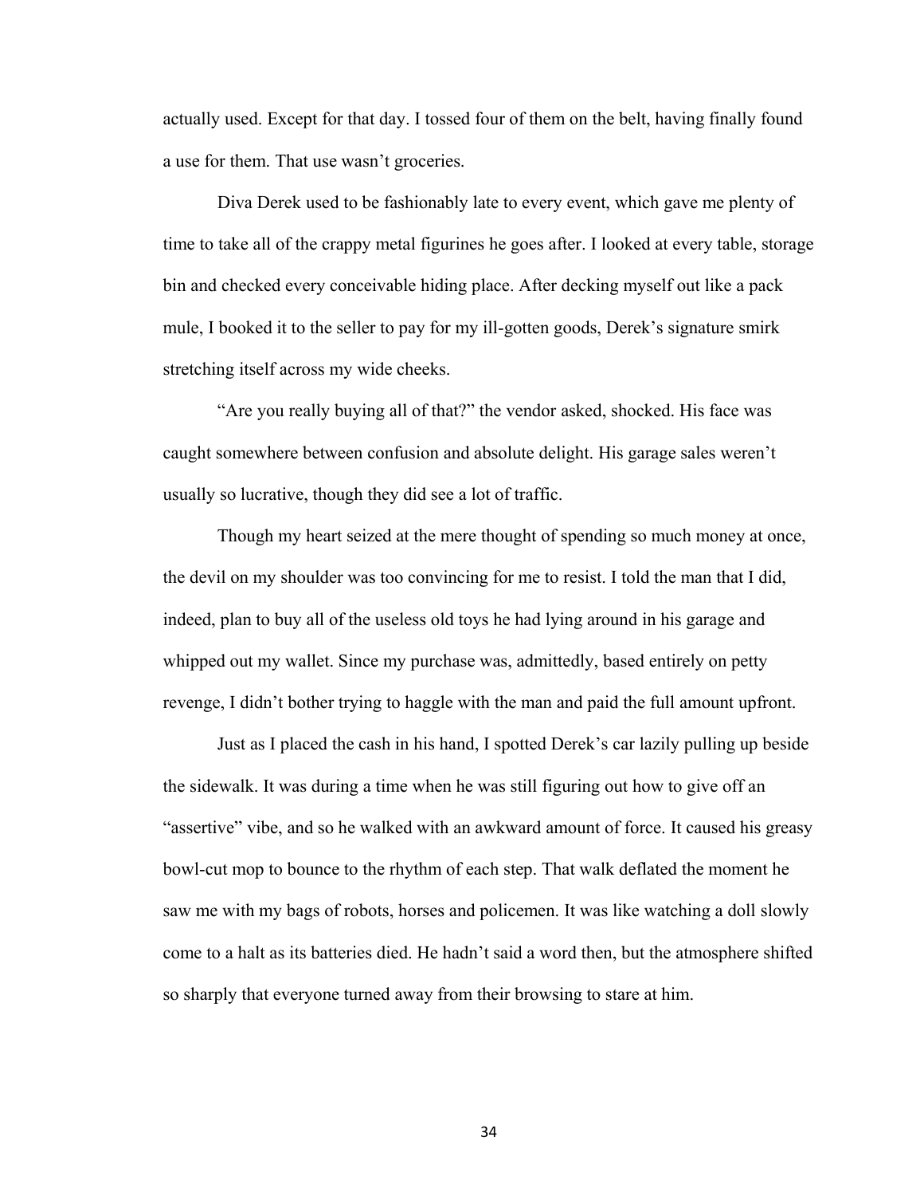actually used. Except for that day. I tossed four of them on the belt, having finally found a use for them. That use wasn't groceries.

Diva Derek used to be fashionably late to every event, which gave me plenty of time to take all of the crappy metal figurines he goes after. I looked at every table, storage bin and checked every conceivable hiding place. After decking myself out like a pack mule, I booked it to the seller to pay for my ill-gotten goods, Derek's signature smirk stretching itself across my wide cheeks.

"Are you really buying all of that?" the vendor asked, shocked. His face was caught somewhere between confusion and absolute delight. His garage sales weren't usually so lucrative, though they did see a lot of traffic.

Though my heart seized at the mere thought of spending so much money at once, the devil on my shoulder was too convincing for me to resist. I told the man that I did, indeed, plan to buy all of the useless old toys he had lying around in his garage and whipped out my wallet. Since my purchase was, admittedly, based entirely on petty revenge, I didn't bother trying to haggle with the man and paid the full amount upfront.

Just as I placed the cash in his hand, I spotted Derek's car lazily pulling up beside the sidewalk. It was during a time when he was still figuring out how to give off an "assertive" vibe, and so he walked with an awkward amount of force. It caused his greasy bowl-cut mop to bounce to the rhythm of each step. That walk deflated the moment he saw me with my bags of robots, horses and policemen. It was like watching a doll slowly come to a halt as its batteries died. He hadn't said a word then, but the atmosphere shifted so sharply that everyone turned away from their browsing to stare at him.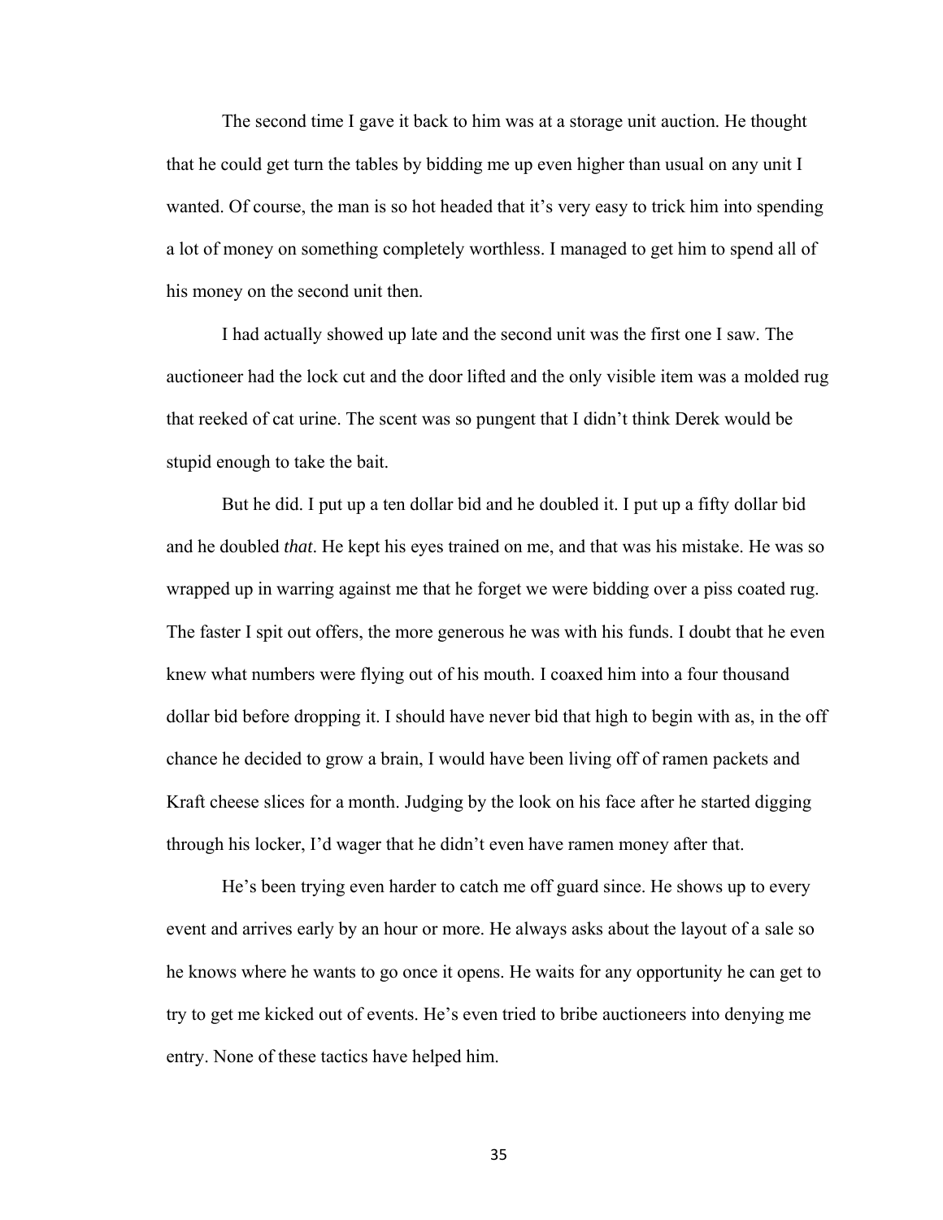The second time I gave it back to him was at a storage unit auction. He thought that he could get turn the tables by bidding me up even higher than usual on any unit I wanted. Of course, the man is so hot headed that it's very easy to trick him into spending a lot of money on something completely worthless. I managed to get him to spend all of his money on the second unit then.

I had actually showed up late and the second unit was the first one I saw. The auctioneer had the lock cut and the door lifted and the only visible item was a molded rug that reeked of cat urine. The scent was so pungent that I didn't think Derek would be stupid enough to take the bait.

But he did. I put up a ten dollar bid and he doubled it. I put up a fifty dollar bid and he doubled *that*. He kept his eyes trained on me, and that was his mistake. He was so wrapped up in warring against me that he forget we were bidding over a piss coated rug. The faster I spit out offers, the more generous he was with his funds. I doubt that he even knew what numbers were flying out of his mouth. I coaxed him into a four thousand dollar bid before dropping it. I should have never bid that high to begin with as, in the off chance he decided to grow a brain, I would have been living off of ramen packets and Kraft cheese slices for a month. Judging by the look on his face after he started digging through his locker, I'd wager that he didn't even have ramen money after that.

He's been trying even harder to catch me off guard since. He shows up to every event and arrives early by an hour or more. He always asks about the layout of a sale so he knows where he wants to go once it opens. He waits for any opportunity he can get to try to get me kicked out of events. He's even tried to bribe auctioneers into denying me entry. None of these tactics have helped him.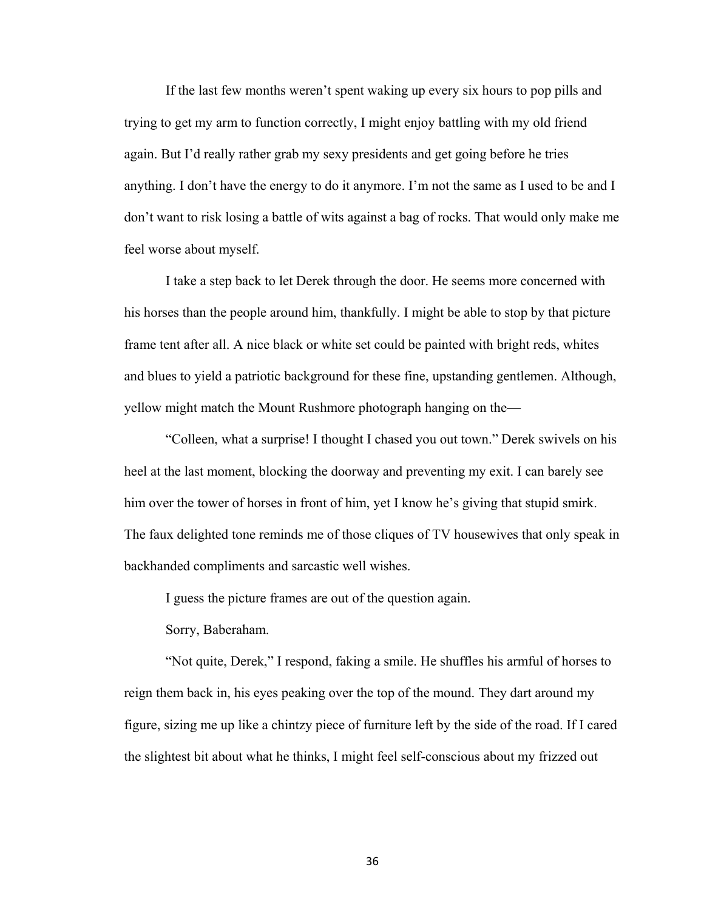If the last few months weren't spent waking up every six hours to pop pills and trying to get my arm to function correctly, I might enjoy battling with my old friend again. But I'd really rather grab my sexy presidents and get going before he tries anything. I don't have the energy to do it anymore. I'm not the same as I used to be and I don't want to risk losing a battle of wits against a bag of rocks. That would only make me feel worse about myself.

I take a step back to let Derek through the door. He seems more concerned with his horses than the people around him, thankfully. I might be able to stop by that picture frame tent after all. A nice black or white set could be painted with bright reds, whites and blues to yield a patriotic background for these fine, upstanding gentlemen. Although, yellow might match the Mount Rushmore photograph hanging on the—

"Colleen, what a surprise! I thought I chased you out town." Derek swivels on his heel at the last moment, blocking the doorway and preventing my exit. I can barely see him over the tower of horses in front of him, yet I know he's giving that stupid smirk. The faux delighted tone reminds me of those cliques of TV housewives that only speak in backhanded compliments and sarcastic well wishes.

I guess the picture frames are out of the question again.

Sorry, Baberaham.

"Not quite, Derek," I respond, faking a smile. He shuffles his armful of horses to reign them back in, his eyes peaking over the top of the mound. They dart around my figure, sizing me up like a chintzy piece of furniture left by the side of the road. If I cared the slightest bit about what he thinks, I might feel self-conscious about my frizzed out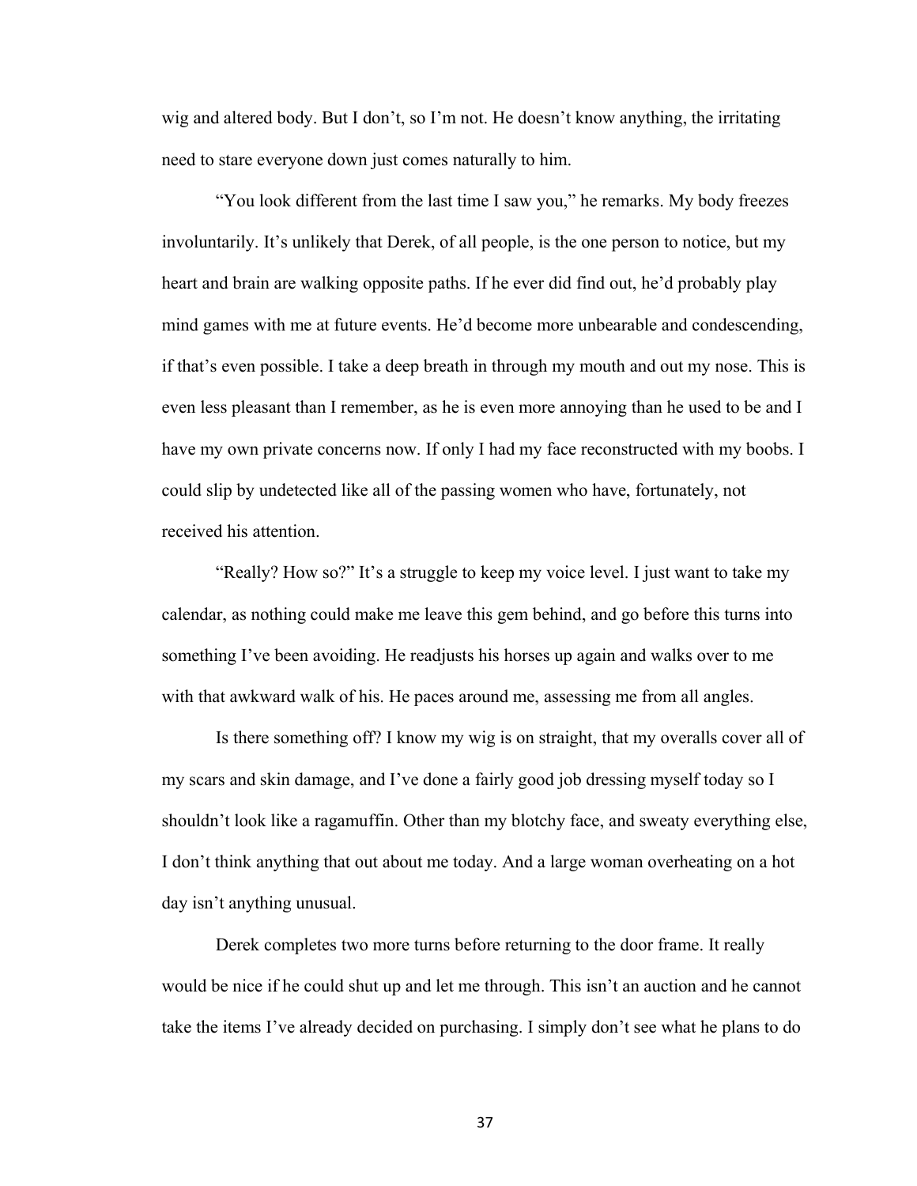wig and altered body. But I don't, so I'm not. He doesn't know anything, the irritating need to stare everyone down just comes naturally to him.

"You look different from the last time I saw you," he remarks. My body freezes involuntarily. It's unlikely that Derek, of all people, is the one person to notice, but my heart and brain are walking opposite paths. If he ever did find out, he'd probably play mind games with me at future events. He'd become more unbearable and condescending, if that's even possible. I take a deep breath in through my mouth and out my nose. This is even less pleasant than I remember, as he is even more annoying than he used to be and I have my own private concerns now. If only I had my face reconstructed with my boobs. I could slip by undetected like all of the passing women who have, fortunately, not received his attention.

"Really? How so?" It's a struggle to keep my voice level. I just want to take my calendar, as nothing could make me leave this gem behind, and go before this turns into something I've been avoiding. He readjusts his horses up again and walks over to me with that awkward walk of his. He paces around me, assessing me from all angles.

Is there something off? I know my wig is on straight, that my overalls cover all of my scars and skin damage, and I've done a fairly good job dressing myself today so I shouldn't look like a ragamuffin. Other than my blotchy face, and sweaty everything else, I don't think anything that out about me today. And a large woman overheating on a hot day isn't anything unusual.

Derek completes two more turns before returning to the door frame. It really would be nice if he could shut up and let me through. This isn't an auction and he cannot take the items I've already decided on purchasing. I simply don't see what he plans to do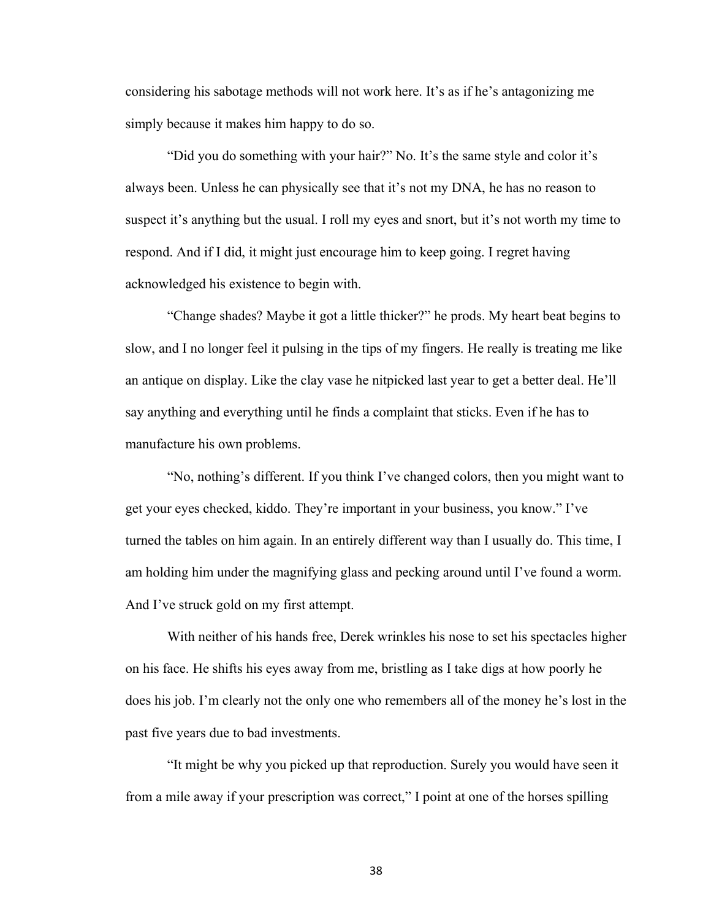considering his sabotage methods will not work here. It's as if he's antagonizing me simply because it makes him happy to do so.

"Did you do something with your hair?" No. It's the same style and color it's always been. Unless he can physically see that it's not my DNA, he has no reason to suspect it's anything but the usual. I roll my eyes and snort, but it's not worth my time to respond. And if I did, it might just encourage him to keep going. I regret having acknowledged his existence to begin with.

"Change shades? Maybe it got a little thicker?" he prods. My heart beat begins to slow, and I no longer feel it pulsing in the tips of my fingers. He really is treating me like an antique on display. Like the clay vase he nitpicked last year to get a better deal. He'll say anything and everything until he finds a complaint that sticks. Even if he has to manufacture his own problems.

"No, nothing's different. If you think I've changed colors, then you might want to get your eyes checked, kiddo. They're important in your business, you know." I've turned the tables on him again. In an entirely different way than I usually do. This time, I am holding him under the magnifying glass and pecking around until I've found a worm. And I've struck gold on my first attempt.

With neither of his hands free, Derek wrinkles his nose to set his spectacles higher on his face. He shifts his eyes away from me, bristling as I take digs at how poorly he does his job. I'm clearly not the only one who remembers all of the money he's lost in the past five years due to bad investments.

"It might be why you picked up that reproduction. Surely you would have seen it from a mile away if your prescription was correct," I point at one of the horses spilling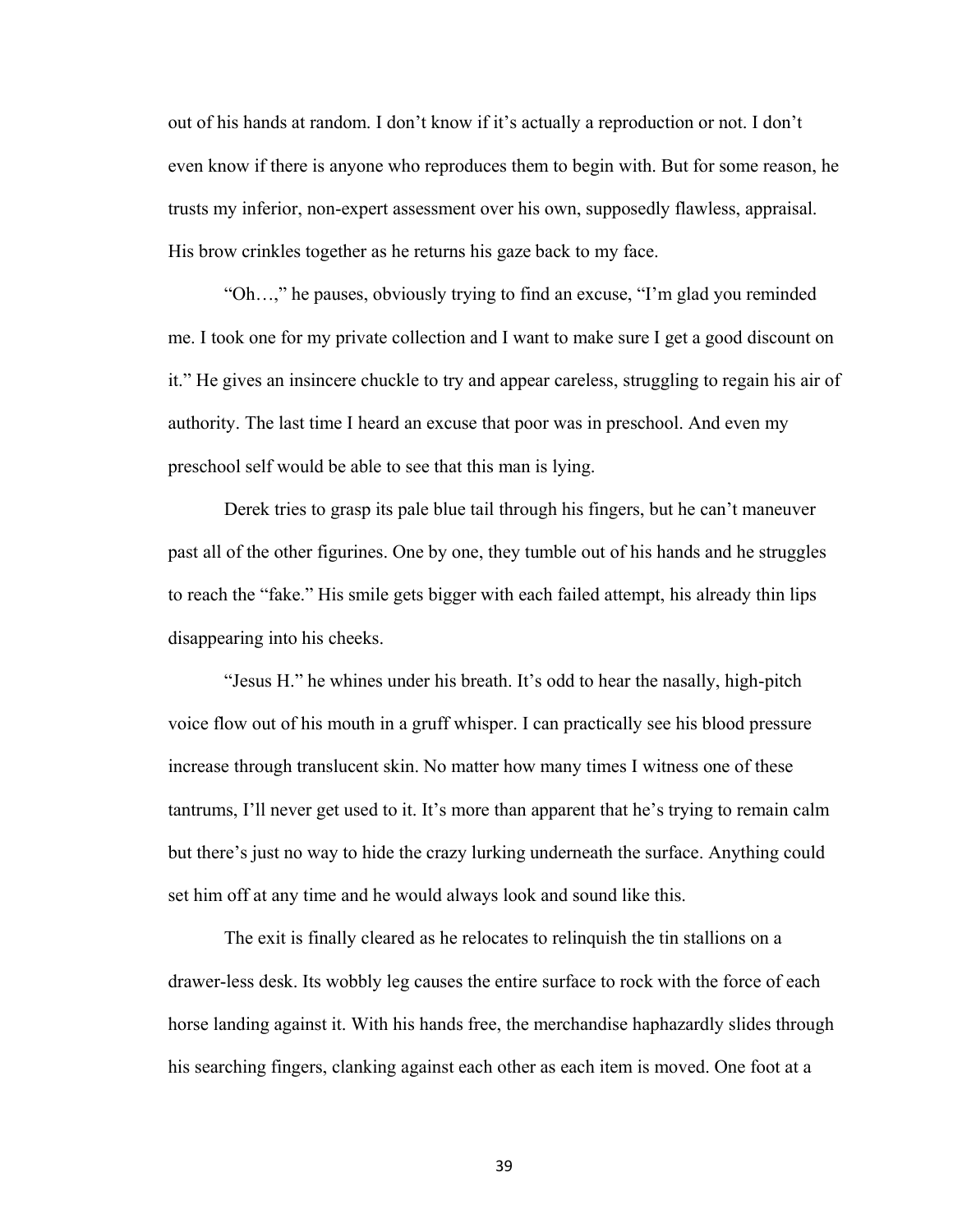out of his hands at random. I don't know if it's actually a reproduction or not. I don't even know if there is anyone who reproduces them to begin with. But for some reason, he trusts my inferior, non-expert assessment over his own, supposedly flawless, appraisal. His brow crinkles together as he returns his gaze back to my face.

"Oh…," he pauses, obviously trying to find an excuse, "I'm glad you reminded me. I took one for my private collection and I want to make sure I get a good discount on it." He gives an insincere chuckle to try and appear careless, struggling to regain his air of authority. The last time I heard an excuse that poor was in preschool. And even my preschool self would be able to see that this man is lying.

Derek tries to grasp its pale blue tail through his fingers, but he can't maneuver past all of the other figurines. One by one, they tumble out of his hands and he struggles to reach the "fake." His smile gets bigger with each failed attempt, his already thin lips disappearing into his cheeks.

"Jesus H." he whines under his breath. It's odd to hear the nasally, high-pitch voice flow out of his mouth in a gruff whisper. I can practically see his blood pressure increase through translucent skin. No matter how many times I witness one of these tantrums, I'll never get used to it. It's more than apparent that he's trying to remain calm but there's just no way to hide the crazy lurking underneath the surface. Anything could set him off at any time and he would always look and sound like this.

The exit is finally cleared as he relocates to relinquish the tin stallions on a drawer-less desk. Its wobbly leg causes the entire surface to rock with the force of each horse landing against it. With his hands free, the merchandise haphazardly slides through his searching fingers, clanking against each other as each item is moved. One foot at a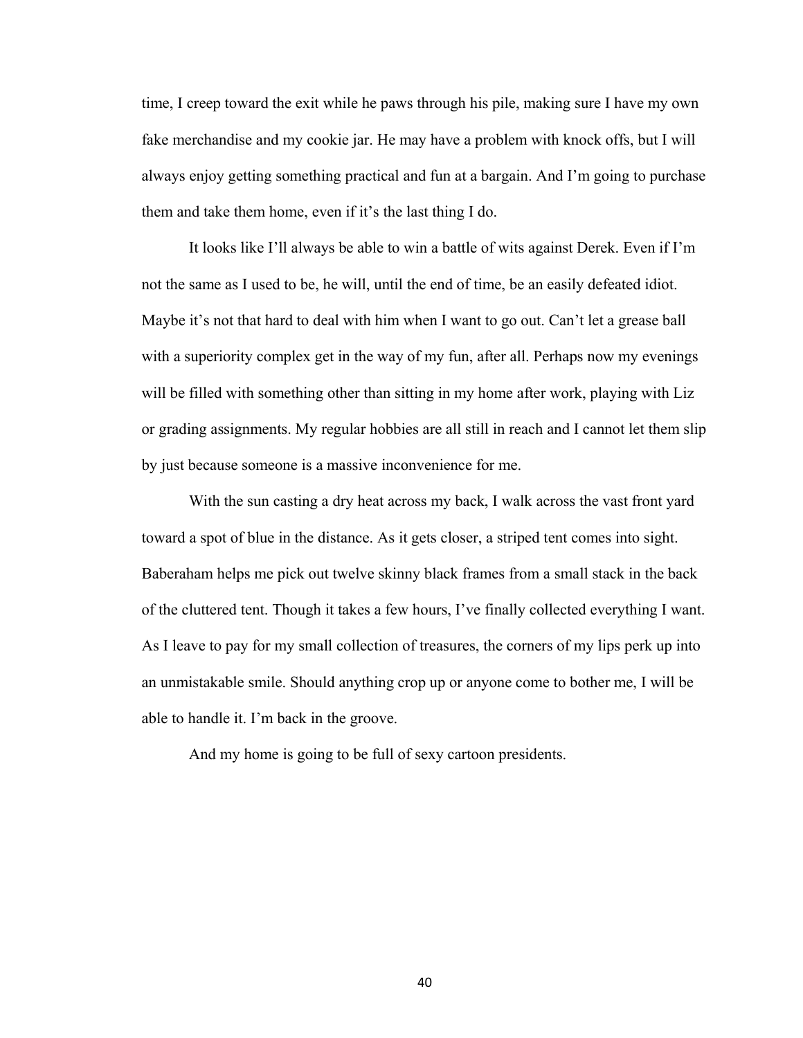time, I creep toward the exit while he paws through his pile, making sure I have my own fake merchandise and my cookie jar. He may have a problem with knock offs, but I will always enjoy getting something practical and fun at a bargain. And I'm going to purchase them and take them home, even if it's the last thing I do.

It looks like I'll always be able to win a battle of wits against Derek. Even if I'm not the same as I used to be, he will, until the end of time, be an easily defeated idiot. Maybe it's not that hard to deal with him when I want to go out. Can't let a grease ball with a superiority complex get in the way of my fun, after all. Perhaps now my evenings will be filled with something other than sitting in my home after work, playing with Liz or grading assignments. My regular hobbies are all still in reach and I cannot let them slip by just because someone is a massive inconvenience for me.

With the sun casting a dry heat across my back, I walk across the vast front yard toward a spot of blue in the distance. As it gets closer, a striped tent comes into sight. Baberaham helps me pick out twelve skinny black frames from a small stack in the back of the cluttered tent. Though it takes a few hours, I've finally collected everything I want. As I leave to pay for my small collection of treasures, the corners of my lips perk up into an unmistakable smile. Should anything crop up or anyone come to bother me, I will be able to handle it. I'm back in the groove.

And my home is going to be full of sexy cartoon presidents.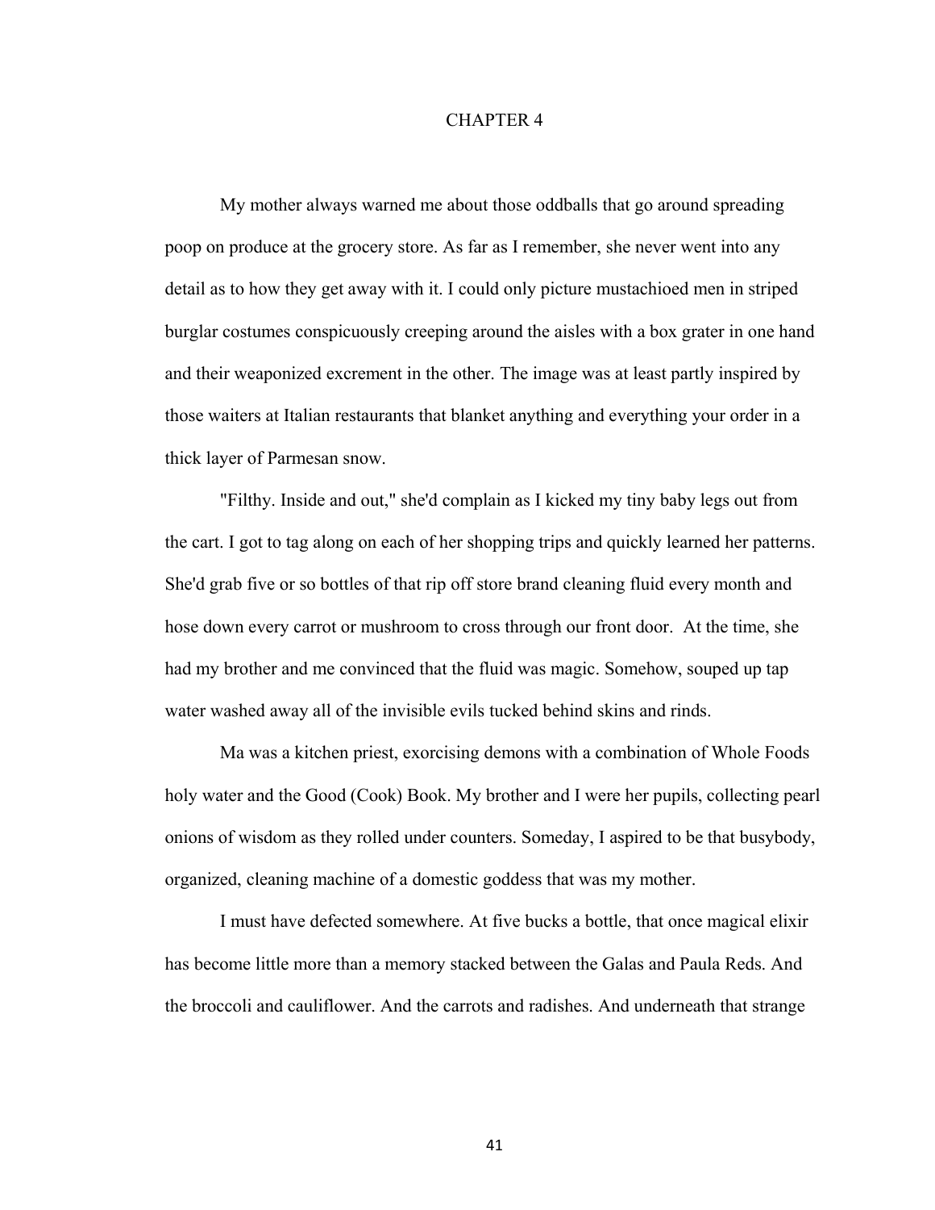# CHAPTER 4

My mother always warned me about those oddballs that go around spreading poop on produce at the grocery store. As far as I remember, she never went into any detail as to how they get away with it. I could only picture mustachioed men in striped burglar costumes conspicuously creeping around the aisles with a box grater in one hand and their weaponized excrement in the other. The image was at least partly inspired by those waiters at Italian restaurants that blanket anything and everything your order in a thick layer of Parmesan snow.

"Filthy. Inside and out," she'd complain as I kicked my tiny baby legs out from the cart. I got to tag along on each of her shopping trips and quickly learned her patterns. She'd grab five or so bottles of that rip off store brand cleaning fluid every month and hose down every carrot or mushroom to cross through our front door. At the time, she had my brother and me convinced that the fluid was magic. Somehow, souped up tap water washed away all of the invisible evils tucked behind skins and rinds.

Ma was a kitchen priest, exorcising demons with a combination of Whole Foods holy water and the Good (Cook) Book. My brother and I were her pupils, collecting pearl onions of wisdom as they rolled under counters. Someday, I aspired to be that busybody, organized, cleaning machine of a domestic goddess that was my mother.

I must have defected somewhere. At five bucks a bottle, that once magical elixir has become little more than a memory stacked between the Galas and Paula Reds. And the broccoli and cauliflower. And the carrots and radishes. And underneath that strange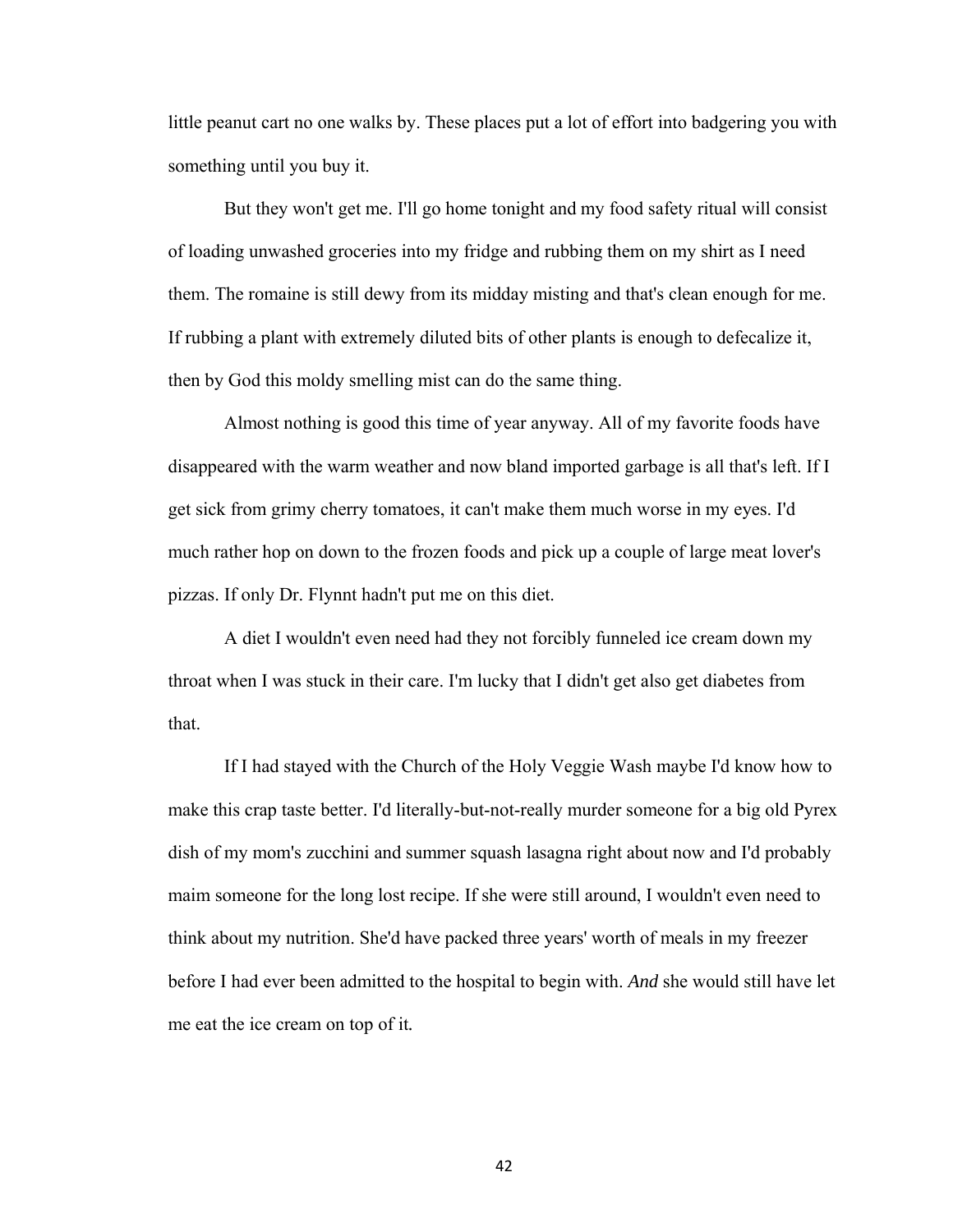little peanut cart no one walks by. These places put a lot of effort into badgering you with something until you buy it.

But they won't get me. I'll go home tonight and my food safety ritual will consist of loading unwashed groceries into my fridge and rubbing them on my shirt as I need them. The romaine is still dewy from its midday misting and that's clean enough for me. If rubbing a plant with extremely diluted bits of other plants is enough to defecalize it, then by God this moldy smelling mist can do the same thing.

Almost nothing is good this time of year anyway. All of my favorite foods have disappeared with the warm weather and now bland imported garbage is all that's left. If I get sick from grimy cherry tomatoes, it can't make them much worse in my eyes. I'd much rather hop on down to the frozen foods and pick up a couple of large meat lover's pizzas. If only Dr. Flynnt hadn't put me on this diet.

A diet I wouldn't even need had they not forcibly funneled ice cream down my throat when I was stuck in their care. I'm lucky that I didn't get also get diabetes from that.

If I had stayed with the Church of the Holy Veggie Wash maybe I'd know how to make this crap taste better. I'd literally-but-not-really murder someone for a big old Pyrex dish of my mom's zucchini and summer squash lasagna right about now and I'd probably maim someone for the long lost recipe. If she were still around, I wouldn't even need to think about my nutrition. She'd have packed three years' worth of meals in my freezer before I had ever been admitted to the hospital to begin with. *And* she would still have let me eat the ice cream on top of it.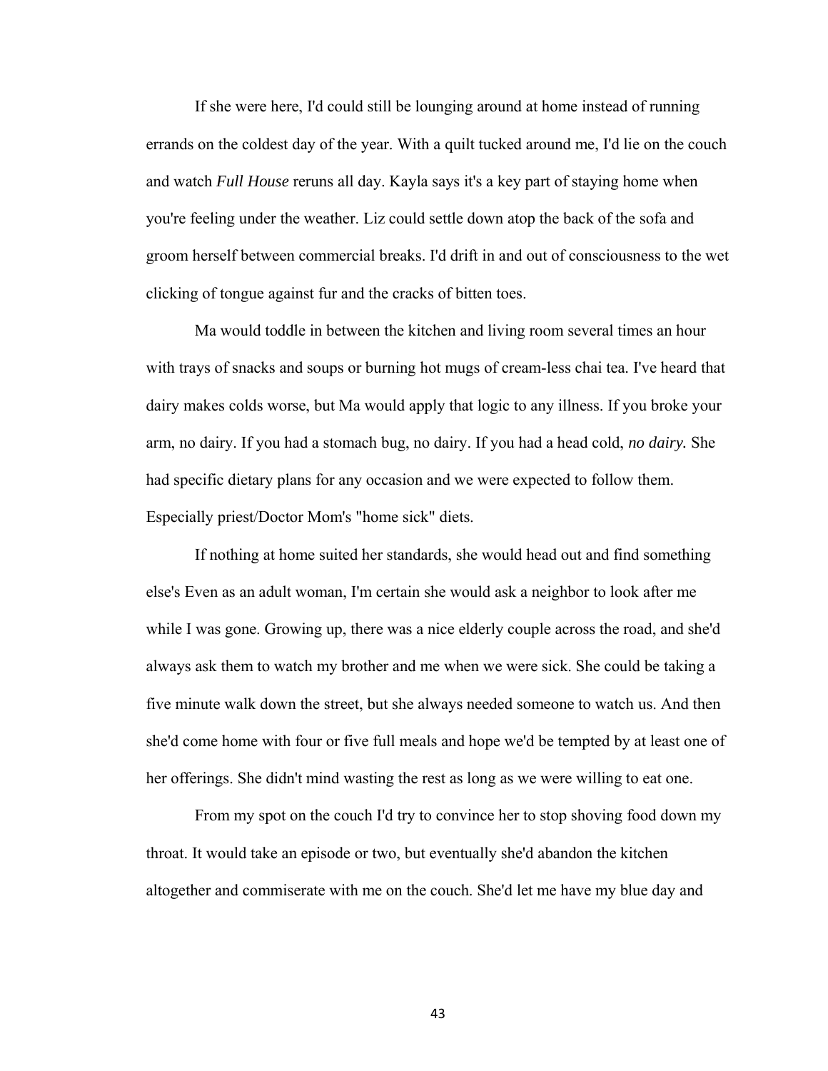If she were here, I'd could still be lounging around at home instead of running errands on the coldest day of the year. With a quilt tucked around me, I'd lie on the couch and watch *Full House* reruns all day. Kayla says it's a key part of staying home when you're feeling under the weather. Liz could settle down atop the back of the sofa and groom herself between commercial breaks. I'd drift in and out of consciousness to the wet clicking of tongue against fur and the cracks of bitten toes.

Ma would toddle in between the kitchen and living room several times an hour with trays of snacks and soups or burning hot mugs of cream-less chai tea. I've heard that dairy makes colds worse, but Ma would apply that logic to any illness. If you broke your arm, no dairy. If you had a stomach bug, no dairy. If you had a head cold, *no dairy.* She had specific dietary plans for any occasion and we were expected to follow them. Especially priest/Doctor Mom's "home sick" diets.

If nothing at home suited her standards, she would head out and find something else's Even as an adult woman, I'm certain she would ask a neighbor to look after me while I was gone. Growing up, there was a nice elderly couple across the road, and she'd always ask them to watch my brother and me when we were sick. She could be taking a five minute walk down the street, but she always needed someone to watch us. And then she'd come home with four or five full meals and hope we'd be tempted by at least one of her offerings. She didn't mind wasting the rest as long as we were willing to eat one.

From my spot on the couch I'd try to convince her to stop shoving food down my throat. It would take an episode or two, but eventually she'd abandon the kitchen altogether and commiserate with me on the couch. She'd let me have my blue day and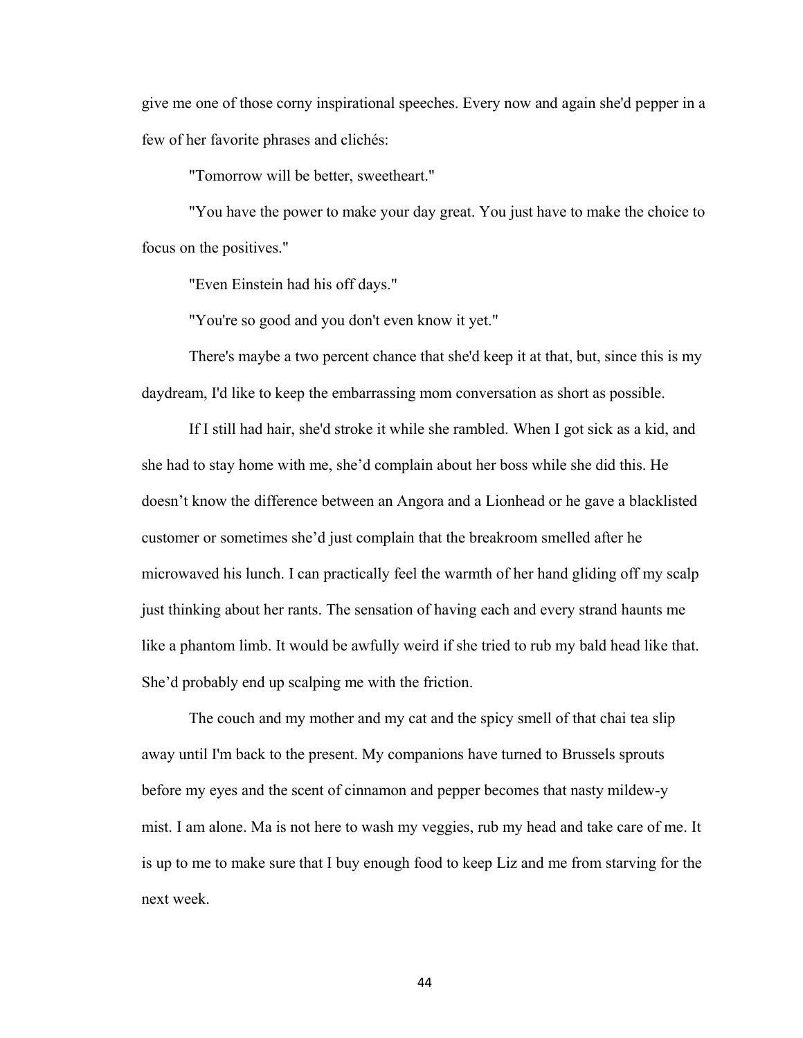give me one of those corny inspirational speeches. Every now and again she'd pepper in a few of her favorite phrases and clichés:

"Tomorrow will be better, sweetheart."

"You have the power to make your day great. You just have to make the choice to focus on the positives."

"Even Einstein had his off days."

"You're so good and you don't even know it yet."

There's maybe a two percent chance that she'd keep it at that, but, since this is my daydream, I'd like to keep the embarrassing mom conversation as short as possible.

If I still had hair, she'd stroke it while she rambled. When I got sick as a kid, and she had to stay home with me, she'd complain about her boss while she did this. He doesn't know the difference between an Angora and a Lionhead or he gave a blacklisted customer or sometimes she'd just complain that the breakroom smelled after he microwaved his lunch. I can practically feel the warmth of her hand gliding off my scalp just thinking about her rants. The sensation of having each and every strand haunts me like a phantom limb. It would be awfully weird if she tried to rub my bald head like that. She'd probably end up scalping me with the friction.

The couch and my mother and my cat and the spicy smell of that chai tea slip away until I'm back to the present. My companions have turned to Brussels sprouts before my eyes and the scent of cinnamon and pepper becomes that nasty mildew-y mist. I am alone. Ma is not here to wash my veggies, rub my head and take care of me. It is up to me to make sure that I buy enough food to keep Liz and me from starving for the next week.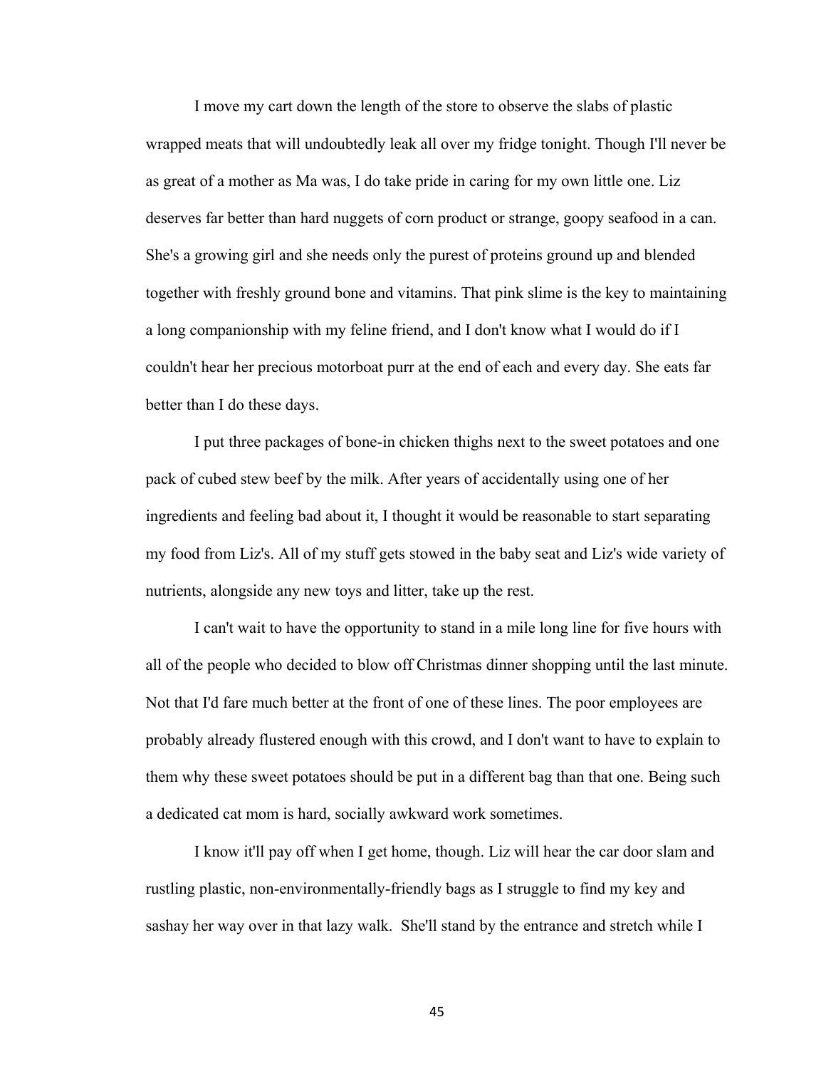I move my cart down the length of the store to observe the slabs of plastic wrapped meats that will undoubtedly leak all over my fridge tonight. Though I'll never be as great of a mother as Ma was, I do take pride in caring for my own little one. Liz deserves far better than hard nuggets of corn product or strange, goopy seafood in a can. She's a growing girl and she needs only the purest of proteins ground up and blended together with freshly ground bone and vitamins. That pink slime is the key to maintaining a long companionship with my feline friend, and I don't know what I would do if I couldn't hear her precious motorboat purr at the end of each and every day. She eats far better than I do these days.

I put three packages of bone-in chicken thighs next to the sweet potatoes and one pack of cubed stew beef by the milk. After years of accidentally using one of her ingredients and feeling bad about it, I thought it would be reasonable to start separating my food from Liz's. All of my stuff gets stowed in the baby seat and Liz's wide variety of nutrients, alongside any new toys and litter, take up the rest.

I can't wait to have the opportunity to stand in a mile long line for five hours with all of the people who decided to blow off Christmas dinner shopping until the last minute. Not that I'd fare much better at the front of one of these lines. The poor employees are probably already flustered enough with this crowd, and I don't want to have to explain to them why these sweet potatoes should be put in a different bag than that one. Being such a dedicated cat mom is hard, socially awkward work sometimes.

I know it'll pay off when I get home, though. Liz will hear the car door slam and rustling plastic, non-environmentally-friendly bags as I struggle to find my key and sashay her way over in that lazy walk. She'll stand by the entrance and stretch while I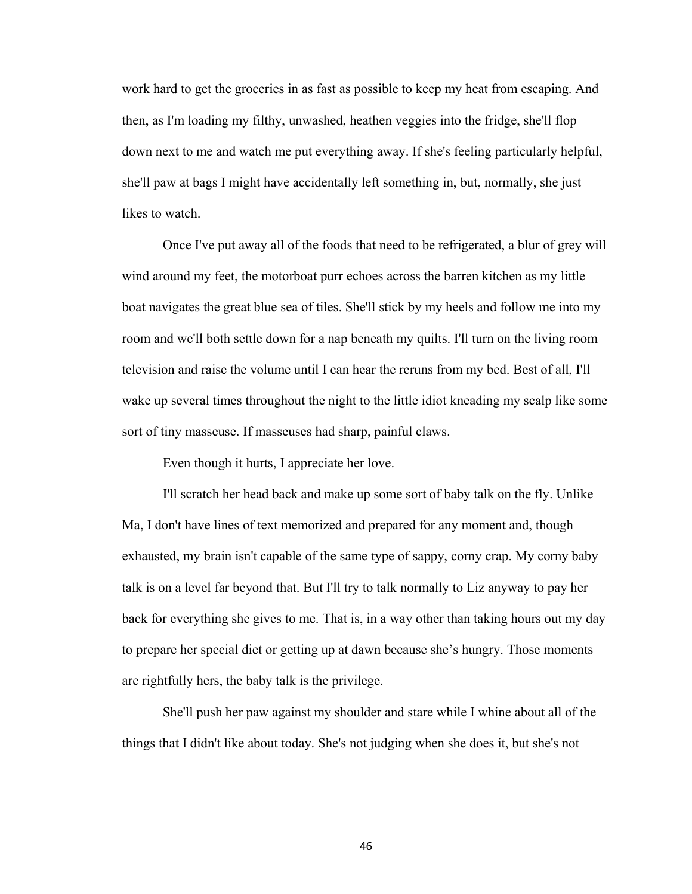work hard to get the groceries in as fast as possible to keep my heat from escaping. And then, as I'm loading my filthy, unwashed, heathen veggies into the fridge, she'll flop down next to me and watch me put everything away. If she's feeling particularly helpful, she'll paw at bags I might have accidentally left something in, but, normally, she just likes to watch.

Once I've put away all of the foods that need to be refrigerated, a blur of grey will wind around my feet, the motorboat purr echoes across the barren kitchen as my little boat navigates the great blue sea of tiles. She'll stick by my heels and follow me into my room and we'll both settle down for a nap beneath my quilts. I'll turn on the living room television and raise the volume until I can hear the reruns from my bed. Best of all, I'll wake up several times throughout the night to the little idiot kneading my scalp like some sort of tiny masseuse. If masseuses had sharp, painful claws.

Even though it hurts, I appreciate her love.

I'll scratch her head back and make up some sort of baby talk on the fly. Unlike Ma, I don't have lines of text memorized and prepared for any moment and, though exhausted, my brain isn't capable of the same type of sappy, corny crap. My corny baby talk is on a level far beyond that. But I'll try to talk normally to Liz anyway to pay her back for everything she gives to me. That is, in a way other than taking hours out my day to prepare her special diet or getting up at dawn because she's hungry. Those moments are rightfully hers, the baby talk is the privilege.

She'll push her paw against my shoulder and stare while I whine about all of the things that I didn't like about today. She's not judging when she does it, but she's not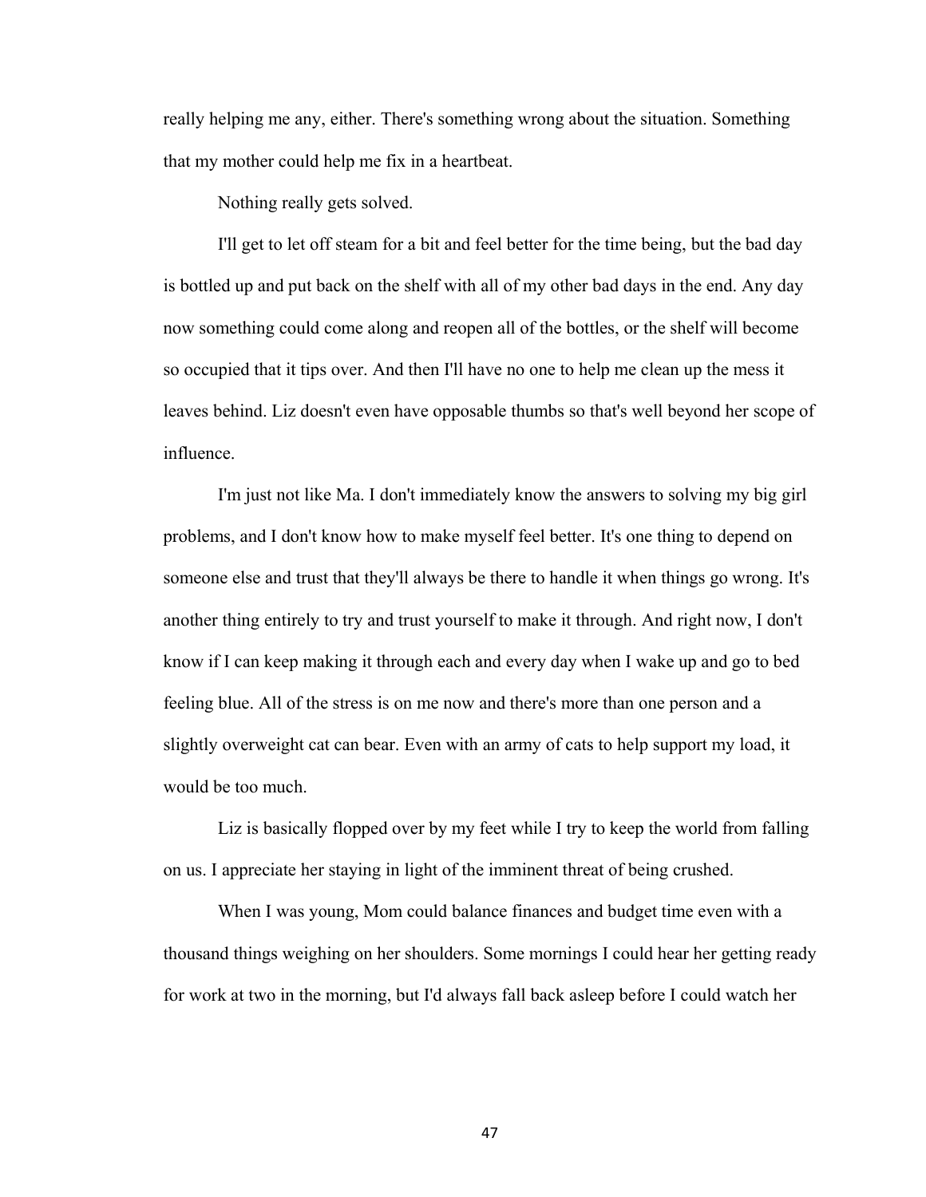really helping me any, either. There's something wrong about the situation. Something that my mother could help me fix in a heartbeat.

Nothing really gets solved.

I'll get to let off steam for a bit and feel better for the time being, but the bad day is bottled up and put back on the shelf with all of my other bad days in the end. Any day now something could come along and reopen all of the bottles, or the shelf will become so occupied that it tips over. And then I'll have no one to help me clean up the mess it leaves behind. Liz doesn't even have opposable thumbs so that's well beyond her scope of influence.

I'm just not like Ma. I don't immediately know the answers to solving my big girl problems, and I don't know how to make myself feel better. It's one thing to depend on someone else and trust that they'll always be there to handle it when things go wrong. It's another thing entirely to try and trust yourself to make it through. And right now, I don't know if I can keep making it through each and every day when I wake up and go to bed feeling blue. All of the stress is on me now and there's more than one person and a slightly overweight cat can bear. Even with an army of cats to help support my load, it would be too much.

Liz is basically flopped over by my feet while I try to keep the world from falling on us. I appreciate her staying in light of the imminent threat of being crushed.

When I was young, Mom could balance finances and budget time even with a thousand things weighing on her shoulders. Some mornings I could hear her getting ready for work at two in the morning, but I'd always fall back asleep before I could watch her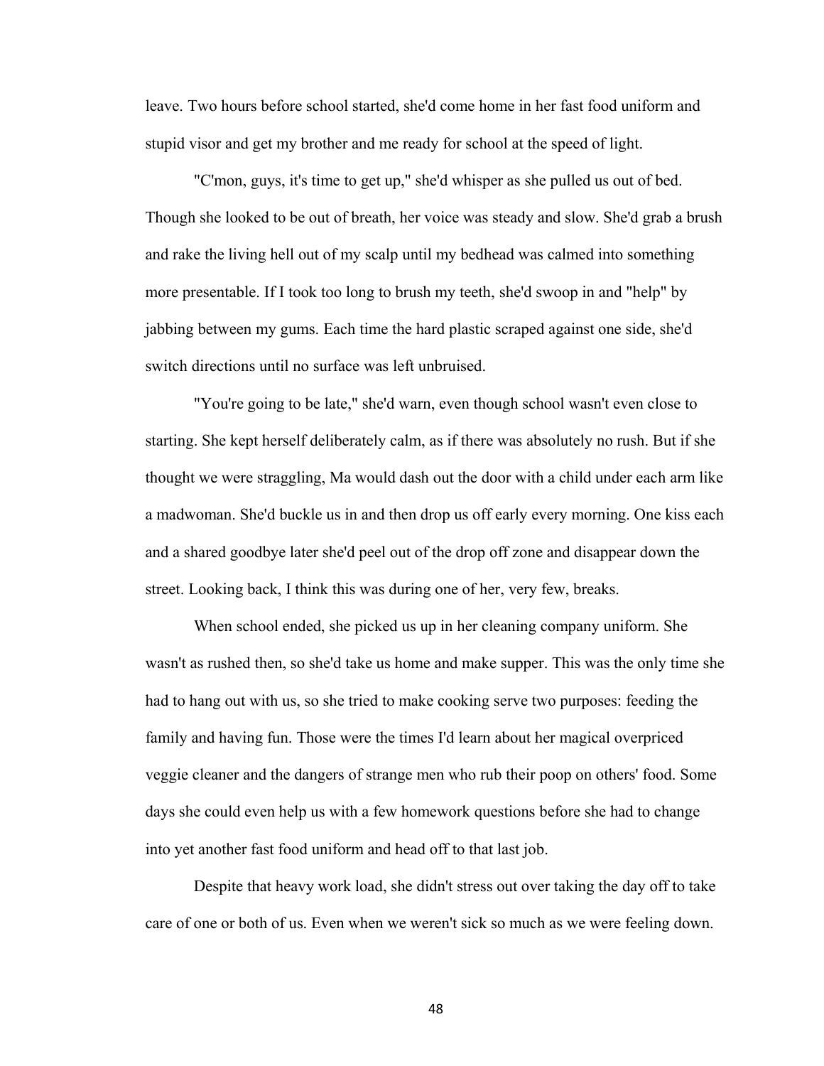leave. Two hours before school started, she'd come home in her fast food uniform and stupid visor and get my brother and me ready for school at the speed of light.

"C'mon, guys, it's time to get up," she'd whisper as she pulled us out of bed. Though she looked to be out of breath, her voice was steady and slow. She'd grab a brush and rake the living hell out of my scalp until my bedhead was calmed into something more presentable. If I took too long to brush my teeth, she'd swoop in and "help" by jabbing between my gums. Each time the hard plastic scraped against one side, she'd switch directions until no surface was left unbruised.

"You're going to be late," she'd warn, even though school wasn't even close to starting. She kept herself deliberately calm, as if there was absolutely no rush. But if she thought we were straggling, Ma would dash out the door with a child under each arm like a madwoman. She'd buckle us in and then drop us off early every morning. One kiss each and a shared goodbye later she'd peel out of the drop off zone and disappear down the street. Looking back, I think this was during one of her, very few, breaks.

When school ended, she picked us up in her cleaning company uniform. She wasn't as rushed then, so she'd take us home and make supper. This was the only time she had to hang out with us, so she tried to make cooking serve two purposes: feeding the family and having fun. Those were the times I'd learn about her magical overpriced veggie cleaner and the dangers of strange men who rub their poop on others' food. Some days she could even help us with a few homework questions before she had to change into yet another fast food uniform and head off to that last job.

Despite that heavy work load, she didn't stress out over taking the day off to take care of one or both of us. Even when we weren't sick so much as we were feeling down.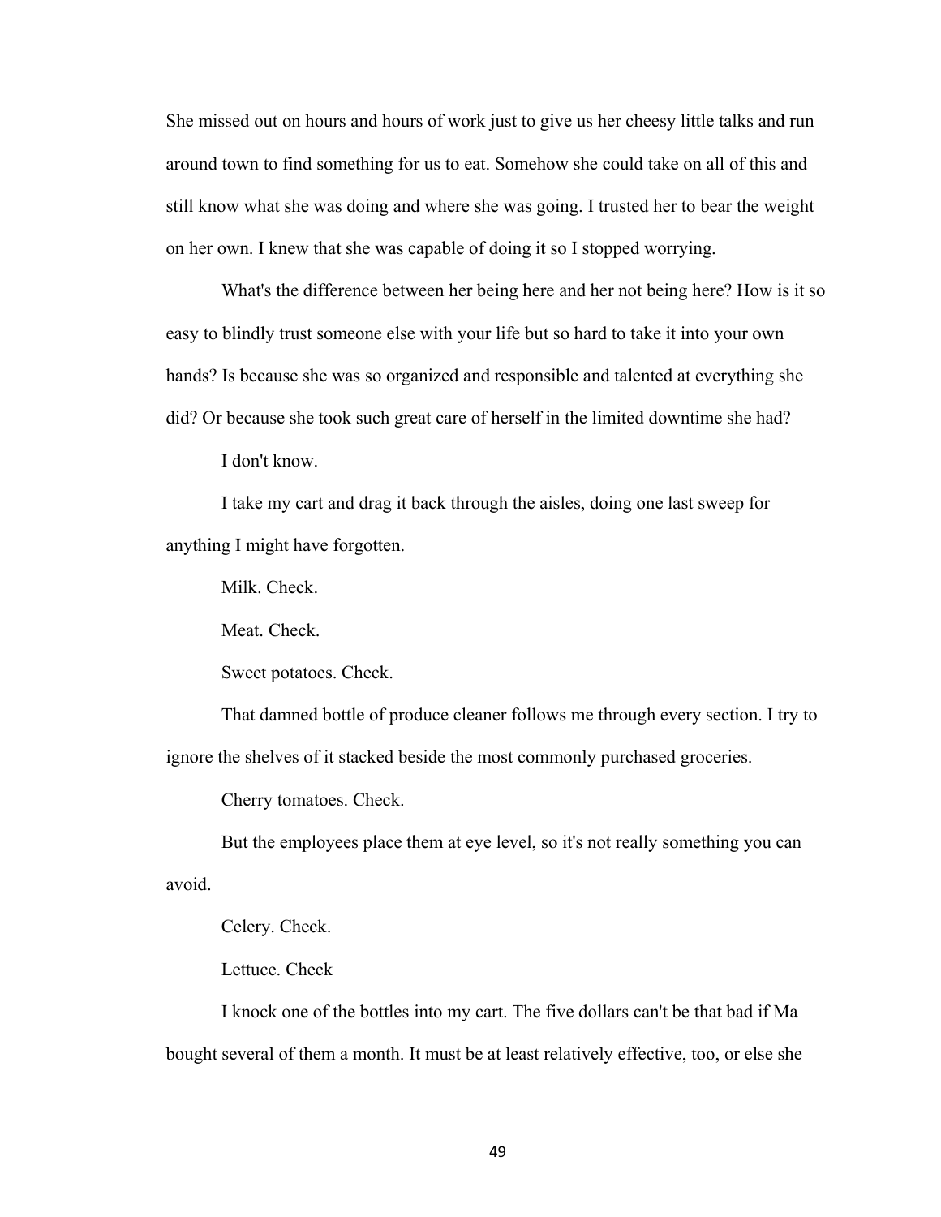She missed out on hours and hours of work just to give us her cheesy little talks and run around town to find something for us to eat. Somehow she could take on all of this and still know what she was doing and where she was going. I trusted her to bear the weight on her own. I knew that she was capable of doing it so I stopped worrying.

What's the difference between her being here and her not being here? How is it so easy to blindly trust someone else with your life but so hard to take it into your own hands? Is because she was so organized and responsible and talented at everything she did? Or because she took such great care of herself in the limited downtime she had?

I don't know.

I take my cart and drag it back through the aisles, doing one last sweep for anything I might have forgotten.

Milk. Check.

Meat. Check.

Sweet potatoes. Check.

That damned bottle of produce cleaner follows me through every section. I try to ignore the shelves of it stacked beside the most commonly purchased groceries.

Cherry tomatoes. Check.

But the employees place them at eye level, so it's not really something you can avoid.

Celery. Check.

Lettuce. Check

I knock one of the bottles into my cart. The five dollars can't be that bad if Ma bought several of them a month. It must be at least relatively effective, too, or else she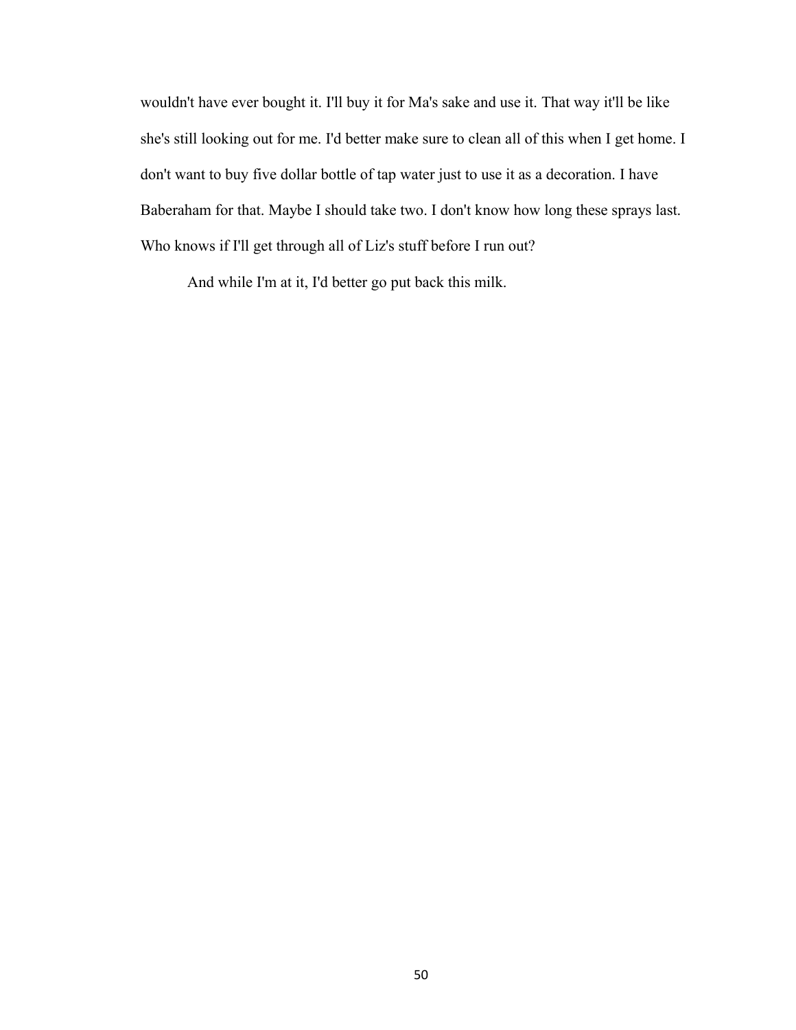wouldn't have ever bought it. I'll buy it for Ma's sake and use it. That way it'll be like she's still looking out for me. I'd better make sure to clean all of this when I get home. I don't want to buy five dollar bottle of tap water just to use it as a decoration. I have Baberaham for that. Maybe I should take two. I don't know how long these sprays last. Who knows if I'll get through all of Liz's stuff before I run out?

And while I'm at it, I'd better go put back this milk.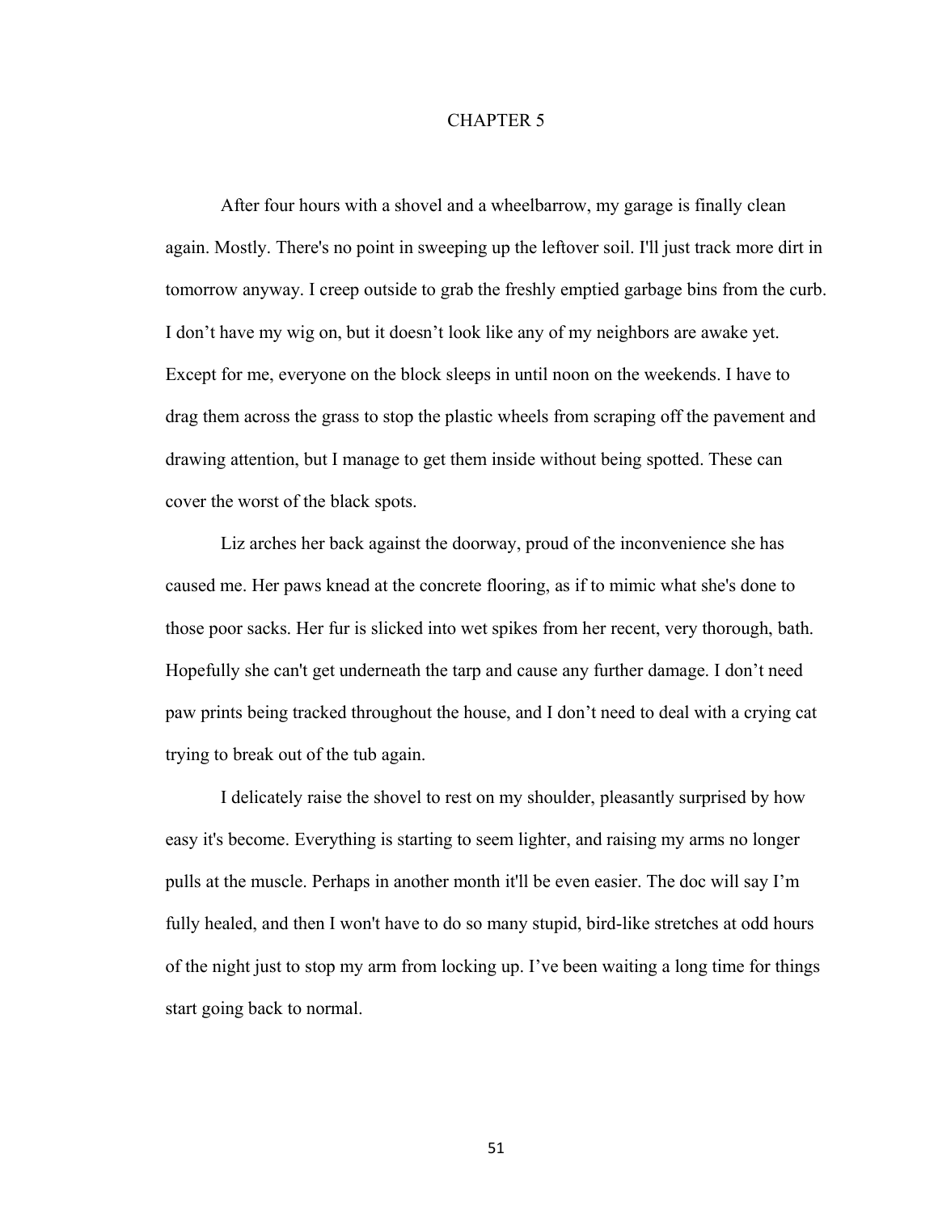# CHAPTER 5

After four hours with a shovel and a wheelbarrow, my garage is finally clean again. Mostly. There's no point in sweeping up the leftover soil. I'll just track more dirt in tomorrow anyway. I creep outside to grab the freshly emptied garbage bins from the curb. I don't have my wig on, but it doesn't look like any of my neighbors are awake yet. Except for me, everyone on the block sleeps in until noon on the weekends. I have to drag them across the grass to stop the plastic wheels from scraping off the pavement and drawing attention, but I manage to get them inside without being spotted. These can cover the worst of the black spots.

Liz arches her back against the doorway, proud of the inconvenience she has caused me. Her paws knead at the concrete flooring, as if to mimic what she's done to those poor sacks. Her fur is slicked into wet spikes from her recent, very thorough, bath. Hopefully she can't get underneath the tarp and cause any further damage. I don't need paw prints being tracked throughout the house, and I don't need to deal with a crying cat trying to break out of the tub again.

I delicately raise the shovel to rest on my shoulder, pleasantly surprised by how easy it's become. Everything is starting to seem lighter, and raising my arms no longer pulls at the muscle. Perhaps in another month it'll be even easier. The doc will say I'm fully healed, and then I won't have to do so many stupid, bird-like stretches at odd hours of the night just to stop my arm from locking up. I've been waiting a long time for things start going back to normal.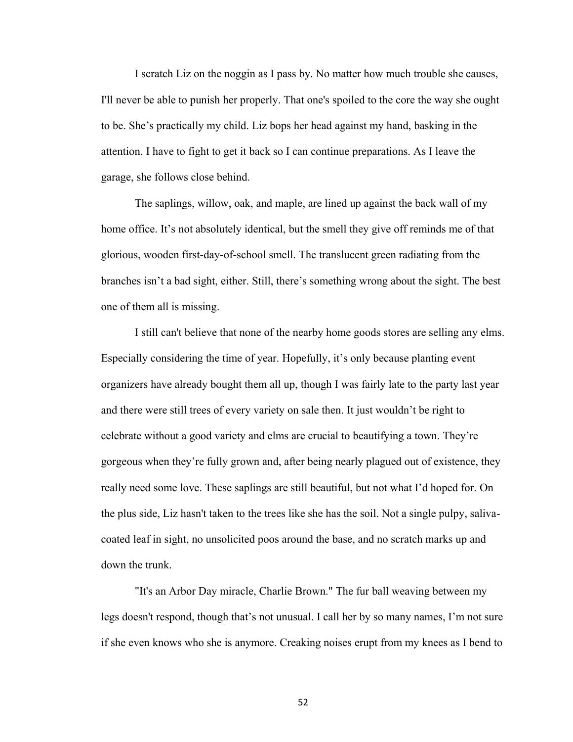I scratch Liz on the noggin as I pass by. No matter how much trouble she causes, I'll never be able to punish her properly. That one's spoiled to the core the way she ought to be. She's practically my child. Liz bops her head against my hand, basking in the attention. I have to fight to get it back so I can continue preparations. As I leave the garage, she follows close behind.

The saplings, willow, oak, and maple, are lined up against the back wall of my home office. It's not absolutely identical, but the smell they give off reminds me of that glorious, wooden first-day-of-school smell. The translucent green radiating from the branches isn't a bad sight, either. Still, there's something wrong about the sight. The best one of them all is missing.

I still can't believe that none of the nearby home goods stores are selling any elms. Especially considering the time of year. Hopefully, it's only because planting event organizers have already bought them all up, though I was fairly late to the party last year and there were still trees of every variety on sale then. It just wouldn't be right to celebrate without a good variety and elms are crucial to beautifying a town. They're gorgeous when they're fully grown and, after being nearly plagued out of existence, they really need some love. These saplings are still beautiful, but not what I'd hoped for. On the plus side, Liz hasn't taken to the trees like she has the soil. Not a single pulpy, saliva-coated leaf in sight, no unsolicited poos around the base, and no scratch marks up and down the trunk.

"It's an Arbor Day miracle, Charlie Brown." The fur ball weaving between my legs doesn't respond, though that's not unusual. I call her by so many names, I'm not sure if she even knows who she is anymore. Creaking noises erupt from my knees as I bend to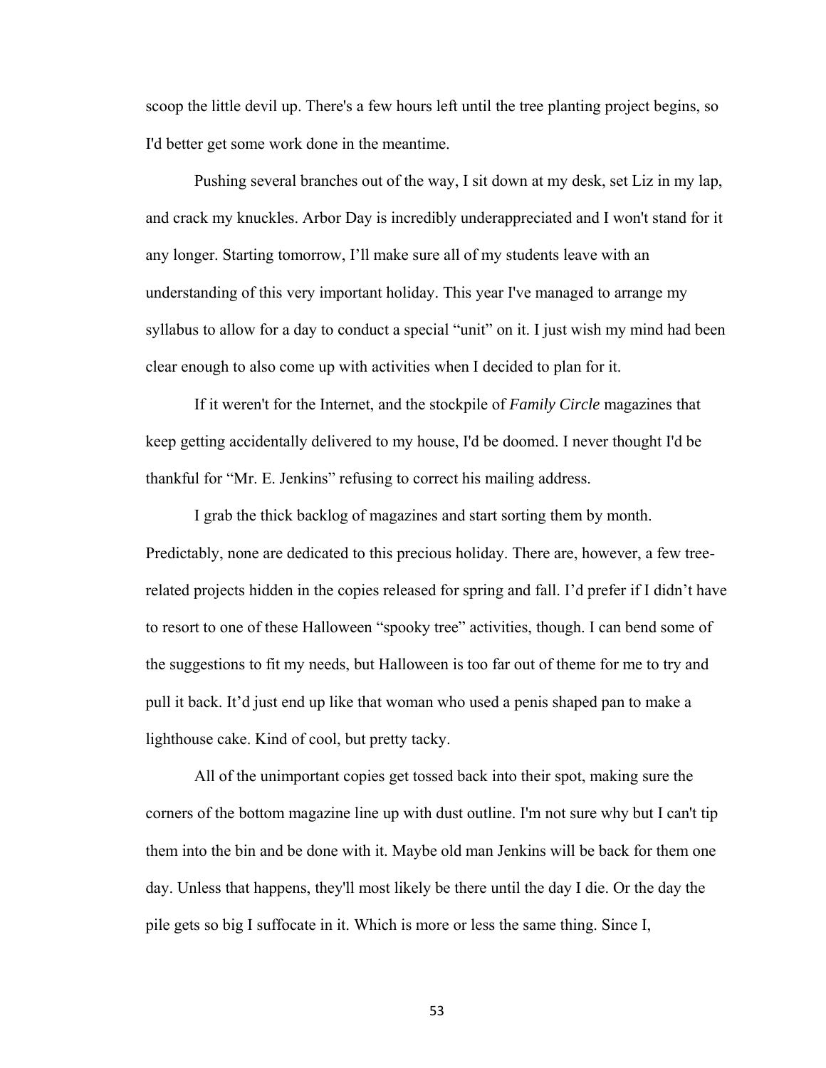scoop the little devil up. There's a few hours left until the tree planting project begins, so I'd better get some work done in the meantime.

Pushing several branches out of the way, I sit down at my desk, set Liz in my lap, and crack my knuckles. Arbor Day is incredibly underappreciated and I won't stand for it any longer. Starting tomorrow, I'll make sure all of my students leave with an understanding of this very important holiday. This year I've managed to arrange my syllabus to allow for a day to conduct a special "unit" on it. I just wish my mind had been clear enough to also come up with activities when I decided to plan for it.

If it weren't for the Internet, and the stockpile of *Family Circle* magazines that keep getting accidentally delivered to my house, I'd be doomed. I never thought I'd be thankful for "Mr. E. Jenkins" refusing to correct his mailing address.

I grab the thick backlog of magazines and start sorting them by month. Predictably, none are dedicated to this precious holiday. There are, however, a few tree-related projects hidden in the copies released for spring and fall. I'd prefer if I didn't have to resort to one of these Halloween "spooky tree" activities, though. I can bend some of the suggestions to fit my needs, but Halloween is too far out of theme for me to try and pull it back. It'd just end up like that woman who used a penis shaped pan to make a lighthouse cake. Kind of cool, but pretty tacky.

All of the unimportant copies get tossed back into their spot, making sure the corners of the bottom magazine line up with dust outline. I'm not sure why but I can't tip them into the bin and be done with it. Maybe old man Jenkins will be back for them one day. Unless that happens, they'll most likely be there until the day I die. Or the day the pile gets so big I suffocate in it. Which is more or less the same thing. Since I,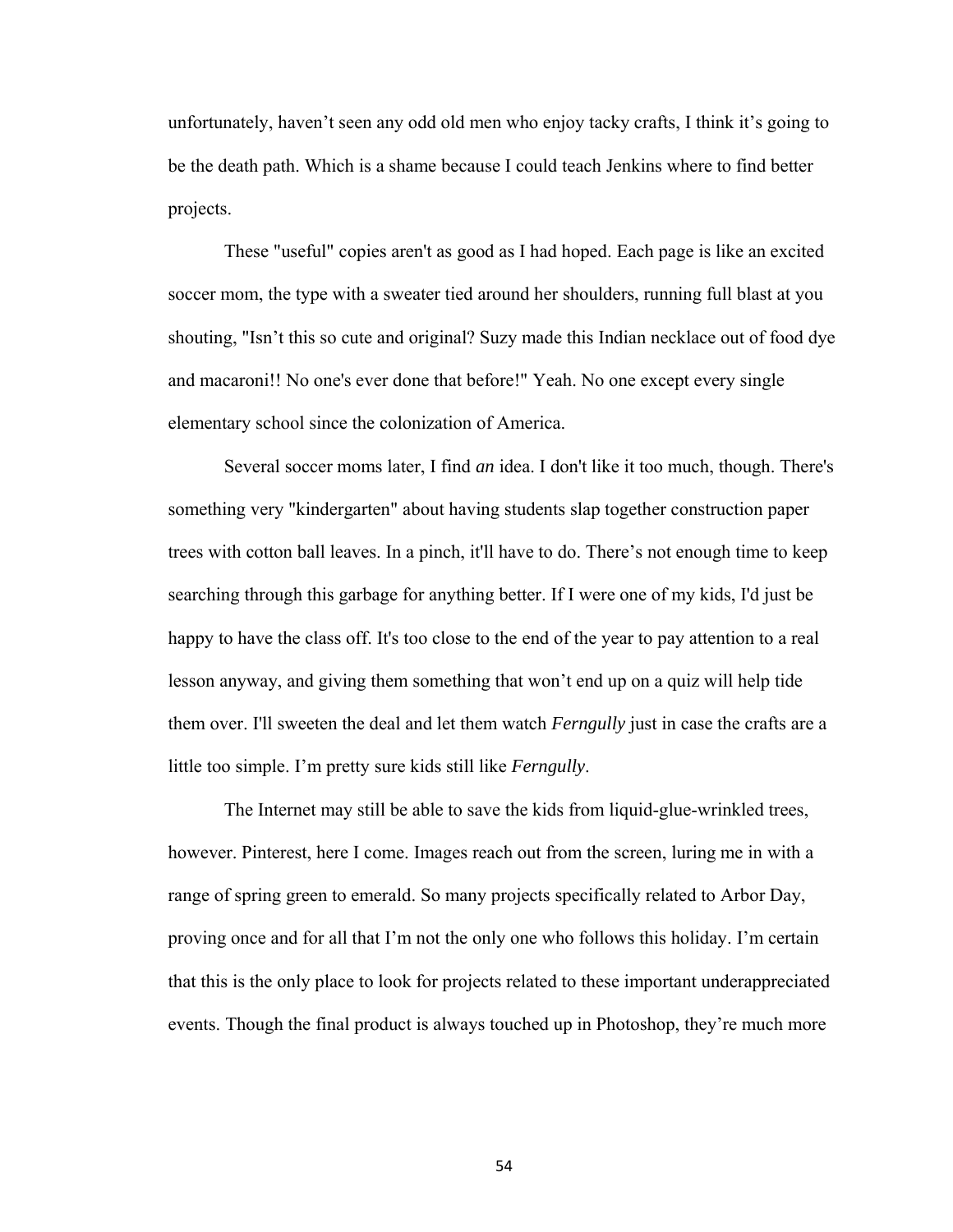unfortunately, haven't seen any odd old men who enjoy tacky crafts, I think it's going to be the death path. Which is a shame because I could teach Jenkins where to find better projects.

These "useful" copies aren't as good as I had hoped. Each page is like an excited soccer mom, the type with a sweater tied around her shoulders, running full blast at you shouting, "Isn't this so cute and original? Suzy made this Indian necklace out of food dye and macaroni!! No one's ever done that before!" Yeah. No one except every single elementary school since the colonization of America.

Several soccer moms later, I find *an* idea. I don't like it too much, though. There's something very "kindergarten" about having students slap together construction paper trees with cotton ball leaves. In a pinch, it'll have to do. There's not enough time to keep searching through this garbage for anything better. If I were one of my kids, I'd just be happy to have the class off. It's too close to the end of the year to pay attention to a real lesson anyway, and giving them something that won't end up on a quiz will help tide them over. I'll sweeten the deal and let them watch *Ferngully* just in case the crafts are a little too simple. I'm pretty sure kids still like *Ferngully*.

The Internet may still be able to save the kids from liquid-glue-wrinkled trees, however. Pinterest, here I come. Images reach out from the screen, luring me in with a range of spring green to emerald. So many projects specifically related to Arbor Day, proving once and for all that I'm not the only one who follows this holiday. I'm certain that this is the only place to look for projects related to these important underappreciated events. Though the final product is always touched up in Photoshop, they're much more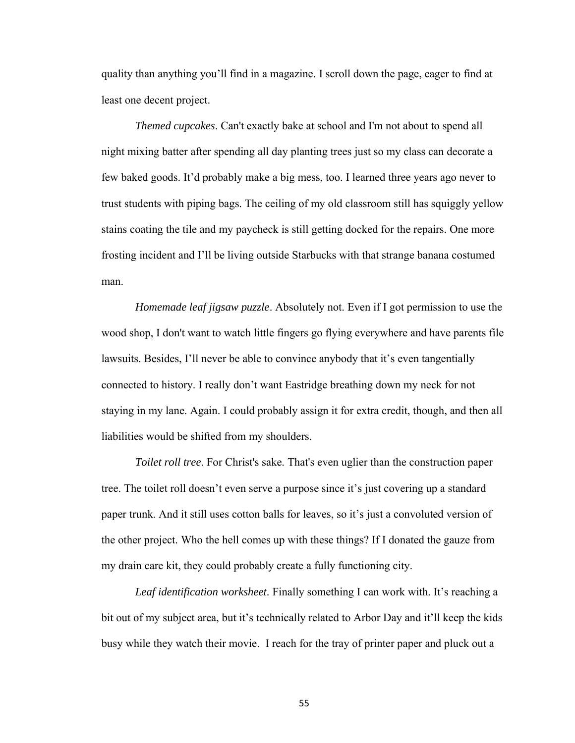quality than anything you'll find in a magazine. I scroll down the page, eager to find at least one decent project.

*Themed cupcakes*. Can't exactly bake at school and I'm not about to spend all night mixing batter after spending all day planting trees just so my class can decorate a few baked goods. It'd probably make a big mess, too. I learned three years ago never to trust students with piping bags. The ceiling of my old classroom still has squiggly yellow stains coating the tile and my paycheck is still getting docked for the repairs. One more frosting incident and I'll be living outside Starbucks with that strange banana costumed man.

*Homemade leaf jigsaw puzzle*. Absolutely not. Even if I got permission to use the wood shop, I don't want to watch little fingers go flying everywhere and have parents file lawsuits. Besides, I'll never be able to convince anybody that it's even tangentially connected to history. I really don't want Eastridge breathing down my neck for not staying in my lane. Again. I could probably assign it for extra credit, though, and then all liabilities would be shifted from my shoulders.

*Toilet roll tree*. For Christ's sake. That's even uglier than the construction paper tree. The toilet roll doesn't even serve a purpose since it's just covering up a standard paper trunk. And it still uses cotton balls for leaves, so it's just a convoluted version of the other project. Who the hell comes up with these things? If I donated the gauze from my drain care kit, they could probably create a fully functioning city.

*Leaf identification worksheet*. Finally something I can work with. It's reaching a bit out of my subject area, but it's technically related to Arbor Day and it'll keep the kids busy while they watch their movie. I reach for the tray of printer paper and pluck out a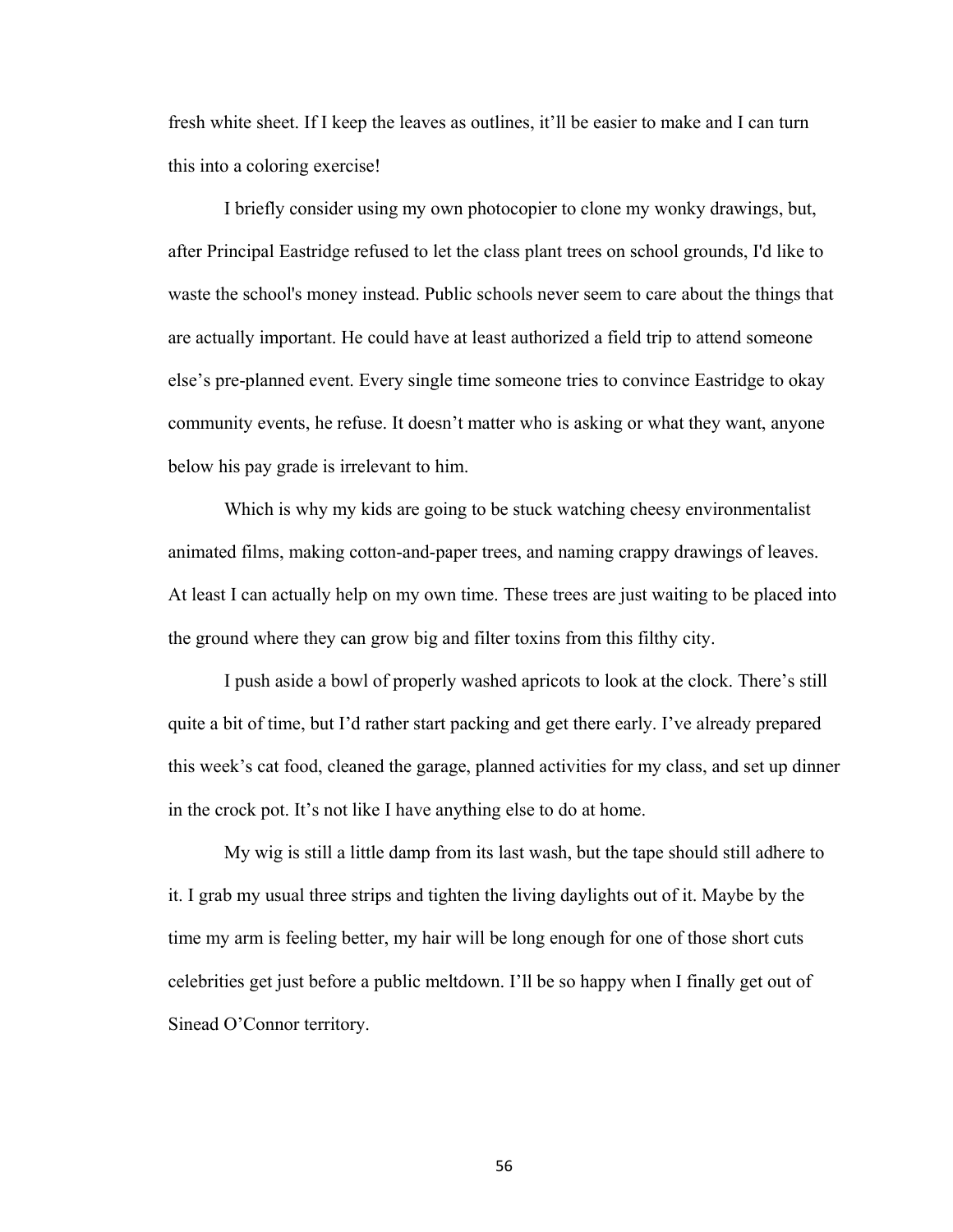fresh white sheet. If I keep the leaves as outlines, it'll be easier to make and I can turn this into a coloring exercise!

I briefly consider using my own photocopier to clone my wonky drawings, but, after Principal Eastridge refused to let the class plant trees on school grounds, I'd like to waste the school's money instead. Public schools never seem to care about the things that are actually important. He could have at least authorized a field trip to attend someone else's pre-planned event. Every single time someone tries to convince Eastridge to okay community events, he refuse. It doesn't matter who is asking or what they want, anyone below his pay grade is irrelevant to him.

Which is why my kids are going to be stuck watching cheesy environmentalist animated films, making cotton-and-paper trees, and naming crappy drawings of leaves. At least I can actually help on my own time. These trees are just waiting to be placed into the ground where they can grow big and filter toxins from this filthy city.

I push aside a bowl of properly washed apricots to look at the clock. There's still quite a bit of time, but I'd rather start packing and get there early. I've already prepared this week's cat food, cleaned the garage, planned activities for my class, and set up dinner in the crock pot. It's not like I have anything else to do at home.

My wig is still a little damp from its last wash, but the tape should still adhere to it. I grab my usual three strips and tighten the living daylights out of it. Maybe by the time my arm is feeling better, my hair will be long enough for one of those short cuts celebrities get just before a public meltdown. I'll be so happy when I finally get out of Sinead O'Connor territory.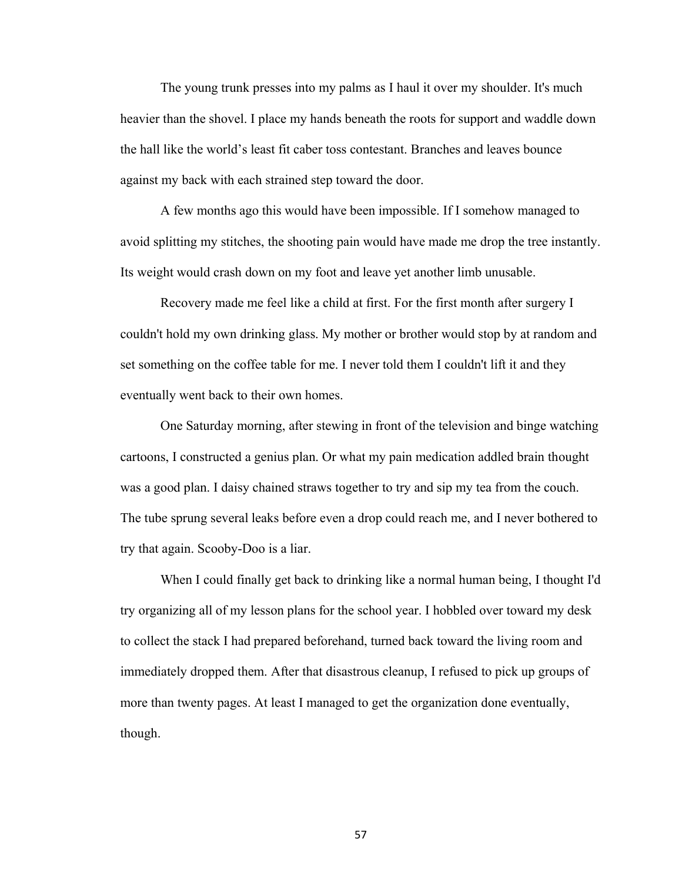The young trunk presses into my palms as I haul it over my shoulder. It's much heavier than the shovel. I place my hands beneath the roots for support and waddle down the hall like the world's least fit caber toss contestant. Branches and leaves bounce against my back with each strained step toward the door.

A few months ago this would have been impossible. If I somehow managed to avoid splitting my stitches, the shooting pain would have made me drop the tree instantly. Its weight would crash down on my foot and leave yet another limb unusable.

Recovery made me feel like a child at first. For the first month after surgery I couldn't hold my own drinking glass. My mother or brother would stop by at random and set something on the coffee table for me. I never told them I couldn't lift it and they eventually went back to their own homes.

One Saturday morning, after stewing in front of the television and binge watching cartoons, I constructed a genius plan. Or what my pain medication addled brain thought was a good plan. I daisy chained straws together to try and sip my tea from the couch. The tube sprung several leaks before even a drop could reach me, and I never bothered to try that again. Scooby-Doo is a liar.

When I could finally get back to drinking like a normal human being, I thought I'd try organizing all of my lesson plans for the school year. I hobbled over toward my desk to collect the stack I had prepared beforehand, turned back toward the living room and immediately dropped them. After that disastrous cleanup, I refused to pick up groups of more than twenty pages. At least I managed to get the organization done eventually, though.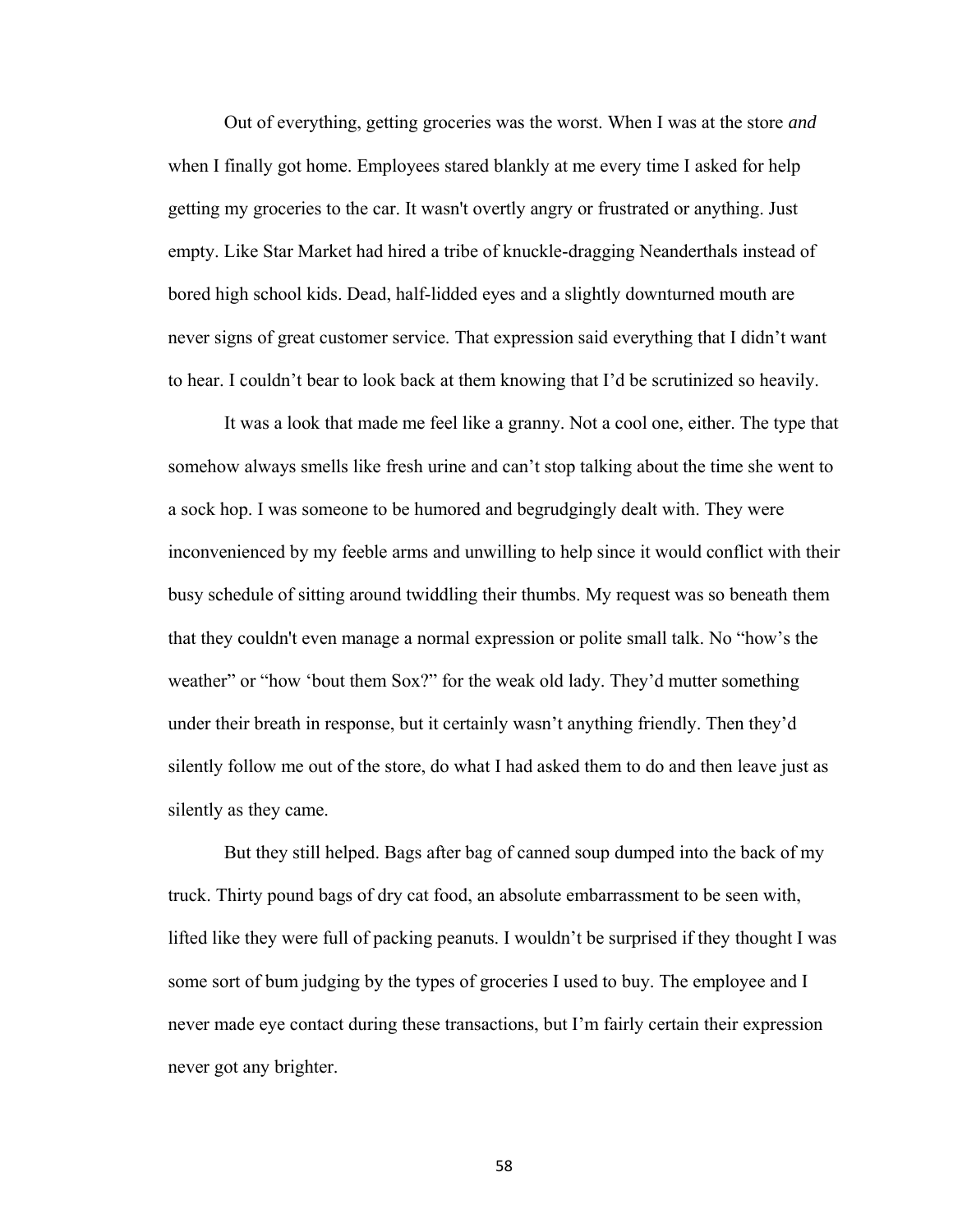Out of everything, getting groceries was the worst. When I was at the store *and* when I finally got home. Employees stared blankly at me every time I asked for help getting my groceries to the car. It wasn't overtly angry or frustrated or anything. Just empty. Like Star Market had hired a tribe of knuckle-dragging Neanderthals instead of bored high school kids. Dead, half-lidded eyes and a slightly downturned mouth are never signs of great customer service. That expression said everything that I didn't want to hear. I couldn't bear to look back at them knowing that I'd be scrutinized so heavily.

It was a look that made me feel like a granny. Not a cool one, either. The type that somehow always smells like fresh urine and can't stop talking about the time she went to a sock hop. I was someone to be humored and begrudgingly dealt with. They were inconvenienced by my feeble arms and unwilling to help since it would conflict with their busy schedule of sitting around twiddling their thumbs. My request was so beneath them that they couldn't even manage a normal expression or polite small talk. No "how's the weather" or "how 'bout them Sox?" for the weak old lady. They'd mutter something under their breath in response, but it certainly wasn't anything friendly. Then they'd silently follow me out of the store, do what I had asked them to do and then leave just as silently as they came.

But they still helped. Bags after bag of canned soup dumped into the back of my truck. Thirty pound bags of dry cat food, an absolute embarrassment to be seen with, lifted like they were full of packing peanuts. I wouldn't be surprised if they thought I was some sort of bum judging by the types of groceries I used to buy. The employee and I never made eye contact during these transactions, but I'm fairly certain their expression never got any brighter.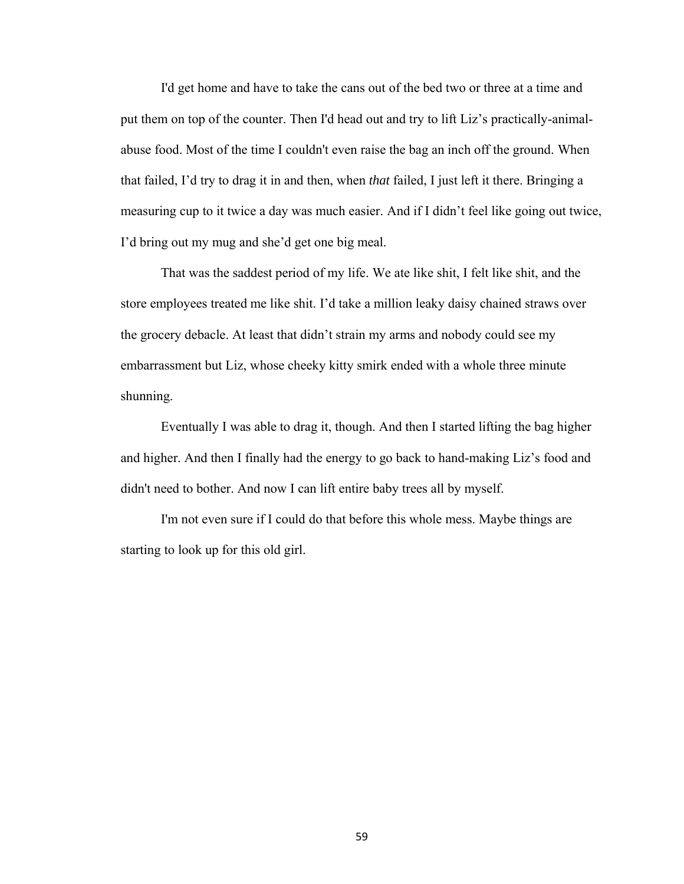I'd get home and have to take the cans out of the bed two or three at a time and put them on top of the counter. Then I'd head out and try to lift Liz's practically-animal-abuse food. Most of the time I couldn't even raise the bag an inch off the ground. When that failed, I'd try to drag it in and then, when *that* failed, I just left it there. Bringing a measuring cup to it twice a day was much easier. And if I didn't feel like going out twice, I'd bring out my mug and she'd get one big meal.

That was the saddest period of my life. We ate like shit, I felt like shit, and the store employees treated me like shit. I'd take a million leaky daisy chained straws over the grocery debacle. At least that didn't strain my arms and nobody could see my embarrassment but Liz, whose cheeky kitty smirk ended with a whole three minute shunning.

Eventually I was able to drag it, though. And then I started lifting the bag higher and higher. And then I finally had the energy to go back to hand-making Liz's food and didn't need to bother. And now I can lift entire baby trees all by myself.

I'm not even sure if I could do that before this whole mess. Maybe things are starting to look up for this old girl.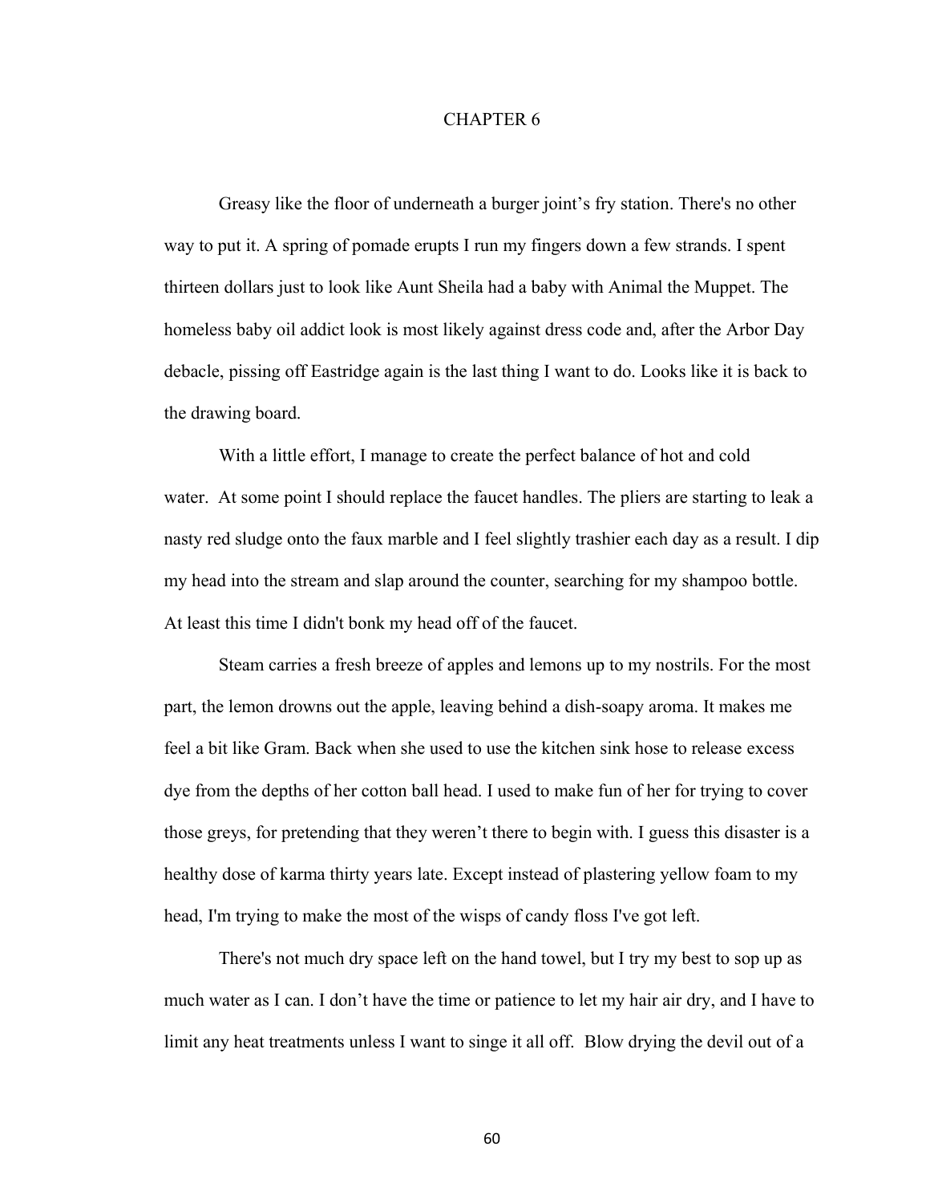# CHAPTER 6

Greasy like the floor of underneath a burger joint's fry station. There's no other way to put it. A spring of pomade erupts I run my fingers down a few strands. I spent thirteen dollars just to look like Aunt Sheila had a baby with Animal the Muppet. The homeless baby oil addict look is most likely against dress code and, after the Arbor Day debacle, pissing off Eastridge again is the last thing I want to do. Looks like it is back to the drawing board.

With a little effort, I manage to create the perfect balance of hot and cold water. At some point I should replace the faucet handles. The pliers are starting to leak a nasty red sludge onto the faux marble and I feel slightly trashier each day as a result. I dip my head into the stream and slap around the counter, searching for my shampoo bottle. At least this time I didn't bonk my head off of the faucet.

Steam carries a fresh breeze of apples and lemons up to my nostrils. For the most part, the lemon drowns out the apple, leaving behind a dish-soapy aroma. It makes me feel a bit like Gram. Back when she used to use the kitchen sink hose to release excess dye from the depths of her cotton ball head. I used to make fun of her for trying to cover those greys, for pretending that they weren't there to begin with. I guess this disaster is a healthy dose of karma thirty years late. Except instead of plastering yellow foam to my head, I'm trying to make the most of the wisps of candy floss I've got left.

There's not much dry space left on the hand towel, but I try my best to sop up as much water as I can. I don't have the time or patience to let my hair air dry, and I have to limit any heat treatments unless I want to singe it all off. Blow drying the devil out of a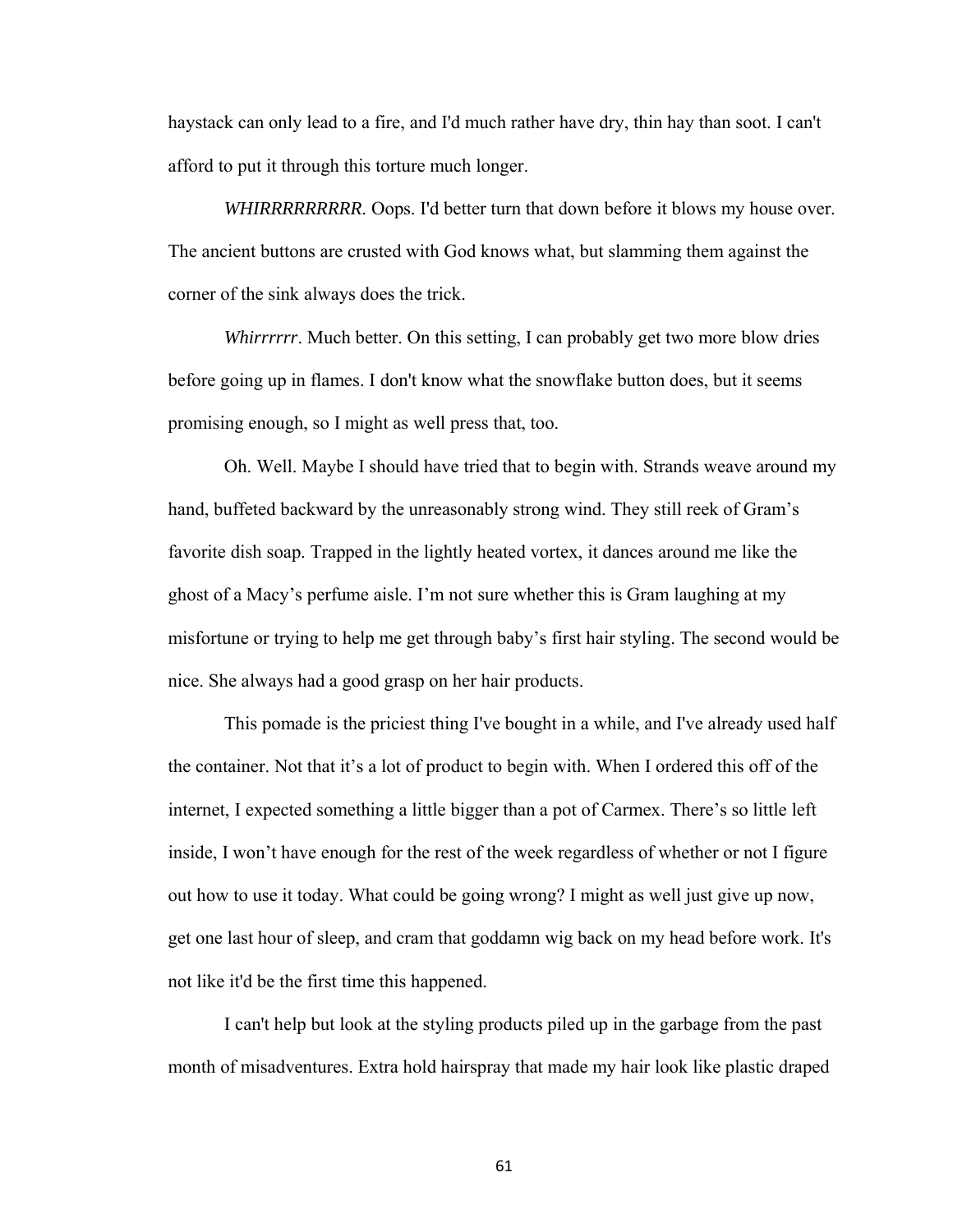haystack can only lead to a fire, and I'd much rather have dry, thin hay than soot. I can't afford to put it through this torture much longer.

*WHIRRRRRRRRRR*. Oops. I'd better turn that down before it blows my house over. The ancient buttons are crusted with God knows what, but slamming them against the corner of the sink always does the trick.

*Whirrrrrr*. Much better. On this setting, I can probably get two more blow dries before going up in flames. I don't know what the snowflake button does, but it seems promising enough, so I might as well press that, too.

Oh. Well. Maybe I should have tried that to begin with. Strands weave around my hand, buffeted backward by the unreasonably strong wind. They still reek of Gram's favorite dish soap. Trapped in the lightly heated vortex, it dances around me like the ghost of a Macy's perfume aisle. I'm not sure whether this is Gram laughing at my misfortune or trying to help me get through baby's first hair styling. The second would be nice. She always had a good grasp on her hair products.

This pomade is the priciest thing I've bought in a while, and I've already used half the container. Not that it's a lot of product to begin with. When I ordered this off of the internet, I expected something a little bigger than a pot of Carmex. There's so little left inside, I won't have enough for the rest of the week regardless of whether or not I figure out how to use it today. What could be going wrong? I might as well just give up now, get one last hour of sleep, and cram that goddamn wig back on my head before work. It's not like it'd be the first time this happened.

I can't help but look at the styling products piled up in the garbage from the past month of misadventures. Extra hold hairspray that made my hair look like plastic draped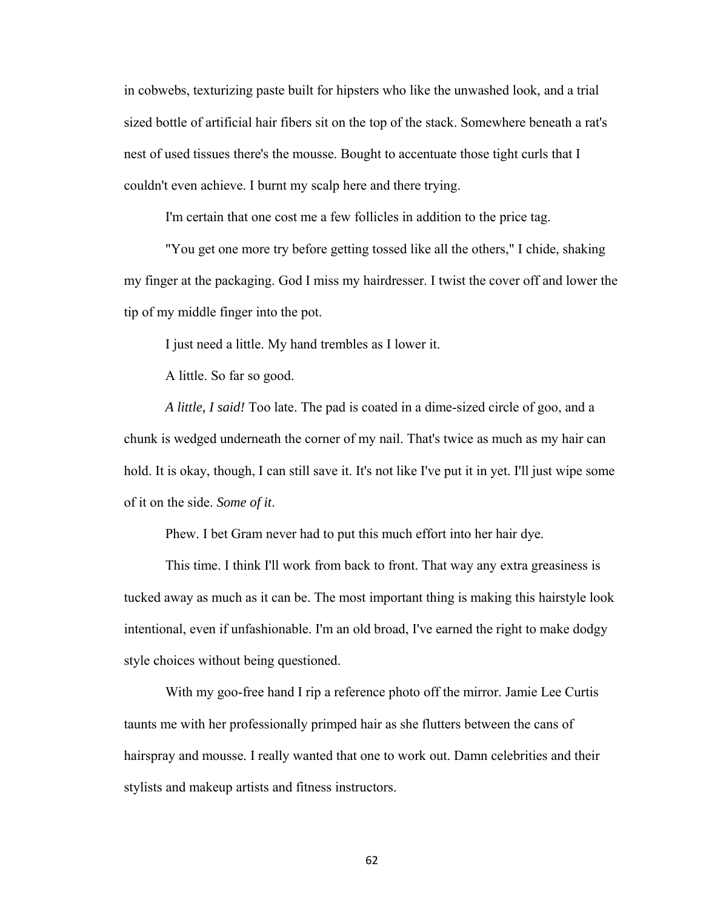in cobwebs, texturizing paste built for hipsters who like the unwashed look, and a trial sized bottle of artificial hair fibers sit on the top of the stack. Somewhere beneath a rat's nest of used tissues there's the mousse. Bought to accentuate those tight curls that I couldn't even achieve. I burnt my scalp here and there trying.

I'm certain that one cost me a few follicles in addition to the price tag.

"You get one more try before getting tossed like all the others," I chide, shaking my finger at the packaging. God I miss my hairdresser. I twist the cover off and lower the tip of my middle finger into the pot.

I just need a little. My hand trembles as I lower it.

A little. So far so good.

*A little, I said!* Too late. The pad is coated in a dime-sized circle of goo, and a chunk is wedged underneath the corner of my nail. That's twice as much as my hair can hold. It is okay, though, I can still save it. It's not like I've put it in yet. I'll just wipe some of it on the side. *Some of it*.

Phew. I bet Gram never had to put this much effort into her hair dye.

This time. I think I'll work from back to front. That way any extra greasiness is tucked away as much as it can be. The most important thing is making this hairstyle look intentional, even if unfashionable. I'm an old broad, I've earned the right to make dodgy style choices without being questioned.

With my goo-free hand I rip a reference photo off the mirror. Jamie Lee Curtis taunts me with her professionally primped hair as she flutters between the cans of hairspray and mousse. I really wanted that one to work out. Damn celebrities and their stylists and makeup artists and fitness instructors.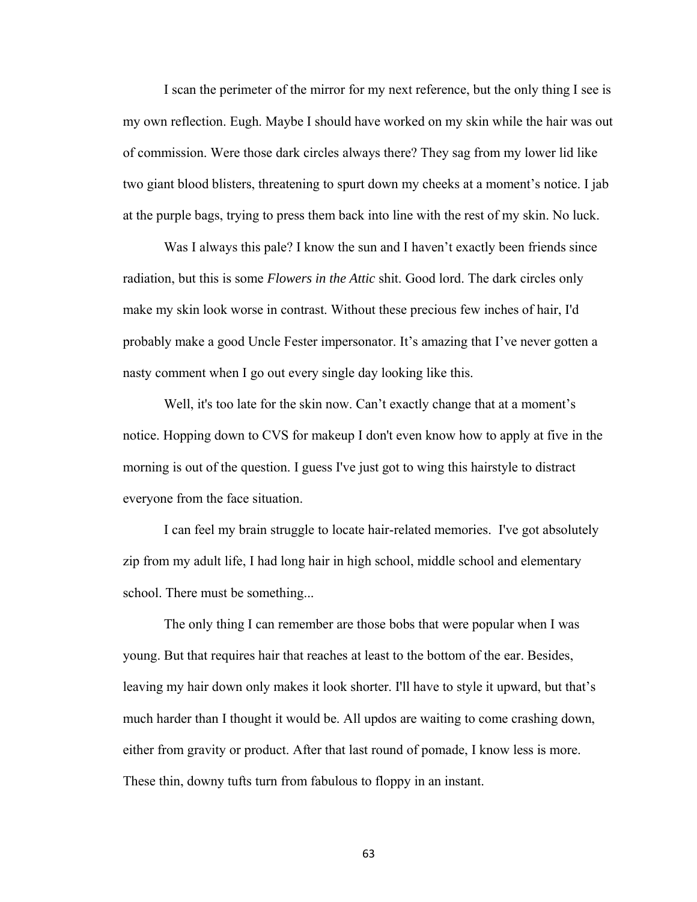I scan the perimeter of the mirror for my next reference, but the only thing I see is my own reflection. Eugh. Maybe I should have worked on my skin while the hair was out of commission. Were those dark circles always there? They sag from my lower lid like two giant blood blisters, threatening to spurt down my cheeks at a moment's notice. I jab at the purple bags, trying to press them back into line with the rest of my skin. No luck.

Was I always this pale? I know the sun and I haven't exactly been friends since radiation, but this is some *Flowers in the Attic* shit. Good lord. The dark circles only make my skin look worse in contrast. Without these precious few inches of hair, I'd probably make a good Uncle Fester impersonator. It's amazing that I've never gotten a nasty comment when I go out every single day looking like this.

Well, it's too late for the skin now. Can't exactly change that at a moment's notice. Hopping down to CVS for makeup I don't even know how to apply at five in the morning is out of the question. I guess I've just got to wing this hairstyle to distract everyone from the face situation.

I can feel my brain struggle to locate hair-related memories. I've got absolutely zip from my adult life, I had long hair in high school, middle school and elementary school. There must be something...

The only thing I can remember are those bobs that were popular when I was young. But that requires hair that reaches at least to the bottom of the ear. Besides, leaving my hair down only makes it look shorter. I'll have to style it upward, but that's much harder than I thought it would be. All updos are waiting to come crashing down, either from gravity or product. After that last round of pomade, I know less is more. These thin, downy tufts turn from fabulous to floppy in an instant.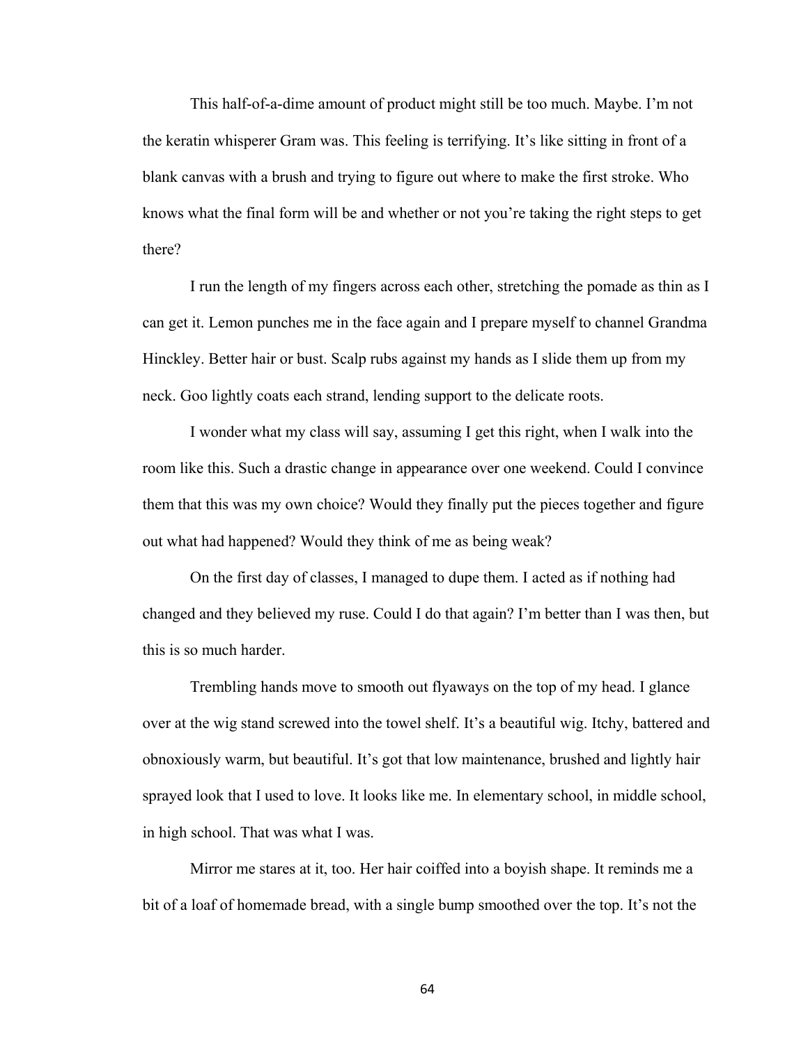This half-of-a-dime amount of product might still be too much. Maybe. I'm not the keratin whisperer Gram was. This feeling is terrifying. It's like sitting in front of a blank canvas with a brush and trying to figure out where to make the first stroke. Who knows what the final form will be and whether or not you're taking the right steps to get there?

I run the length of my fingers across each other, stretching the pomade as thin as I can get it. Lemon punches me in the face again and I prepare myself to channel Grandma Hinckley. Better hair or bust. Scalp rubs against my hands as I slide them up from my neck. Goo lightly coats each strand, lending support to the delicate roots.

I wonder what my class will say, assuming I get this right, when I walk into the room like this. Such a drastic change in appearance over one weekend. Could I convince them that this was my own choice? Would they finally put the pieces together and figure out what had happened? Would they think of me as being weak?

On the first day of classes, I managed to dupe them. I acted as if nothing had changed and they believed my ruse. Could I do that again? I'm better than I was then, but this is so much harder.

Trembling hands move to smooth out flyaways on the top of my head. I glance over at the wig stand screwed into the towel shelf. It's a beautiful wig. Itchy, battered and obnoxiously warm, but beautiful. It's got that low maintenance, brushed and lightly hair sprayed look that I used to love. It looks like me. In elementary school, in middle school, in high school. That was what I was.

Mirror me stares at it, too. Her hair coiffed into a boyish shape. It reminds me a bit of a loaf of homemade bread, with a single bump smoothed over the top. It's not the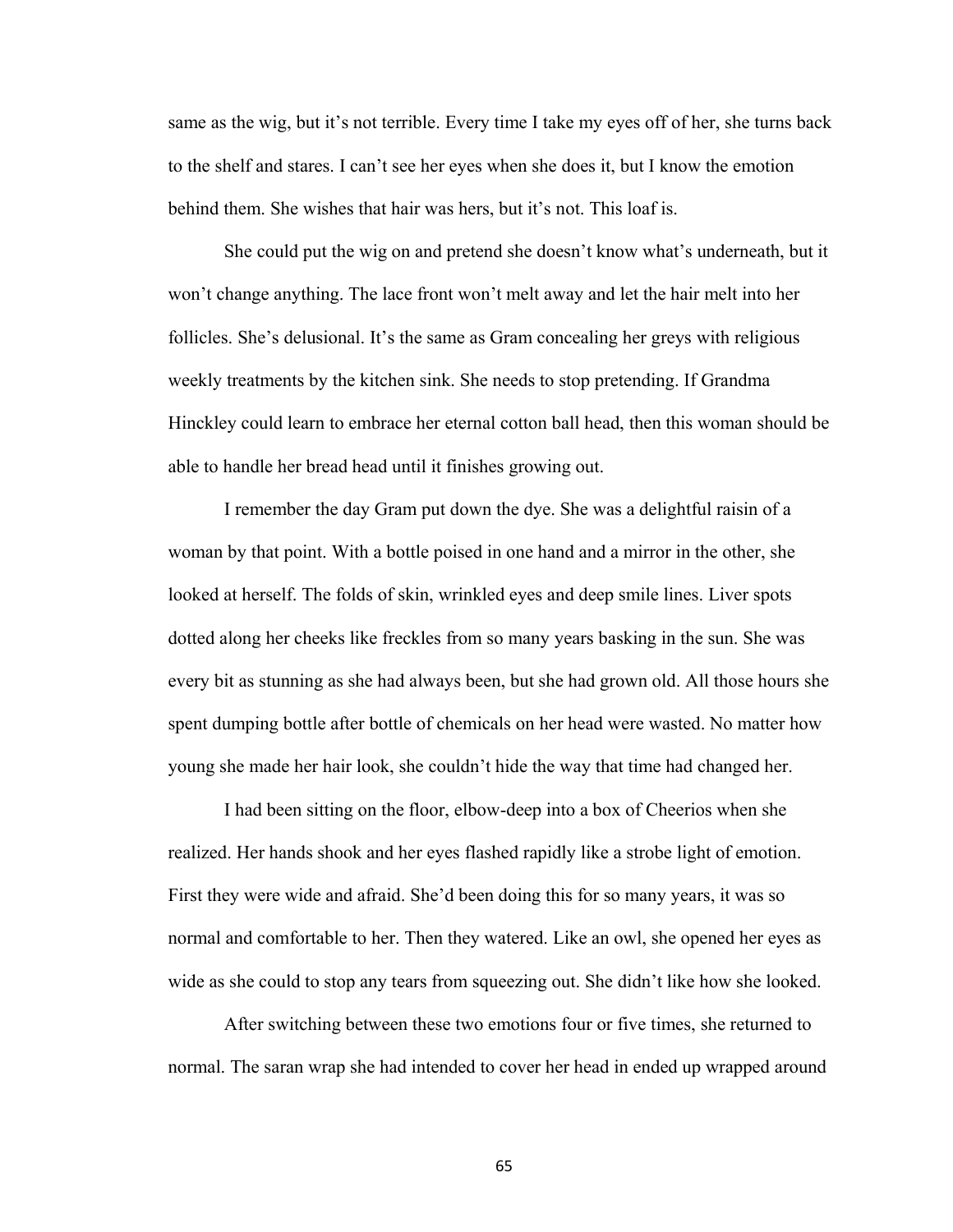same as the wig, but it's not terrible. Every time I take my eyes off of her, she turns back to the shelf and stares. I can't see her eyes when she does it, but I know the emotion behind them. She wishes that hair was hers, but it's not. This loaf is.

She could put the wig on and pretend she doesn't know what's underneath, but it won't change anything. The lace front won't melt away and let the hair melt into her follicles. She's delusional. It's the same as Gram concealing her greys with religious weekly treatments by the kitchen sink. She needs to stop pretending. If Grandma Hinckley could learn to embrace her eternal cotton ball head, then this woman should be able to handle her bread head until it finishes growing out.

I remember the day Gram put down the dye. She was a delightful raisin of a woman by that point. With a bottle poised in one hand and a mirror in the other, she looked at herself. The folds of skin, wrinkled eyes and deep smile lines. Liver spots dotted along her cheeks like freckles from so many years basking in the sun. She was every bit as stunning as she had always been, but she had grown old. All those hours she spent dumping bottle after bottle of chemicals on her head were wasted. No matter how young she made her hair look, she couldn't hide the way that time had changed her.

I had been sitting on the floor, elbow-deep into a box of Cheerios when she realized. Her hands shook and her eyes flashed rapidly like a strobe light of emotion. First they were wide and afraid. She'd been doing this for so many years, it was so normal and comfortable to her. Then they watered. Like an owl, she opened her eyes as wide as she could to stop any tears from squeezing out. She didn't like how she looked.

After switching between these two emotions four or five times, she returned to normal. The saran wrap she had intended to cover her head in ended up wrapped around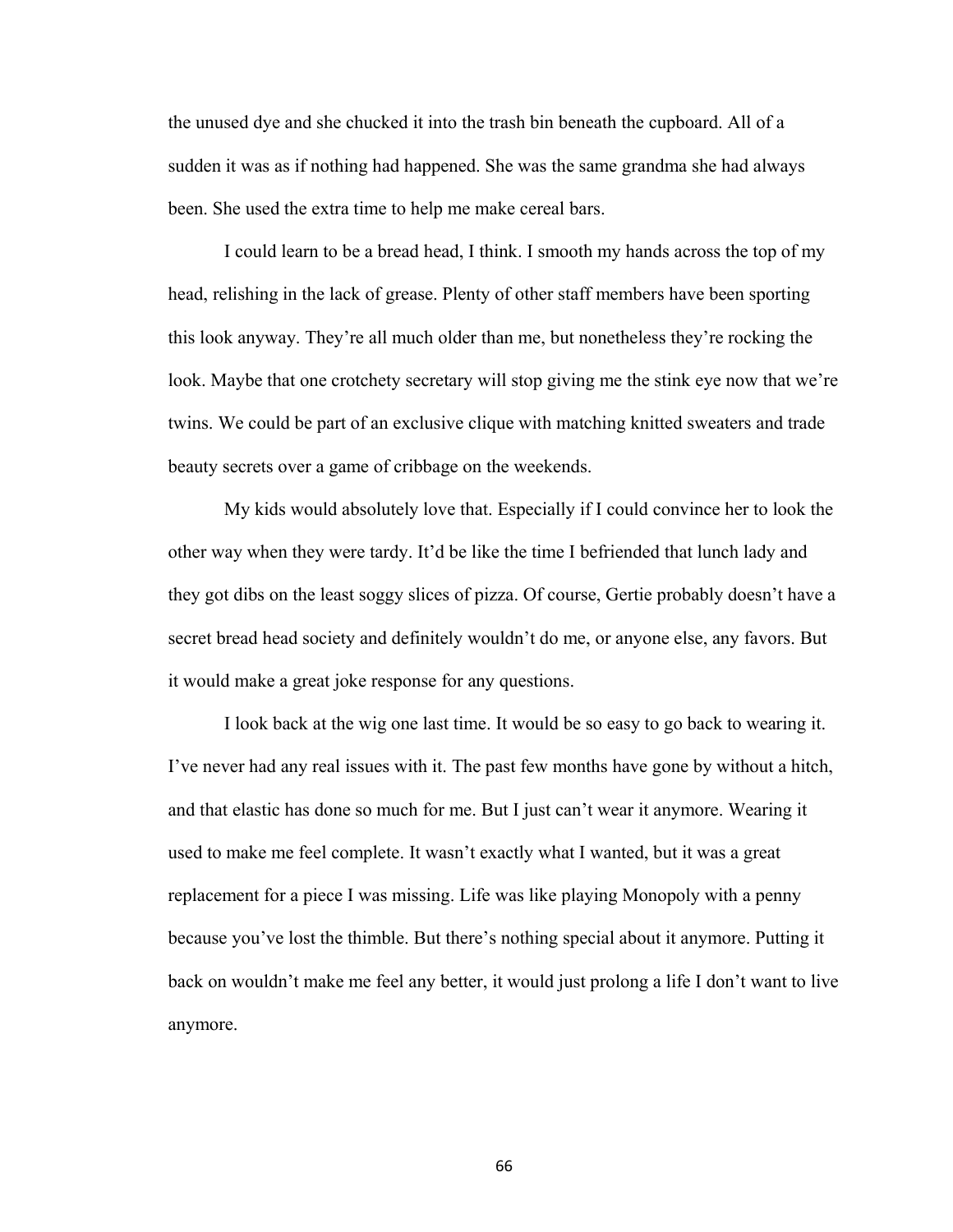the unused dye and she chucked it into the trash bin beneath the cupboard. All of a sudden it was as if nothing had happened. She was the same grandma she had always been. She used the extra time to help me make cereal bars.

I could learn to be a bread head, I think. I smooth my hands across the top of my head, relishing in the lack of grease. Plenty of other staff members have been sporting this look anyway. They're all much older than me, but nonetheless they're rocking the look. Maybe that one crotchety secretary will stop giving me the stink eye now that we're twins. We could be part of an exclusive clique with matching knitted sweaters and trade beauty secrets over a game of cribbage on the weekends.

My kids would absolutely love that. Especially if I could convince her to look the other way when they were tardy. It'd be like the time I befriended that lunch lady and they got dibs on the least soggy slices of pizza. Of course, Gertie probably doesn't have a secret bread head society and definitely wouldn't do me, or anyone else, any favors. But it would make a great joke response for any questions.

I look back at the wig one last time. It would be so easy to go back to wearing it. I've never had any real issues with it. The past few months have gone by without a hitch, and that elastic has done so much for me. But I just can't wear it anymore. Wearing it used to make me feel complete. It wasn't exactly what I wanted, but it was a great replacement for a piece I was missing. Life was like playing Monopoly with a penny because you've lost the thimble. But there's nothing special about it anymore. Putting it back on wouldn't make me feel any better, it would just prolong a life I don't want to live anymore.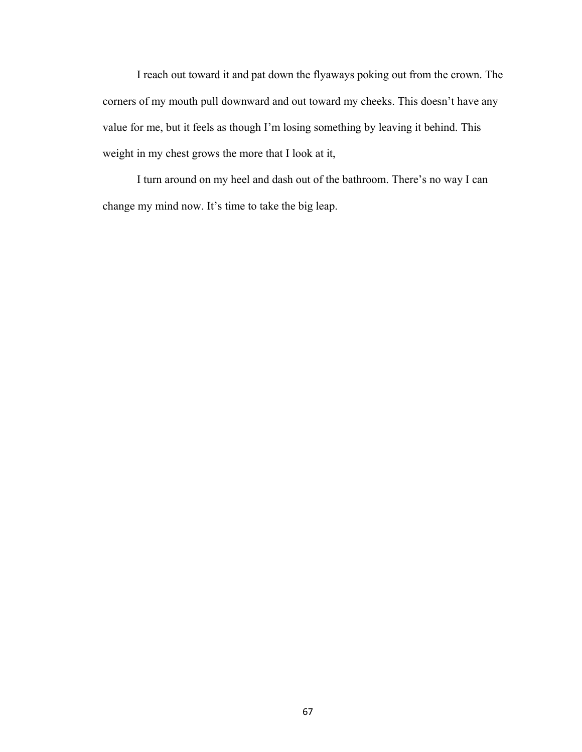I reach out toward it and pat down the flyaways poking out from the crown. The corners of my mouth pull downward and out toward my cheeks. This doesn't have any value for me, but it feels as though I'm losing something by leaving it behind. This weight in my chest grows the more that I look at it,

I turn around on my heel and dash out of the bathroom. There's no way I can change my mind now. It's time to take the big leap.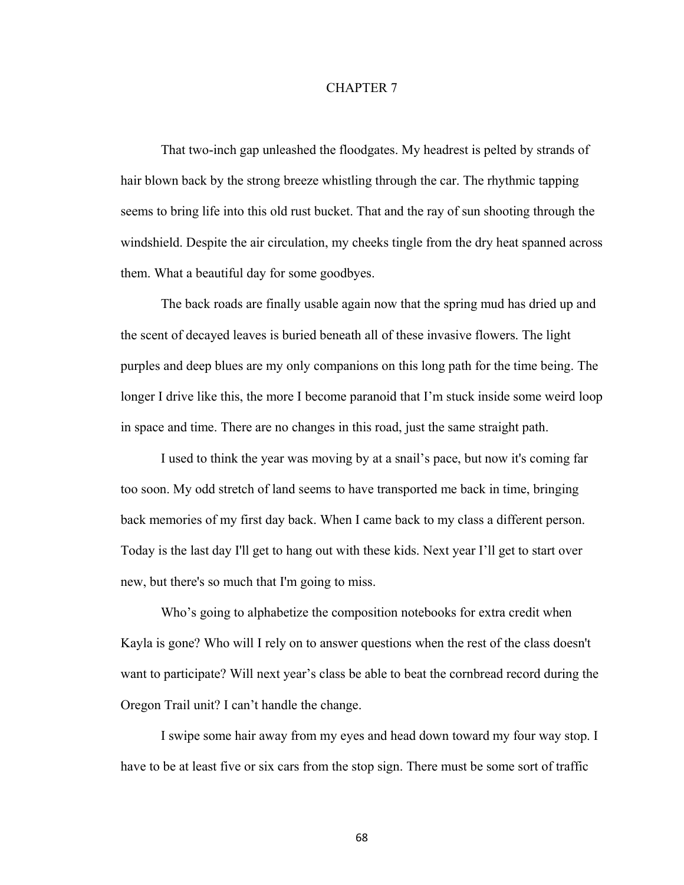# CHAPTER 7

That two-inch gap unleashed the floodgates. My headrest is pelted by strands of hair blown back by the strong breeze whistling through the car. The rhythmic tapping seems to bring life into this old rust bucket. That and the ray of sun shooting through the windshield. Despite the air circulation, my cheeks tingle from the dry heat spanned across them. What a beautiful day for some goodbyes.

The back roads are finally usable again now that the spring mud has dried up and the scent of decayed leaves is buried beneath all of these invasive flowers. The light purples and deep blues are my only companions on this long path for the time being. The longer I drive like this, the more I become paranoid that I'm stuck inside some weird loop in space and time. There are no changes in this road, just the same straight path.

I used to think the year was moving by at a snail's pace, but now it's coming far too soon. My odd stretch of land seems to have transported me back in time, bringing back memories of my first day back. When I came back to my class a different person. Today is the last day I'll get to hang out with these kids. Next year I'll get to start over new, but there's so much that I'm going to miss.

Who's going to alphabetize the composition notebooks for extra credit when Kayla is gone? Who will I rely on to answer questions when the rest of the class doesn't want to participate? Will next year's class be able to beat the cornbread record during the Oregon Trail unit? I can't handle the change.

I swipe some hair away from my eyes and head down toward my four way stop. I have to be at least five or six cars from the stop sign. There must be some sort of traffic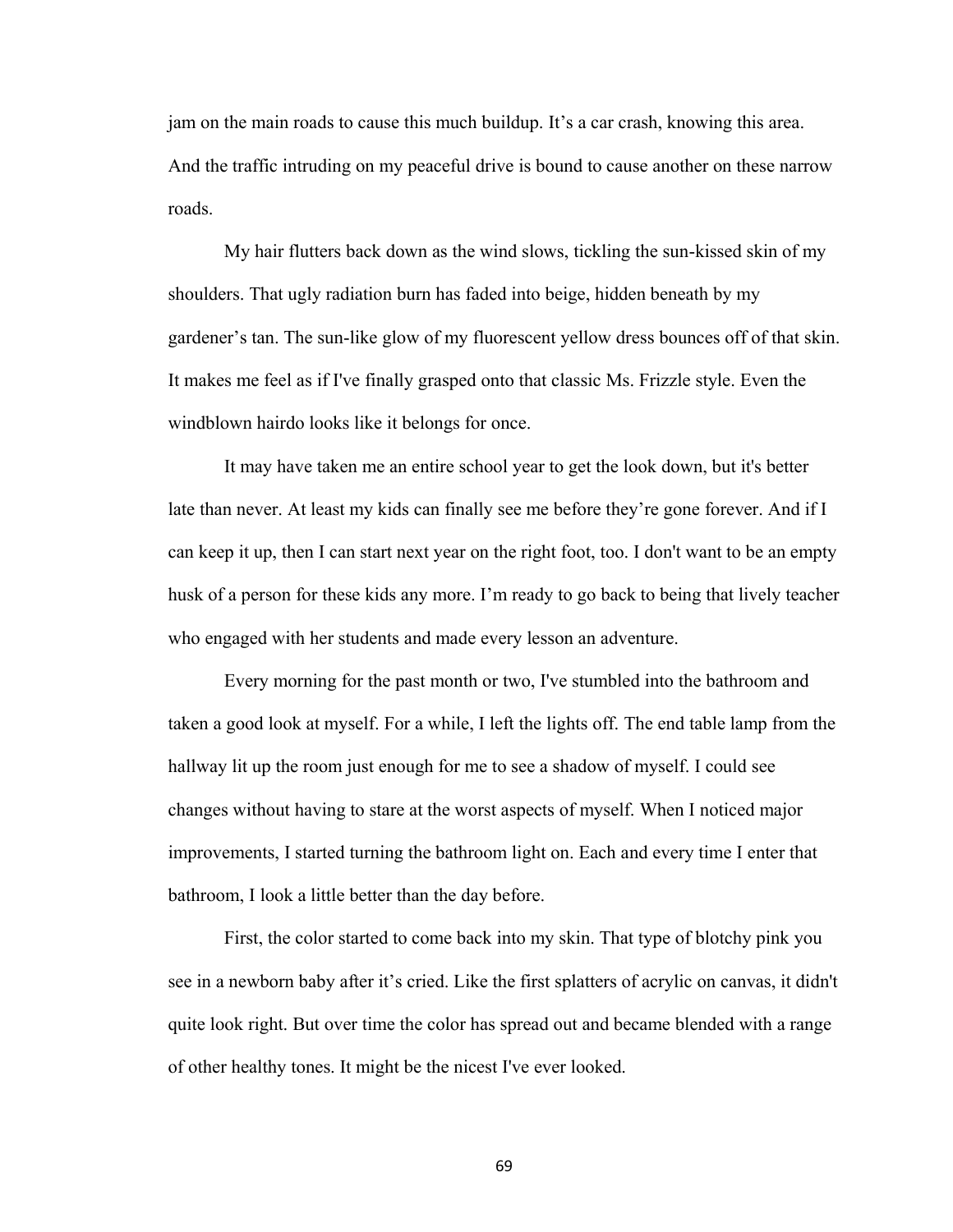jam on the main roads to cause this much buildup. It's a car crash, knowing this area. And the traffic intruding on my peaceful drive is bound to cause another on these narrow roads.

My hair flutters back down as the wind slows, tickling the sun-kissed skin of my shoulders. That ugly radiation burn has faded into beige, hidden beneath by my gardener's tan. The sun-like glow of my fluorescent yellow dress bounces off of that skin. It makes me feel as if I've finally grasped onto that classic Ms. Frizzle style. Even the windblown hairdo looks like it belongs for once.

It may have taken me an entire school year to get the look down, but it's better late than never. At least my kids can finally see me before they're gone forever. And if I can keep it up, then I can start next year on the right foot, too. I don't want to be an empty husk of a person for these kids any more. I'm ready to go back to being that lively teacher who engaged with her students and made every lesson an adventure.

Every morning for the past month or two, I've stumbled into the bathroom and taken a good look at myself. For a while, I left the lights off. The end table lamp from the hallway lit up the room just enough for me to see a shadow of myself. I could see changes without having to stare at the worst aspects of myself. When I noticed major improvements, I started turning the bathroom light on. Each and every time I enter that bathroom, I look a little better than the day before.

First, the color started to come back into my skin. That type of blotchy pink you see in a newborn baby after it's cried. Like the first splatters of acrylic on canvas, it didn't quite look right. But over time the color has spread out and became blended with a range of other healthy tones. It might be the nicest I've ever looked.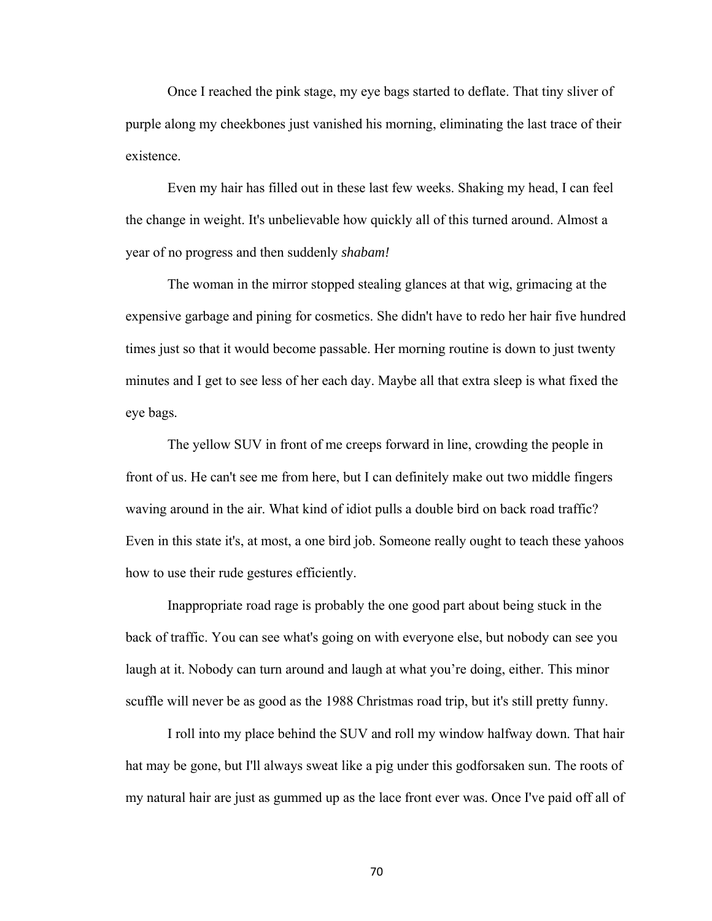Once I reached the pink stage, my eye bags started to deflate. That tiny sliver of purple along my cheekbones just vanished his morning, eliminating the last trace of their existence.

Even my hair has filled out in these last few weeks. Shaking my head, I can feel the change in weight. It's unbelievable how quickly all of this turned around. Almost a year of no progress and then suddenly *shabam!*

The woman in the mirror stopped stealing glances at that wig, grimacing at the expensive garbage and pining for cosmetics. She didn't have to redo her hair five hundred times just so that it would become passable. Her morning routine is down to just twenty minutes and I get to see less of her each day. Maybe all that extra sleep is what fixed the eye bags.

The yellow SUV in front of me creeps forward in line, crowding the people in front of us. He can't see me from here, but I can definitely make out two middle fingers waving around in the air. What kind of idiot pulls a double bird on back road traffic? Even in this state it's, at most, a one bird job. Someone really ought to teach these yahoos how to use their rude gestures efficiently.

Inappropriate road rage is probably the one good part about being stuck in the back of traffic. You can see what's going on with everyone else, but nobody can see you laugh at it. Nobody can turn around and laugh at what you're doing, either. This minor scuffle will never be as good as the 1988 Christmas road trip, but it's still pretty funny.

I roll into my place behind the SUV and roll my window halfway down. That hair hat may be gone, but I'll always sweat like a pig under this godforsaken sun. The roots of my natural hair are just as gummed up as the lace front ever was. Once I've paid off all of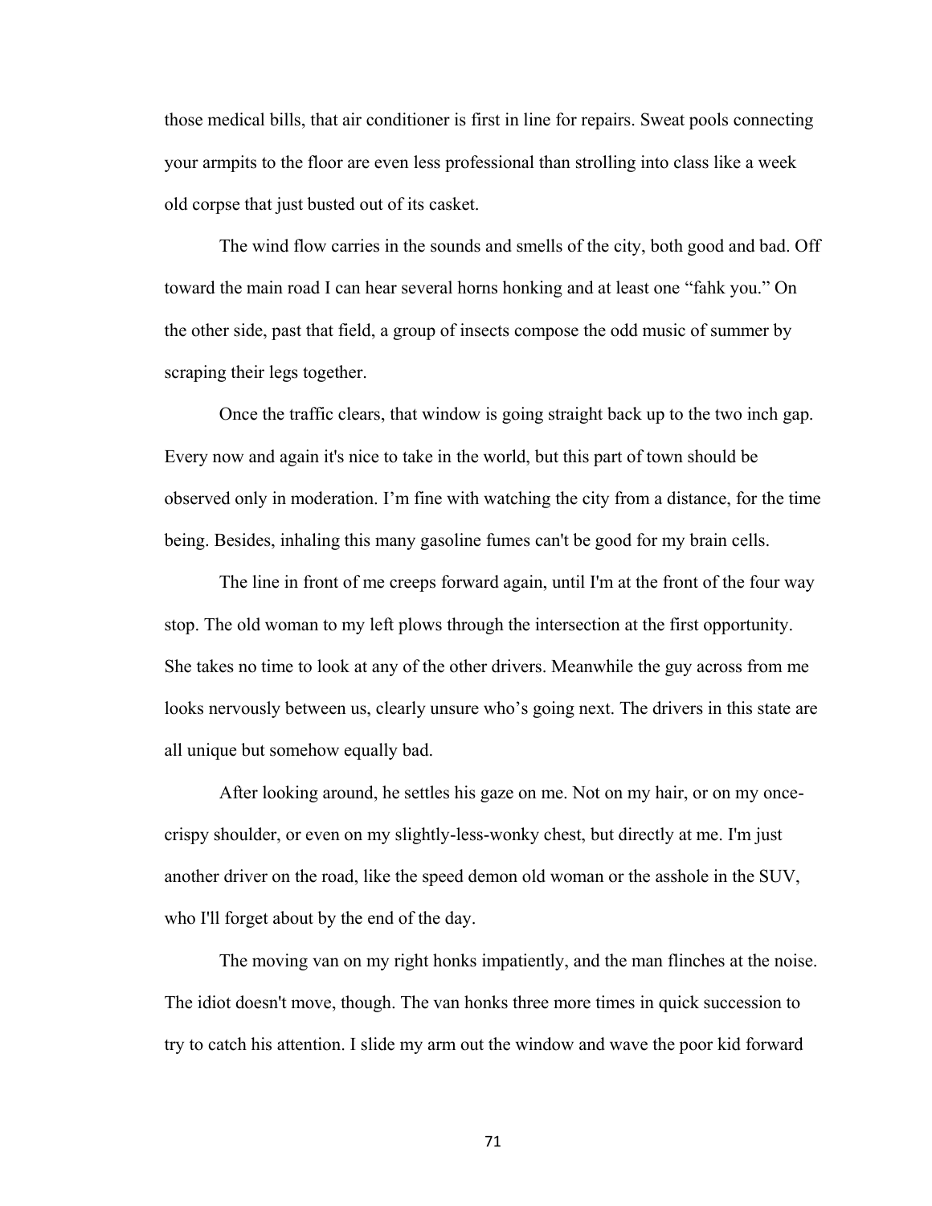those medical bills, that air conditioner is first in line for repairs. Sweat pools connecting your armpits to the floor are even less professional than strolling into class like a week old corpse that just busted out of its casket.

The wind flow carries in the sounds and smells of the city, both good and bad. Off toward the main road I can hear several horns honking and at least one "fahk you." On the other side, past that field, a group of insects compose the odd music of summer by scraping their legs together.

Once the traffic clears, that window is going straight back up to the two inch gap. Every now and again it's nice to take in the world, but this part of town should be observed only in moderation. I'm fine with watching the city from a distance, for the time being. Besides, inhaling this many gasoline fumes can't be good for my brain cells.

The line in front of me creeps forward again, until I'm at the front of the four way stop. The old woman to my left plows through the intersection at the first opportunity. She takes no time to look at any of the other drivers. Meanwhile the guy across from me looks nervously between us, clearly unsure who's going next. The drivers in this state are all unique but somehow equally bad.

After looking around, he settles his gaze on me. Not on my hair, or on my once-crispy shoulder, or even on my slightly-less-wonky chest, but directly at me. I'm just another driver on the road, like the speed demon old woman or the asshole in the SUV, who I'll forget about by the end of the day.

The moving van on my right honks impatiently, and the man flinches at the noise. The idiot doesn't move, though. The van honks three more times in quick succession to try to catch his attention. I slide my arm out the window and wave the poor kid forward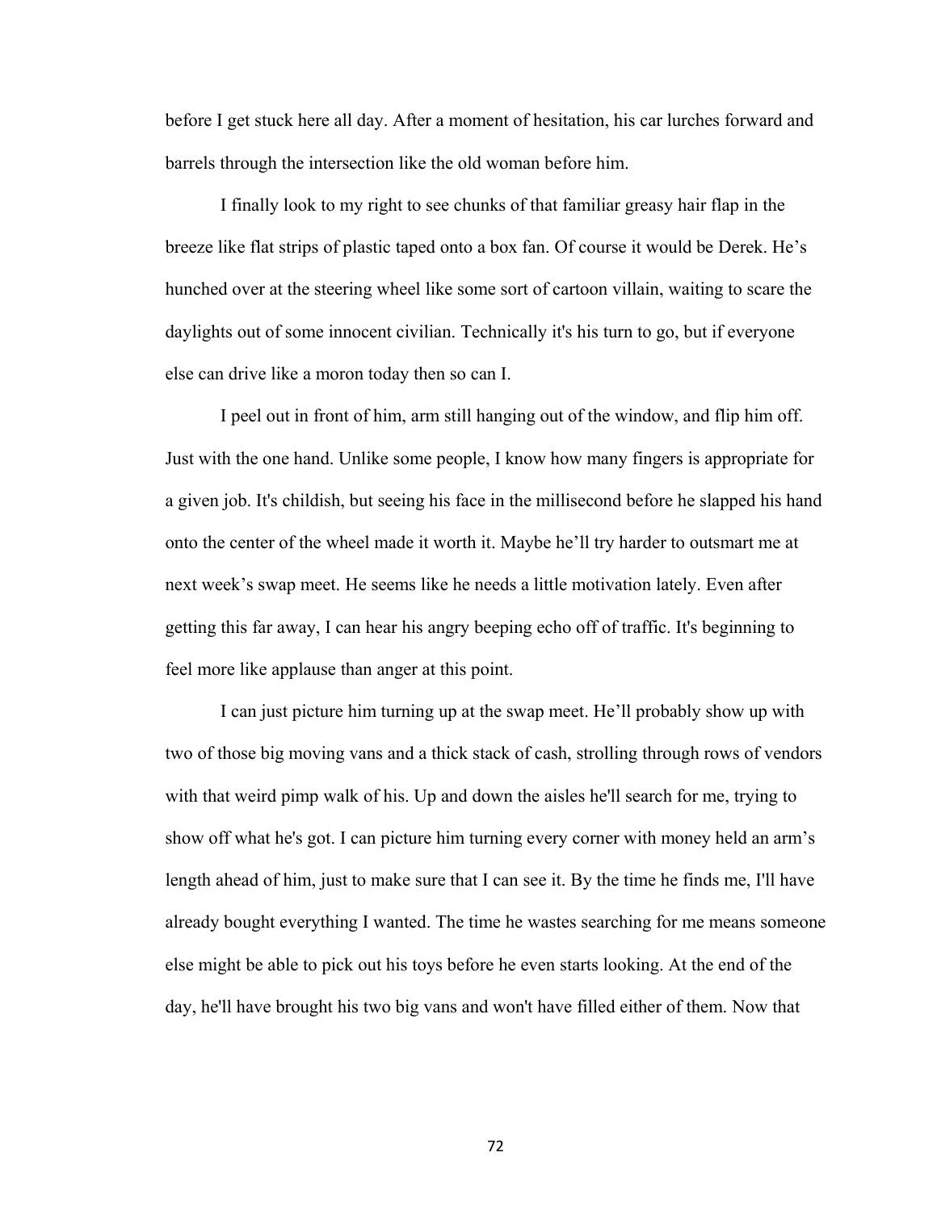before I get stuck here all day. After a moment of hesitation, his car lurches forward and barrels through the intersection like the old woman before him.

I finally look to my right to see chunks of that familiar greasy hair flap in the breeze like flat strips of plastic taped onto a box fan. Of course it would be Derek. He's hunched over at the steering wheel like some sort of cartoon villain, waiting to scare the daylights out of some innocent civilian. Technically it's his turn to go, but if everyone else can drive like a moron today then so can I.

I peel out in front of him, arm still hanging out of the window, and flip him off. Just with the one hand. Unlike some people, I know how many fingers is appropriate for a given job. It's childish, but seeing his face in the millisecond before he slapped his hand onto the center of the wheel made it worth it. Maybe he'll try harder to outsmart me at next week's swap meet. He seems like he needs a little motivation lately. Even after getting this far away, I can hear his angry beeping echo off of traffic. It's beginning to feel more like applause than anger at this point.

I can just picture him turning up at the swap meet. He'll probably show up with two of those big moving vans and a thick stack of cash, strolling through rows of vendors with that weird pimp walk of his. Up and down the aisles he'll search for me, trying to show off what he's got. I can picture him turning every corner with money held an arm's length ahead of him, just to make sure that I can see it. By the time he finds me, I'll have already bought everything I wanted. The time he wastes searching for me means someone else might be able to pick out his toys before he even starts looking. At the end of the day, he'll have brought his two big vans and won't have filled either of them. Now that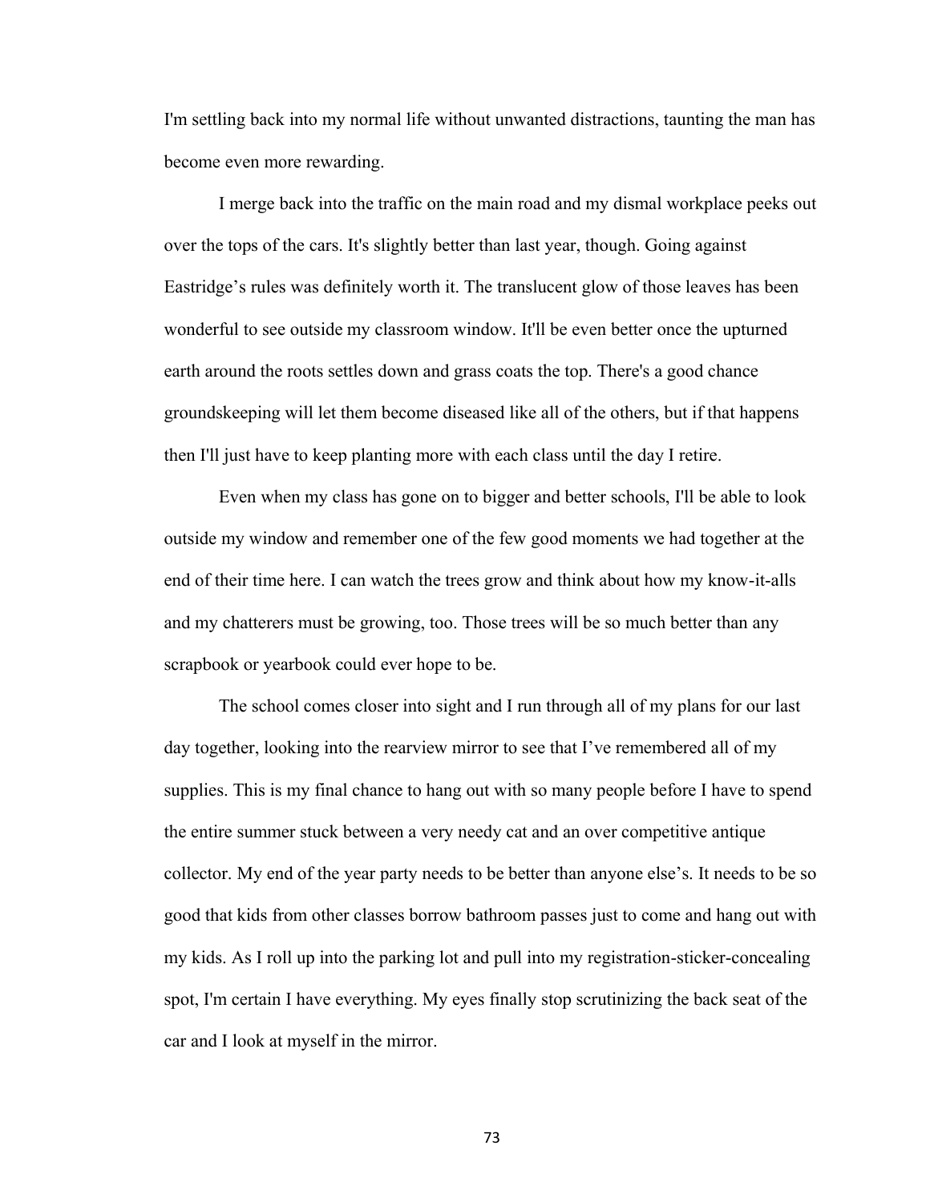I'm settling back into my normal life without unwanted distractions, taunting the man has become even more rewarding.

I merge back into the traffic on the main road and my dismal workplace peeks out over the tops of the cars. It's slightly better than last year, though. Going against Eastridge's rules was definitely worth it. The translucent glow of those leaves has been wonderful to see outside my classroom window. It'll be even better once the upturned earth around the roots settles down and grass coats the top. There's a good chance groundskeeping will let them become diseased like all of the others, but if that happens then I'll just have to keep planting more with each class until the day I retire.

Even when my class has gone on to bigger and better schools, I'll be able to look outside my window and remember one of the few good moments we had together at the end of their time here. I can watch the trees grow and think about how my know-it-alls and my chatterers must be growing, too. Those trees will be so much better than any scrapbook or yearbook could ever hope to be.

The school comes closer into sight and I run through all of my plans for our last day together, looking into the rearview mirror to see that I've remembered all of my supplies. This is my final chance to hang out with so many people before I have to spend the entire summer stuck between a very needy cat and an over competitive antique collector. My end of the year party needs to be better than anyone else's. It needs to be so good that kids from other classes borrow bathroom passes just to come and hang out with my kids. As I roll up into the parking lot and pull into my registration-sticker-concealing spot, I'm certain I have everything. My eyes finally stop scrutinizing the back seat of the car and I look at myself in the mirror.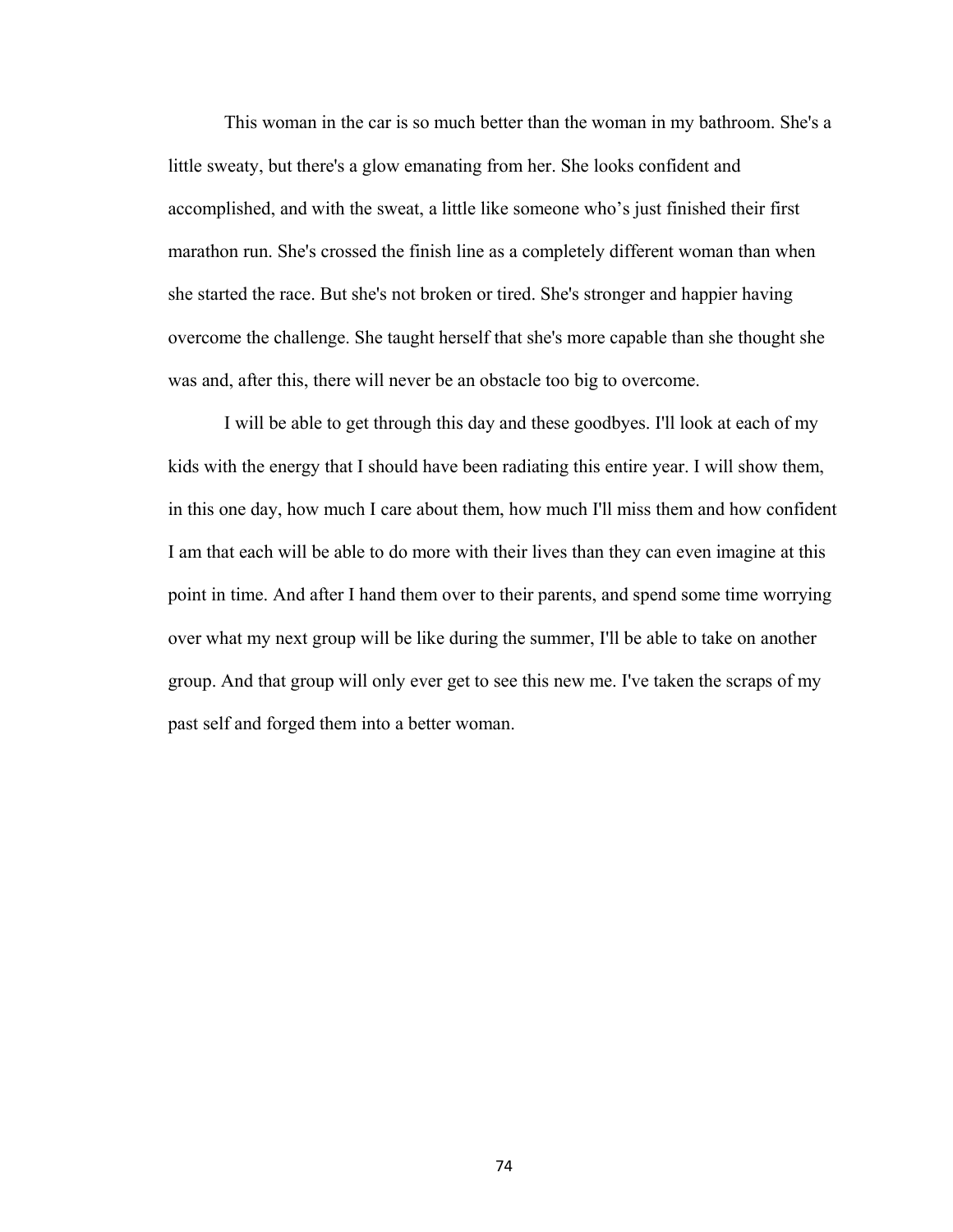This woman in the car is so much better than the woman in my bathroom. She's a little sweaty, but there's a glow emanating from her. She looks confident and accomplished, and with the sweat, a little like someone who's just finished their first marathon run. She's crossed the finish line as a completely different woman than when she started the race. But she's not broken or tired. She's stronger and happier having overcome the challenge. She taught herself that she's more capable than she thought she was and, after this, there will never be an obstacle too big to overcome.

I will be able to get through this day and these goodbyes. I'll look at each of my kids with the energy that I should have been radiating this entire year. I will show them, in this one day, how much I care about them, how much I'll miss them and how confident I am that each will be able to do more with their lives than they can even imagine at this point in time. And after I hand them over to their parents, and spend some time worrying over what my next group will be like during the summer, I'll be able to take on another group. And that group will only ever get to see this new me. I've taken the scraps of my past self and forged them into a better woman.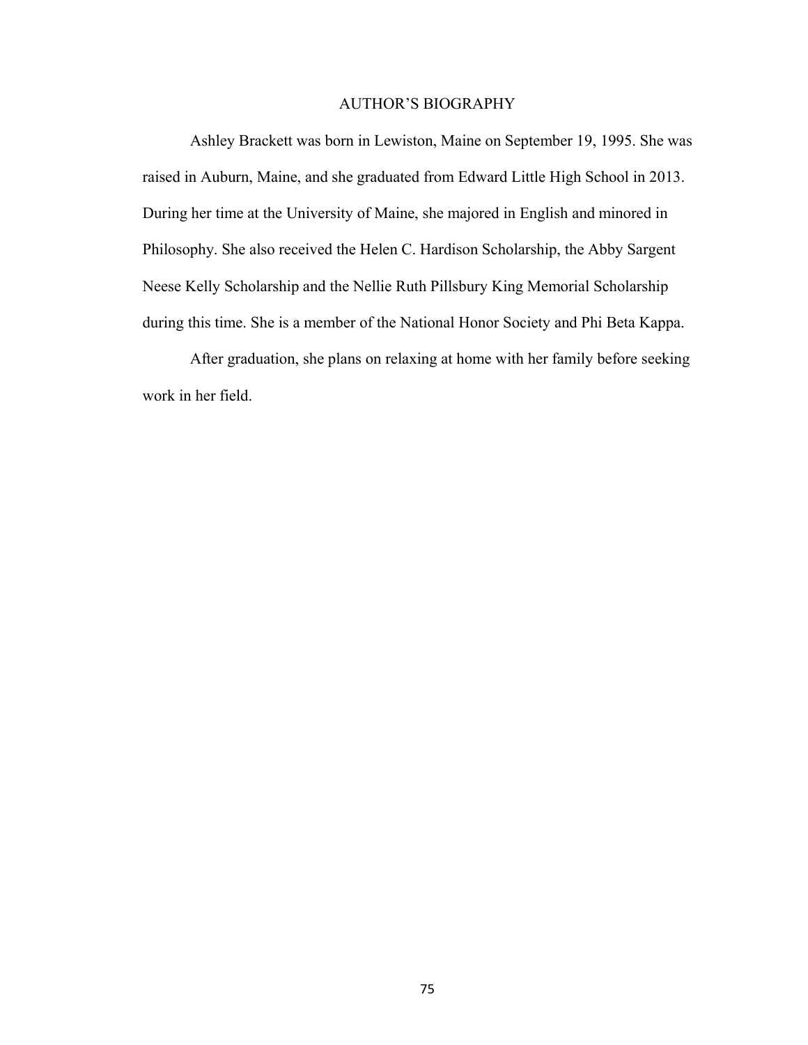# AUTHOR'S BIOGRAPHY

Ashley Brackett was born in Lewiston, Maine on September 19, 1995. She was raised in Auburn, Maine, and she graduated from Edward Little High School in 2013. During her time at the University of Maine, she majored in English and minored in Philosophy. She also received the Helen C. Hardison Scholarship, the Abby Sargent Neese Kelly Scholarship and the Nellie Ruth Pillsbury King Memorial Scholarship during this time. She is a member of the National Honor Society and Phi Beta Kappa.

After graduation, she plans on relaxing at home with her family before seeking work in her field.